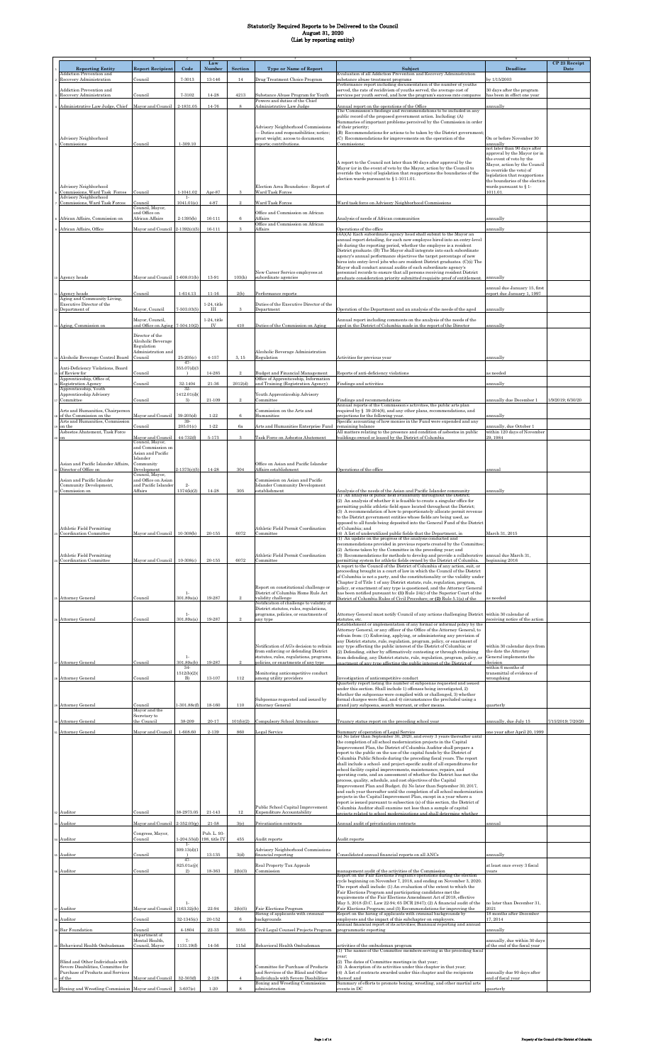# Statutorily Required Reports to be Delivered to the Council
## August 31, 2020
## (List by reporting entity)

| Reporting Entity | Report Recipient | Code | Law Number | Section | Type or Name of Report | Subject | Deadline | CP 23 Receipt Date |
|---|---|---|---|---|---|---|---|---|
| Addiction Prevention and Recovery Administration | Council | 7-3013 | 13-146 | 14 | Drug Treatment Choice Program | Evaluation of all Addiction Prevention and Recovery Administration substance abuse treatment programs | by 1/15/2003 | |
| Addiction Prevention and Recovery Administration | Council | 7-3102 | 14-28 | 4213 | Substance Abuse Program for Youth | Performance report including documentation of the number of youths served, the rate of recidivism of youths served, the average cost of services per youth served, and how the program's success rate compares | 30 days after the program has been in effect one year | |
| Administrative Law Judge, Chief | Mayor and Council | 2-1831.05 | 14-76 | 8 | Powers and duties of the Chief Administrative Law Judges | Annual report on the operations of the Office | annually | |
| Advisory Neighborhood Commissions | Council | 1-309.10 | | | Advisory Neighborhood Commissions — Duties and responsibilities; notice; great weight; access to documents; reports; contributions. | The Commission's findings and recommendations to be included in any public record of the proposed government action. Including: (A) Summaries of important problems perceived by the Commission in order of their priority; (B) Recommendations for actions to be taken by the District government; (C) Recommendations for improvements on the operation of the Commissions; | On or before November 30 annually | |
| Advisory Neighborhood Commissions, Ward Task Forces | Council | 1-1041.02 | Apr-87 | 3 | Election Area Boundaries - Report of Ward Task Forces | A report to the Council not later than 90 days after approval by the Mayor (or in the event of veto by the Mayor, action by the Council to override the veto) of legislation that reapportions the boundaries of the election wards pursuant to § 1-1011.01. | not later than 90 days after approval by the Mayor (or in the event of veto by the Mayor, action by the Council to override the veto) of legislation that reapportions the boundaries of the election wards pursuant to § 1-1011.01. | |
| Advisory Neighborhood Commissions, Ward Task Forces | Council | 1-1041.01(e) | 4-87 | 2 | Ward Task Forces | Ward task force on Advisory Neighborhood Commissions | | |
| African Affairs, Commission on | Council, Mayor, and Office on African Affairs | 2-1393(b) | 16-111 | 6 | Office and Commission on African Affairs | Analysis of needs of African communities | annually | |
| African Affairs, Office | Mayor and Council | 2-1392(c)(5) | 16-111 | 3 | Office and Commission on African Affairs | Operations of the office | annually | |
| Agency heads | Mayor and Council | 1-608.01(b) | 13-91 | 103(b) | New Career Service employees at subordinate agencies | (4)(A)(A) Each subordinate agency head shall submit to the Mayor an annual report detailing, for each new employee hired into an entry-level job during the reporting period, whether the employee is a resident District graduate. (B) The Mayor shall integrate into each subordinate agency's annual performance objectives the target percentage of new hires into entry-level jobs who are resident District graduates. (C)(i) The Mayor shall conduct annual audits of each subordinate agency's personnel records to ensure that all persons receiving resident District graduate consideration priority submitted requisite proof of entitlement. | annually | |
| Agency heads | Council | 1-614.13 | 11-16 | 2(b) | Performance reports | | annual due January 15, first report due January 1, 1997 | |
| Aging and Community Living, Executive Director of the Department of | Mayor, Council | 7-503.03(5) | 1-24, title III | 3 | Duties of the Executive Director of the Department | Operation of the Department and an analysis of the needs of the aged | annually | |
| Aging, Commission on | Mayor, Council, and Office on Aging | 7-504.10(2) | 1-24, title IV | 410 | Duties of the Commission on Aging | Annual report including comments on the analysis of the needs of the aged in the District of Columbia made in the report of the Director | annually | |
| Alcoholic Beverage Control Board | Director of the Alcoholic Beverage Regulation Administration and Council | 25-205(c) | 4-157 | 3, 15 | Alcoholic Beverage Administration Regulation | Activities for previous year | annually | |
| Anti-Deficiency Violations, Board of Review for | Council | 47-355.07(d)(3) | 14-285 | 2 | Budget and Financial Management | Reports of anti-deficiency violations | as needed | |
| Apprenticeship, Office of, Registration Agency | Council | 32-1404 | 21-36 | 2012(d) | Office of Apprenticeship, Information and Training (Registration Agency) | Findings and recommendations | annually | |
| Apprenticeship, Youth Apprenticeship Advisory Committee | Council | 32-1412.01(d)(5) | 21-109 | 2 | Youth Apprenticeship Advisory Committee | Findings and recommendations | annually due December 1 | 1/9/2019; 6/30/20 |
| Arts and Humanities, Chairperson of the Commission on the | Mayor and Council | 39-205(d) | 1-22 | 6 | Commission on the Arts and Humanities | Annual reports of the Commission's activities, the public arts plan required by § 39-204(8), and any other plans, recommendations, and projections for the following year. | annually | |
| Arts and Humanities, Commission on the | Council | 39-205.01(c) | 1-22 | 6a | Arts and Humanities Enterprise Fund | Specific accounting of how monies in the Fund were expended and any remaining balance | annually, due October 1 | |
| Asbestos Abatement, Task Force on | Mayor and Council | 44-732(f) | 5-173 | 3 | Task Force on Asbestos Abatement | All matters relating to the presence and condition of asbestos in public buildings owned or leased by the District of Columbia | within 120 days of November 29, 1984 | |
| Asian and Pacific Islander Affairs, Director of Office on | Council, Mayor, and Commission on Asian and Pacific Islander Community Development | 2-1373(c)(5) | 14-28 | 304 | Office on Asian and Pacific Islander Affairs establishment | Operations of the office | annual | |
| Asian and Pacific Islander Community Development, Commission on | Council, Mayor, and Office on Asian and Pacific Islander Affairs | 2-1374(k)(2) | 14-28 | 305 | Commission on Asian and Pacific Islander Community Development establishment | Analysis of the needs of the Asian and Pacific Islander community | annually | |
| Athletic Field Permitting Coordination Committee | Mayor and Council | 10-308(b) | 20-155 | 6072 | Athletic Field Permit Coordination Committee | (1) An analysis of public field availability throughout the District; (2) An analysis of whether it is feasible to create a singular office for permitting public athletic field space located throughout the District; (3) A recommendation of how to proportionately allocate permit revenue to the District government entities whose fields are being used, as opposed to all funds being deposited into the General Fund of the District of Columbia; and (4) A list of underutilized public fields that the Department, in | March 31, 2015 | |
| Athletic Field Permitting Coordination Committee | Mayor and Council | 10-308(c) | 20-155 | 6072 | Athletic Field Permit Coordination Committee | (1) An update on the progress of the analyses conducted and recommendations provided in previous reports created by the Committee; (2) Actions taken by the Committee in the preceding year; and (3) Recommendations for methods to develop and provide a collaborative permitting system for athletic fields owned by the District of Columbia. | annual due March 31, beginning 2016 | |
| Attorney General | Council | 1-301.89a(a) | 19-287 | 2 | Report on constitutional challenge or District of Columbia Home Rule Act validity challenge | A report to the Council of the District of Columbia of any action, suit, or proceeding brought in a court of law in which the Council of the District of Columbia is not a party, and the constitutionality or the validity under Chapter 2 of Title 1 of any District statute, rule, regulation, program, policy, or enactment of any type is questioned, and the Attorney General has been notified pursuant to: (1) Rule 24(c) of the Superior Court of the District of Columbia Rules of Civil Procedure; or (2) Rule 5.1(a) of the | as needed | |
| Attorney General | Council | 1-301.89a(a) | 19-287 | 2 | Notification of challenge to validity of District statutes, rules, regulations, programs, policies, or enactments of any type | Attorney General must notify Council of any actions challenging District statutes, etc. | within 30 calendar of receiving notice of the action | |
| Attorney General | Council | 1-301.89a(b) | 19-287 | 2 | Notification of AG's decision to refrain from enforcing or defending District statutes, rules, regulations, programs, policies, or enactments of any type | Establishment or implementation of any formal or informal policy by the Attorney General, or any officer of the Office of the Attorney General, to refrain from: (1) Enforcing, applying, or administering any provision of any District statute, rule, regulation, program, policy, or enactment of any type affecting the public interest of the District of Columbia; or (2) Defending, either by affirmatively contesting or through refraining from defending, any District statute, rule, regulation, program, policy, or enactment of any type affecting the public interest of the District of | within 30 calendar days from the date the Attorney General implements the decision | |
| Attorney General | Council | 34-1512(b)(2)(B) | 13-107 | 112 | Monitoring anticompetitive conduct among utility providers | Investigation of anticompetitive conduct | within 6 months of transmittal of evidence of wrongdoing | |
| Attorney General | Council | 1-301.88c(f) | 18-160 | 110 | Subpoenas requested and issued by Attorney General | Quarterly report listing the number of subpoenas requested and issued under this section. Shall include 1) offenses being investigated, 2) whether the subpoenas were complied with or challenged, 3) whether formal charges were filed, and 4) circumstances the precluded using a grand jury subpoena, search warrant, or other means. | quarterly | |
| Attorney General | Mayor and the Secretary to the Council | 38-209 | 20-17 | 101(b)(2) | Compulsory School Attendance | Truancy status report on the preceding school year | annually, due July 15 | 7/15/2019; 7/20/20 |
| Attorney General | Mayor and Council | 1-608.60 | 2-139 | 860 | Legal Service | Summary of operation of Legal Service | one year after April 20, 1999 | |
| Auditor | Council | 38-2973.05 | 21-143 | 12 | Public School Capital Improvement Expenditure Accountability | (a) No later than September 30, 2020, and every 3 years thereafter until the completion of all school modernization projects in the Capital Improvement Plan, the District of Columbia Auditor shall prepare a report to the public on the use of the capital funds by the District of Columbia Public Schools during the preceding fiscal years. The report shall include a school- and project-specific audit of all expenditures for school facility capital improvements, maintenance, repairs, and operating costs, and an assessment of whether the District has met the process, quality, schedule, and cost objectives of the Capital Improvement Plan and Budget. (b) No later than September 30, 2017, and each year thereafter until the completion of all school modernization projects in the Capital Improvement Plan, except in a year where a report is issued pursuant to subsection (a) of this section, the District of Columbia Auditor shall examine not less than a sample of capital projects related to school modernizations and shall determine whether | | |
| Auditor | Mayor and Council | 2-352.05(g) | 21-58 | 3(e) | Privatization contracts | Annual audit of privatization contracts | annual | |
| Auditor | Congress, Mayor, Council | 1-204.55(d) | Pub. L. 93-198, title IV | 455 | Audit reports | Audit reports | | |
| Auditor | Council | 1-309.13(d)(1) | 13-135 | 3(d) | Advisory Neighborhood Commissions financial reporting | Consolidated annual financial reports on all ANCs | annually | |
| Auditor | Council | 47-825.01a(j)(2) | 18-363 | 2(b)(3) | Real Property Tax Appeals Commission | management audit of the activities of the Commission | at least once every 3 fiscal years | |
| Auditor | Mayor and Council | 1-1163.32(b) | 22-94 | 2(b)(5) | Fair Elections Program | Report on the Fair Elections Program's operations during the election cycle beginning on November 7, 2018, and ending on November 3, 2020. The report shall include: (1) An evaluation of the extent to which the Fair Elections Program and participating candidates met the requirements of the Fair Elections Amendment Act of 2018, effective May 5, 2018 (D.C. Law 22-94; 65 DCR 2847); (2) A financial audit of the Fair Elections Program; and (3) Recommendations for improving the | no later than December 31, 2021. | |
| Auditor | Council | 32-1345(c) | 20-152 | 6 | Hiring of applicants with criminal backgrounds | Report on the hiring of applicants with criminal backgrounds by employers and the impact of this subchapter on employers. | 18 months after December 17, 2014 | |
| Bar Foundation | Council | 4-1804 | 22-33 | 3053 | Civil Legal Counsel Projects Program | Annual financial report of its activities; Biannual reporting and annual programmatic reporting | annually | |
| Behavioral Health Ombudsman | Department of Mental Health, Council, Mayor | 7-1131.19(f) | 14-56 | 115d | Behavioral Health Ombudsman | activities of the ombudsman program | annually, due within 30 days of the end of the fiscal year | |
| Blind and Other Individuals with Severe Disabilities, Committee for Purchase of Products and Services of the | Mayor and Council | 32-303(d) | 2-128 | 4 | Committee for Purchase of Products and Services of the Blind and Other Individuals with Severe Disabilities | (1) The names of the Committee members serving in the preceding fiscal year; (2) the dates of Committee meetings in that year; (3) A description of its activities under this chapter in that year; (4) A list of contracts awarded under this chapter and the recipients thereof; and | annually due 90 days after end of fiscal year | |
| Boxing and Wrestling Commission | Mayor and Council | 3-607(e) | 1-20 | 8 | Boxing and Wrestling Commission administration | Summary of efforts to promote boxing, wrestling, and other martial arts events in DC | quarterly | |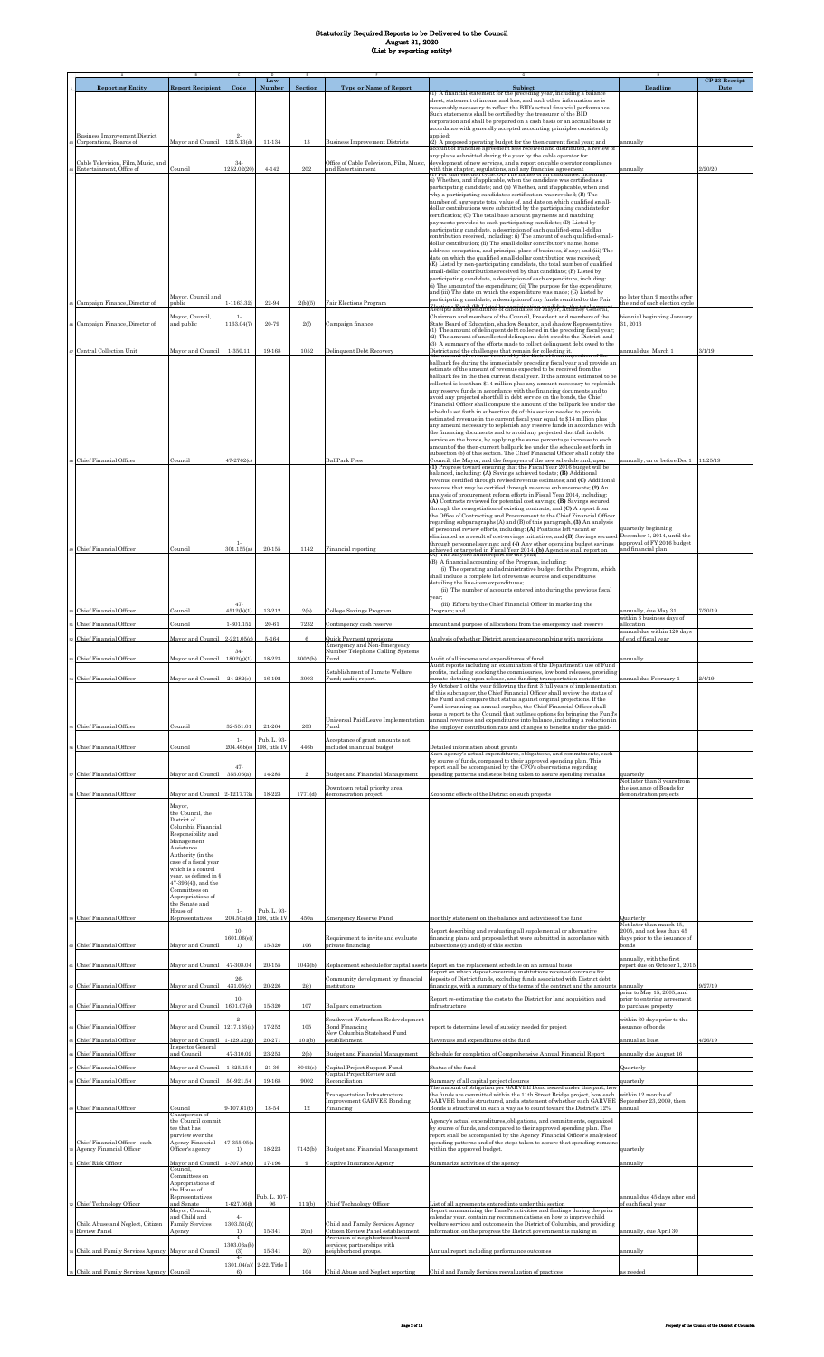# Statutorily Required Reports to be Delivered to the Council
## August 31, 2020
## (List by reporting entity)

| | A | B | C | D | E | F | G | H | I |
|---|---|---|---|---|---|---|---|---|---|
| 1 | **Reporting Entity** | **Report Recipient** | **Code** | **Law Number** | **Section** | **Type or Name of Report** | **Subject** | **Deadline** | **CP 23 Receipt Date** |
| 43 | Business Improvement District Corporations, Boards of | Mayor and Council | 2-1215.13(d) | 11-134 | 13 | Business Improvement Districts | (1) A financial statement for the preceding year, including a balance sheet, statement of income and loss, and such other information as is reasonably necessary to reflect the BID's actual financial performance. Such statements shall be certified by the treasurer of the BID corporation and shall be prepared on a cash basis or an accrual basis in accordance with generally accepted accounting principles consistently applied; (2) A proposed operating budget for the then current fiscal year; and | annually | |
| 44 | Cable Television, Film, Music, and Entertainment, Office of | Council | 34-1252.02(20) | 4-142 | 202 | Office of Cable Television, Film, Music, development of new services, and a report on cable operator compliance and Entertainment | account of franchise agreement fees received and distributed, a review of any plans submitted during the year by the cable operator for development of new services, and a report on cable operator compliance with this chapter, regulations, and any franchise agreement | annually | 2/20/20 |
| 45 | Campaign Finance, Director of | Mayor, Council and public | 1-1163.32j | 22-94 | 2(b)(5) | Fair Elections Program | (1) For each election cycle: (A) The names of all candidates, including: (i) Whether, and if applicable, when the candidate was certified as a participating candidate; and (ii) Whether, and if applicable, when and why a participating candidate's certification was revoked; (B) The number of, aggregate total value of, and date on which qualified small-dollar contributions were submitted by the participating candidate for certification; (C) The total base amount payments and matching payments provided to each participating candidate; (D) Listed by participating candidate, a description of each qualified-small-dollar contribution received, including: (i) The amount of each qualified-small-dollar contribution; (ii) The small-dollar contributor's name, home address, occupation, and principal place of business, if any; and (iii) The date on which the qualified small-dollar contribution was received; (E) Listed by non-participating candidate, the total number of qualified small-dollar contributions received by that candidate; (F) Listed by participating candidate, a description of each expenditure, including: (i) The amount of the expenditure; (ii) The purpose for the expenditure; and (iii) The date on which the expenditure was made; (G) Listed by participating candidate, a description of any funds remitted to the Fair Elections Fund; (H) Listed by ... | no later than 9 months after the end of each election cycle | |
| 46 | Campaign Finance, Director of | Mayor, Council, and public | 1-1163.04(7) | 20-79 | 2(f) | Campaign finance | Receipts and expenditures of candidates for Mayor, Attorney General, Chairman and members of the Council, President and members of the State Board of Education, shadow Senator, and shadow Representative | biennial beginning January 31, 2013 | |
| 47 | Central Collection Unit | Mayor and Council | 1-350.11 | 19-168 | 1052 | Delinquent Debt Recovery | (1) The amount of delinquent debt collected in the preceding fiscal year; (2) The amount of uncollected delinquent debt owed to the District; and (3) A summary of the efforts made to collect delinquent debt owed to the District and the challenges that remain for collecting it. | annual due March 1 | 3/1/19 |
| 48 | Chief Financial Officer | Council | 47-2762(c) | | | BallPark Fees | The amount of revenue received by the District from imposition of the ballpark fee during the immediately preceding fiscal year and provide an estimate of the amount of revenue expected to be received from the ballpark fee in the then current fiscal year. If the amount estimated to be collected is less than $14 million plus any amount necessary to replenish any reserve funds in accordance with the financing documents and to avoid any projected shortfall in debt service on the bonds, the Chief Financial Officer shall compute the amount of the ballpark fee under the schedule set forth in subsection (b) of this section needed to provide estimated revenue in the current fiscal year equal to $14 million plus any amount necessary to replenish any reserve funds in accordance with the financing documents and to avoid any projected shortfall in debt service on the bonds, by applying the same percentage increase to each amount of the then-current ballpark fee under the schedule set forth in subsection (b) of this section. The Chief Financial Officer shall notify the Council, the Mayor, and the feepayers of the new schedule and, upon | annually, on or before Dec 1 | 11/25/19 |
| 49 | Chief Financial Officer | Council | 1-301.155(a) | 20-155 | 1142 | Financial reporting | (1) Progress toward ensuring that the Fiscal Year 2016 budget will be balanced, including: (A) Savings achieved to date; (B) Additional revenue certified through revised revenue estimates; and (C) Additional revenue that may be certified through revenue enhancements; (2) An analysis of procurement reform efforts in Fiscal Year 2014, including: (A) Contracts reviewed for potential cost savings; (B) Savings secured through the renegotiation of existing contracts; and (C) A report from the Office of Contracting and Procurement to the Chief Financial Officer regarding subparagraphs (A) and (B) of this paragraph, (3) An analyses of personnel review efforts, including: (A) Positions left vacant or eliminated as a result of cost-savings initiatives; and (B) Savings secured through personnel savings; and (4) Any other operating budget savings achieved or targeted in Fiscal Year 2014. (b) Agencies shall report on | quarterly beginning December 1, 2014, until the approval of FY 2016 budget and financial plan | |
| 50 | Chief Financial Officer | Council | 47-4512(b)(1) | 13-212 | 2(b) | College Savings Program | (A) The Mayor's audit report for the year; (B) A financial accounting of the Program, including: (i) The operating and administrative budget for the Program, which shall include a complete list of revenue sources and expenditures detailing the line-item expenditures; (ii) The number of accounts entered into during the previous fiscal year; (iii) Efforts by the Chief Financial Officer in marketing the Program; and | annually, due May 31 | 7/30/19 |
| 51 | Chief Financial Officer | Council | 1-301.152 | 20-61 | 7232 | Contingency cash reserve | amount and purpose of allocations from the emergency cash reserve | within 3 business days of allocation | |
| 52 | Chief Financial Officer | Mayor and Council | 2-221.05(c) | 5-164 | 6 | Quick Payment provisions | Analysis of whether District agencies are complying with provisions | annual due within 120 days of end of fiscal year | |
| 53 | Chief Financial Officer | Mayor and Council | 34-1802(g)(1) | 18-223 | 3002(b) | Emergency and Non-Emergency Number Telephone Calling Systems Fund | Audit of all income and expenditures of fund | annually | |
| 54 | Chief Financial Officer | Mayor and Council | 24-282(e) | 16-192 | 3003 | Establishment of Inmate Welfare Fund; audit; report. | Audit reports including an examination of the Department's use of Fund profits, including stocking the commissaries, low-bond releases, providing inmate clothing upon release, and funding transportation costs for | annual due February 1 | 2/4/19 |
| 55 | Chief Financial Officer | Council | 32-551.01 | 21-264 | 203 | Universal Paid Leave Implementation Fund | By October 1 of the year following the first 3 full years of implementation of this subchapter, the Chief Financial Officer shall review the status of the Fund and compare that status against original projections. If the Fund is running an annual surplus, the Chief Financial Officer shall issue a report to the Council that outlines options for bringing the Fund's annual revenues and expenditures into balance, including a reduction in the employer contribution rate and changes to benefits under the paid- | | |
| 56 | Chief Financial Officer | Council | 1-204.46b(c) | Pub. L. 93-198, title IV | 446b | Acceptance of grant amounts not included in annual budget | Detailed information about grants | | |
| 57 | Chief Financial Officer | Mayor and Council | 47-355.05(a) | 14-285 | 2 | Budget and Financial Management | Each agency's actual expenditures, obligations, and commitments, each by source of funds, compared to their approved spending plan. This report shall be accompanied by the CFO's observations regarding spending patterns and steps being taken to assure spending remains | quarterly | |
| 58 | Chief Financial Officer | Mayor and Council | 2-1217.73a | 18-223 | 1771(d) | Downtown retail priority area demonstration project | Economic effects of the District on such projects | Not later than 3 years from the issuance of Bonds for demonstration projects | |
| 59 | Chief Financial Officer | Mayor, the Council, the District of Columbia Financial Responsibility and Management Assistance Authority (in the case of a fiscal year which is a control year, as defined in § 47-393(4)), and the Committees on Appropriations of the Senate and House of Representatives | 1-204.50a(d) | Pub. L. 93-198, title IV | 450a | Emergency Reserve Fund | monthly statement on the balance and activities of the fund | Quarterly | |
| 60 | Chief Financial Officer | Mayor and Council | 10-1601.06(c)(1) | 15-320 | 106 | Requirement to invite and evaluate private financing | Report describing and evaluating all supplemental or alternative financing plans and proposals that were submitted in accordance with subsections (c) and (d) of this section | Not later than march 15, 2005, and not less than 45 days prior to the issuance of bonds | |
| 61 | Chief Financial Officer | Mayor and Council | 47-308.04 | 20-155 | 1043(b) | Replacement schedule for capital assets | Report on the replacement schedule on an annual basis | annually, with the first report due on October 1, 2015 | |
| 62 | Chief Financial Officer | Mayor and Council | 26-431.05(c) | 20-226 | 2(c) | Community development by financial institutions | Report on which deposit-receiving institutions received contracts for deposits of District funds, excluding funds associated with District debt financings, with a summary of the terms of the contract and the amounts | annually | 9/27/19 |
| 63 | Chief Financial Officer | Mayor and Council | 10-1601.07(d) | 15-320 | 107 | Ballpark construction | Report re-estimating the costs to the District for land acquisition and infrastructure | prior to May 15, 2005, and prior to entering agreement to purchase property | |
| 64 | Chief Financial Officer | Mayor and Council | 2-1217.135(a) | 17-252 | 105 | Southwest Waterfront Redevelopment Bond Financing | report to determine level of subsidy needed for project | within 60 days prior to issuance of bonds | |
| 65 | Chief Financial Officer | Mayor and Council | 1-129.32(g) | 20-271 | 101(b) | New Columbia Statehood Fund establishment | Revenues and expenditures of the fund | annual at least | 4/26/19 |
| 66 | Chief Financial Officer | Inspector General and Council | 47-310.02 | 23-253 | 2(b) | Budget and Financial Management | Schedule for completion of Comprehensive Annual Financial Report | annually due August 16 | |
| 67 | Chief Financial Officer | Mayor and Council | 1-325.154 | 21-36 | 8042(e) | Capital Project Support Fund | Status of the fund | Quarterly | |
| 68 | Chief Financial Officer | Mayor and Council | 50-921.54 | 19-168 | 9002 | Capital Project Review and Reconciliation | Summary of all capital project closures | quarterly | |
| 69 | Chief Financial Officer | Council | 9-107.61(b) | 18-54 | 12 | Transportation Infrastructure Improvement GARVEE Bonding Financing | The amount of obligation per GARVEE Bond issued under this part, how the funds are committed within the 11th Street Bridge project, how each GARVEE bond is structured, and a statement of whether each GARVEE Bonds is structured in such a way as to count toward the District's 12% | within 12 months of September 23, 2009, then annual | |
| 70 | Chief Financial Officer - each Agency Financial Officer | Chairperson of the Council committee that has purview over the Agency Financial Officer's agency | 47-355.05(a)(1) | 18-223 | 7142(b) | Budget and Financial Management | Agency's actual expenditures, obligations, and commitments, organized by source of funds, and compared to their approved spending plan. The report shall be accompanied by the Agency Financial Officer's analysis of spending patterns and of the steps taken to assure that spending remains within the approved budget. | quarterly | |
| 71 | Chief Risk Officer | Mayor and Council | 1-307.88(a) | 17-196 | 9 | Captive Insurance Agency | Summarize activities of the agency | annually | |
| 72 | Chief Technology Officer | Council Committees on Appropriations of the House of Representatives and Senate | 1-627.06(f) | Pub. L. 107-96 | 111(b) | Chief Technology Officer | List of all agreements entered into under this section | annual due 45 days after end of each fiscal year | |
| 73 | Child Abuse and Neglect, Citizen Review Panel | Mayor, Council, and Child and Family Services Agency | 4-1303.51(d)(1) | 15-341 | 2(m) | Child and Family Services Agency Citizen Review Panel establishment | Report summarizing the Panel's activities and findings during the prior calendar year, containing recommendations on how to improve child welfare services and outcomes in the District of Columbia, and providing information on the progress the District government is making in | annually, due April 30 | |
| 74 | Child and Family Services Agency | Mayor and Council | 4-1303.03a(b)(3) | 15-341 | 2(j) | Provision of neighborhood-based services; partnerships with neighborhood groups. | Annual report including performance outcomes | annually | |
| 75 | Child and Family Services Agency | Council | 4-1301.04(a)(6) | 2-22, Title I | 104 | Child Abuse and Neglect reporting | Child and Family Services reevaluation of practices | as needed | |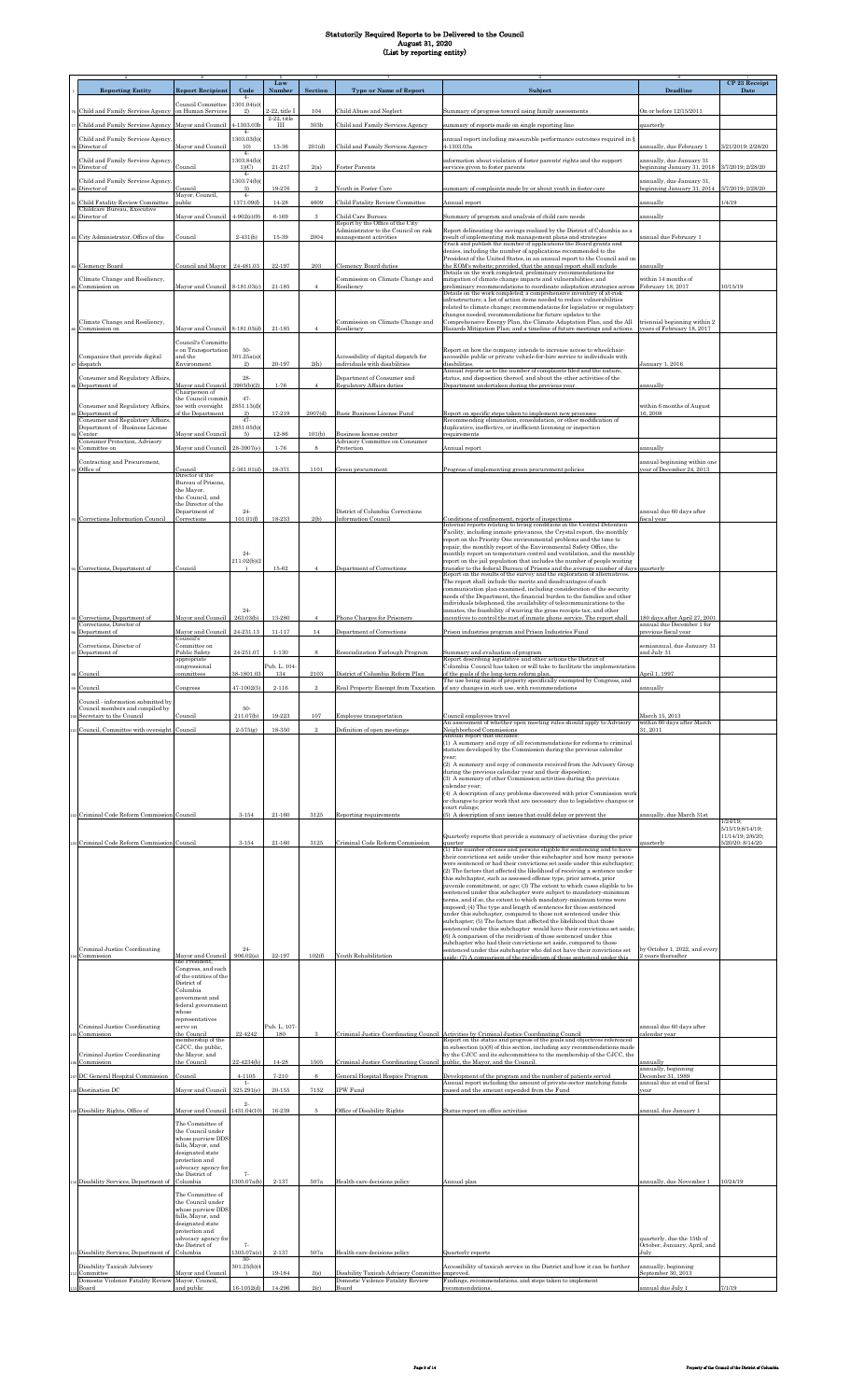# Statutorily Required Reports to be Delivered to the Council
## August 31, 2020
### (List by reporting entity)

| Reporting Entity | Report Recipient | Code | Law Number | Section | Type or Name of Report | Subject | Deadline | CP 23 Receipt Date |
|---|---|---|---|---|---|---|---|---|
| Child and Family Services Agency | Council Committee on Human Services | 4-1301.04(c)(2) | 2-22, title I | 104 | Child Abuse and Neglect | Summary of progress toward using family assessments | On or before 12/15/2011 | |
| Child and Family Services Agency | Mayor and Council | 4-1303.03b | 2-22, title III | 303b | Child and Family Services Agency | summary of reports made on single reporting line | quarterly | |
| Child and Family Services Agency, Director of | Mayor and Council | 4-1303.03(b)(10) | 13-36 | 201(d) | Child and Family Services Agency | annual report including measurable performance outcomes required in § 4-1303.03a | annually, due February 1 | 3/21/2019; 2/28/20 |
| Child and Family Services Agency, Director of | Council | 4-1303.84(b)(1)(C) | 21-217 | 2(a) | Foster Parents | information about violation of foster parents' rights and the support services given to foster parents | annually, due January 31 beginning January 31, 2018 | 3/7/2019; 2/28/20 |
| Child and Family Services Agency, Director of | Council | 4-1303.74(b)(3) | 19-276 | 2 | Youth in Foster Care | summary of complaints made by or about youth in foster care | annually, due January 31, beginning January 31, 2014 | 3/7/2019; 2/28/20 |
| Child Fatality Review Committee | Mayor, Council, public | 4-1371.09(f) | 14-28 | 4609 | Child Fatality Review Committee | Annual report | annually | 1/4/19 |
| Childcare Bureau, Executive Director of | Mayor and Council | 4-902(c)(9) | 6-169 | 3 | Child Care Bureau | Summary of program and analysis of child care needs | annually | |
| City Administrator, Office of the | Council | 2-431(b) | 15-39 | 2004 | Report by the Office of the City Administrator to the Council on risk management activities | Report delineating the savings realized by the District of Columbia as a result of implementing risk management plans and strategies | annual due February 1 | |
| Clemency Board | Council and Mayor | 24-481.03 | 22-197 | 203 | Clemency Board duties | Track and publish the number of applications the Board grants and denies, including the number of applications recommended to the President of the United States, in an annual report to the Council and on the EOM's website; provided, that the annual report shall exclude | annually | |
| Climate Change and Resiliency, Commission on | Mayor and Council | 8-181.03(c) | 21-185 | 4 | Commission on Climate Change and Resiliency | Details on the work completed, preliminary recommendations for mitigation of climate change impacts and vulnerabilities; and preliminary recommendations to coordinate adaptation strategies across | within 14 months of February 18, 2017 | 10/15/19 |
| Climate Change and Resiliency, Commission on | Mayor and Council | 8-181.03(d) | 21-185 | 4 | Commission on Climate Change and Resiliency | Details on the work completed, a comprehensive inventory of at-risk infrastructure; a list of action items needed to reduce vulnerabilities related to climate change; recommendations for legislative or regulatory changes needed; recommendations for future updates to the Comprehensive Energy Plan, the Climate Adaptation Plan, and the All Hazards Mitigation Plan; and a timeline of future meetings and actions | triennial beginning within 2 years of February 18, 2017 | |
| Companies that provide digital dispatch | Council's Committee on Transportation and the Environment | 50-301.25a(a)(2) | 20-197 | 2(b) | Accessibility of digital dispatch for individuals with disabilities | Report on how the company intends to increase access to wheelchair-accessible public or private vehicle-for-hire service to individuals with disabilities. | January 1, 2016 | |
| Consumer and Regulatory Affairs, Department of | Mayor and Council | 28-3903(b)(2) | 1-76 | 4 | Department of Consumer and Regulatory Affairs duties | Annual reports as to the number of complaints filed and the nature, status, and disposition thereof, and about the other activities of the Department undertaken during the previous year. | annually | |
| Consumer and Regulatory Affairs, Department of | Chairperson of the Council committee with oversight of the Department | 47-2851.13(d)(2) | 17-219 | 2007(d) | Basic Business License Fund | Report on specific steps taken to implement new processes | within 6 months of August 16, 2008 | |
| Consumer and Regulatory Affairs, Department of - Business License Center | Mayor and Council | 47-2851.05(b)(5) | 12-86 | 101(b) | Business license center | Recommending elimination, consolidation, or other modification of duplicative, ineffective, or inefficient licensing or inspection requirements | | |
| Consumer Protection, Advisory Committee on | Mayor and Council | 28-3907(c) | 1-76 | 8 | Advisory Committee on Consumer Protection | Annual report | annually | |
| Contracting and Procurement, Office of | Council | 2-361.01(d) | 18-371 | 1101 | Green procurement | Progress of implementing green procurement policies | annual beginning within one year of December 24, 2013 | |
| Corrections Information Council | Director of the Bureau of Prisons, the Mayor, the Council, and the Director of the Department of Corrections | 24-101.01(f) | 18-233 | 2(b) | District of Columbia Corrections Information Council | Conditions of confinement, reports of inspections | annual due 60 days after fiscal year | |
| Corrections, Department of | Council | 24-211.02(b)(2) | 15-62 | 4 | Department of Corrections | Internal reports relating to living conditions in the Central Detention Facility, including inmate grievances, the Crystal report, the monthly report on the Priority One environmental problems and the time to repair, the monthly report of the Environmental Safety Office, the monthly report on temperature control and ventilation, and the monthly report on the jail population that includes the number of people waiting transfer to the federal Bureau of Prisons and the average number of days | quarterly | |
| Corrections, Department of | Mayor and Council | 24-263.03(b) | 13-280 | 4 | Phone Charges for Prisoners | Report on the results of the survey and the exploration of alternatives. The report shall include the merits and disadvantages of each communication plan examined, including consideration of the security needs of the Department, the financial burden to the families and other individuals telephoned, the availability of telecommunications to the inmates, the feasibility of waiving the gross receipts tax, and other incentives to control the cost of inmate phone service. The report shall | 180 days after April 27, 2001 | |
| Corrections, Director of Department of | Mayor and Council | 24-231.13 | 11-117 | 14 | Department of Corrections | Prison industries program and Prison Industries Fund | annual due December 1 for previous fiscal year | |
| Corrections, Director of Department of | Council's Committee on Public Safety | 24-251.07 | 1-130 | 8 | Resocialization Furlough Program | Summary and evaluation of program | semiannual, due January 31 and July 31 | |
| Council | appropriate congressional committees | 38-1801.03 | Pub. L. 104-134 | 2103 | District of Columbia Reform Plan | Report describing legislative and other actions the District of Columbia Council has taken or will take to facilitate the implementation of the goals of the long-term reform plan. | April 1, 1997 | |
| Council | Congress | 47-1002(5) | 2-116 | 2 | Real Property Exempt from Taxation | The use being made of property specifically exempted by Congress, and of any changes in such use, with recommendations | annually | |
| Council - information submitted by Council members and compiled by Secretary to the Council | Council | 50-211.07(b) | 19-223 | 107 | Employee transportation | Council employees travel | March 15, 2013 | |
| Council, Committee with oversight | Council | 2-575(g) | 18-350 | 2 | Definition of open meetings | An assessment of whether open meeting rules should apply to Advisory Neighborhood Commissions | within 60 days after March 31, 2011 | |
| Criminal Code Reform Commission | Council | 3-154 | 21-160 | 3125 | Reporting requirements | Annual report that includes:<br>(1) A summary and copy of all recommendations for reforms to criminal statutes developed by the Commission during the previous calendar year;<br>(2) A summary and copy of comments received from the Advisory Group during the previous calendar year and their disposition;<br>(3) A summary of other Commission activities during the previous calendar year;<br>(4) A description of any problems discovered with prior Commission work or changes to prior work that are necessary due to legislative changes or court rulings;<br>(5) A description of any issues that could delay or prevent the | annually, due March 31st | 1/24/19; |
| Criminal Code Reform Commission | Council | 3-154 | 21-160 | 3125 | Criminal Code Reform Commission | Quarterly reports that provide a summary of activities during the prior quarter | quarterly | 5/15/19;8/14/19; 11/14/19; 2/6/20; 5/20/20; 8/14/20 |
| Criminal Justice Coordinating Commission | Mayor and Council | 24-906.02(a) | 22-197 | 102(d) | Youth Rehabilitation | (1) The number of cases and persons eligible for sentencing and to have their convictions set aside under this subchapter and how many persons were sentenced or had their convictions set aside under this subchapter; (2) The factors that affected the likelihood of receiving a sentence under this subchapter, such as assessed offense type, prior arrests, prior juvenile commitment, or age; (3) The extent to which cases eligible to be sentenced under this subchapter were subject to mandatory-minimum terms, and if so, the extent to which mandatory-minimum terms were imposed; (4) The type and length of sentences for those sentenced under this subchapter, compared to those not sentenced under this subchapter; (5) The factors that affected the likelihood that those sentenced under this subchapter would have their convictions set aside; (6) A comparison of the recidivism of those sentenced under this subchapter who had their convictions set aside, compared to those sentenced under this subchapter who did not have their convictions set aside; (7) A comparison of the recidivism of those sentenced under this | by October 1, 2022, and every 2 years thereafter | |
| Criminal Justice Coordinating Commission | the President, Congress, and each of the entities of the District of Columbia government and federal government whose representatives serve on the Council | 22-4242 | Pub. L. 107-180 | 3 | Criminal Justice Coordinating Council | Activities by Criminal Justice Coordinating Council | annual due 60 days after calendar year | |
| Criminal Justice Coordinating Commission | membership of the CJCC, the public, the Mayor, and the Council | 22-4234(h) | 14-28 | 1505 | Criminal Justice Coordinating Council | Report on the status and progress of the goals and objectives referenced in subsection (a)(8) of this section, including any recommendations made by the CJCC and its subcommittees to the membership of the CJCC, the public, the Mayor, and the Council. | annually | |
| DC General Hospital Hospice Commission | Council | 4-1105 | 7-210 | 6 | General Hospital Hospice Program | Development of the program and the number of patients served | annually, beginning December 31, 1989 | |
| Destination DC | Mayor and Council | 1-325.291(c) | 20-155 | 7152 | IPW Fund | Annual report including the amount of private-sector matching funds raised and the amount expended from the Fund | annual due at end of fiscal year | |
| Disability Rights, Office of | Mayor and Council | 2-1431.04(10) | 16-239 | 5 | Office of Disability Rights | Status report on office activities | annual, due January 1 | |
| Disability Services, Department of | The Committee of the Council under whose purview DDS falls, Mayor, and designated state protection and advocacy agency for the District of Columbia | 7-1305.07a(b) | 2-137 | 507a | Health-care decisions policy | Annual plan | annually, due November 1 | 10/24/19 |
| Disability Services, Department of | The Committee of the Council under whose purview DDS falls, Mayor, and designated state protection and advocacy agency for the District of Columbia | 7-1305.07a(c) | 2-137 | 507a | Health-care decisions policy | Quarterly reports | quarterly, due the 15th of October, January, April, and July | |
| Disability Taxicab Advisory Committee | Mayor and Council | 50-301.25(b)(4) | 19-184 | 2(e) | Disability Taxicab Advisory Committee | Accessibility of taxicab service in the District and how it can be further improved. | annually, beginning September 30, 2013 | |
| Domestic Violence Fatality Review Board | Mayor, Council, and public | 16-1052(d) | 14-296 | 2(c) | Domestic Violence Fatality Review Board | Findings, recommendations, and steps taken to implement recommendations. | annual due July 1 | 7/1/19 |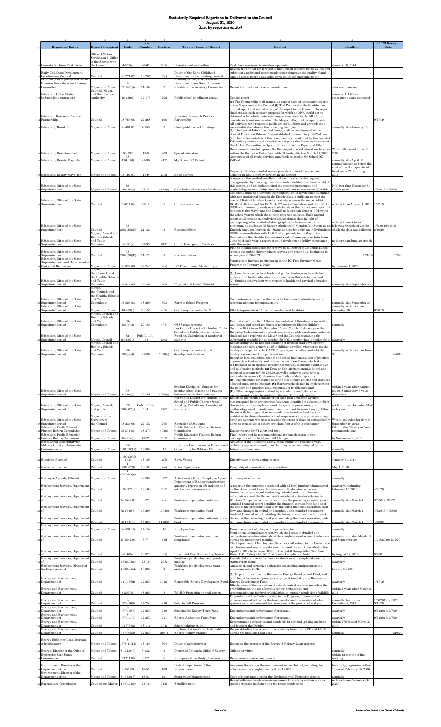# Statutorily Required Reports to be Delivered to the Council
## August 31, 2020
## (List by reporting entity)

| | A | B | C | D | E | F | G | H | I |
|---|---|---|---|---|---|---|---|---|---|
| 1 | **Reporting Entity** | **Report Recipient** | **Code** | **Law Number** | **Section** | **Type or Name of Report** | **Subject** | **Deadline** | **CP 23 Receipt Date** |
| 114 | Domestic Violence Task Force | Office of Victim Services and Office of the Secretary to the Council | 4-531(c) | 20-61 | 3034 | Domestic violence hotline | Task force assessments and developments | January 30, 2014 | |
| 115 | Early Childhood Development Coordinating Council | Council | 38-271.07 | 18-285 | 2(c) | Duties of the Early Childhood Development Coordinating Council | Review the annual pre-k report to the Council required by 38-271.05 and submit any additional recommendations to improve the quality of and expand access to pre-k and other early childhood programs to the | | |
| 116 | Economic Development and Small Business Revitalization Advisory Committee | Mayor and Council | 2-1210.61(j) | 21-184 | 2 | Kennedy Street, N.W., Economic Development and Small Business Revitalization Advisory Committee | Report that includes its recommendations | after each meeting | |
| 117 | Education Office, State - Independent contractors | Council, Mayor, and the Financial Authority | 38-159(c) | 12-175 | 702 | Public school enrollment census | Census report | January 1, 1999 and subsequent years as needed | |
| 118 | Education Research Practice Partnership | Council | 38-785.05 | 22-268 | 106 | Education Research Practice Partnership | **(e)** The Partnership shall transmit a copy of each of its research reports to the Mayor and to the Council. **(f)** The Partnership shall publish an annual report and submit a copy of the report to the Council. The report shall explain each research proposal for which an MOU could not be obtained or for which material changes were made by the MOU, and describe each instance in which the Mayor, LEA, or other appropriate | 9/27/19 | |
| 119 | Education, Board of | Mayor and Council | 38-401.01 | 4-158 | 3 | Use of public school buildings | All activities with respect to public school buildings and grounds that were undertaken during the preceding fiscal year | annually, due January 15 | |
| 120 | Education, Department of | Mayor and Council | 38-192 | 17-9 | 203 | Special education | (1) The Special Education Task Force, and the development of the Special Education Reform Plan, established pursuant to § 38-2551; and (2) The implementation of the recommendations adopted by the Board of Education pursuant to the resolution Adopting the Recommendations of the Ad Hoc Committee on Special Education White Paper and Other Recommendations to Improve the Delivery of Special Education Services within the District of Columbia Public Schools, effective March 15, 2006 | Within 60 days of June 12, 2007 | |
| 121 | Education, Deputy Mayor for | Mayor and Council | 38-196.01(f) | 21-36 | 4122 | My School DC EdFest | Accounting of all goods, services, and funds related to My School DC EdFest | annually, due April 30 | |
| 122 | Education, Deputy Mayor for | Mayor and Council | 38-192.01 | 17-9 | 203a | Adult literacy | Capacity of District-funded service providers to meet the need and demand for adult literacy services in the District | annual basis on or before the start of the third quarter of fiscal years 2012 through 2016 | |
| 123 | Education, Office of the State Superintendent | Mayor and Council | 38-1804.02(c) | 22-33 | 4152(a) | Calculation of number of students | A report on the verified enrollment of each local education agency, disaggregated by the categories of students identified in subsection (b) of this section, and an explanation of the systems, procedures, and methodology used to verify enrollment pursuant to subsection (d) of this | Not later than December 31 of each year | 3/7/2019; 4/15/20 |
| 124 | Education, Office of the State Superintendent | Council | 7-2011.04 | 22-11 | 5 | Child care studies | Conduct a study to determine the number of child development facilities with non-traditional hours in the District that is sufficient to meet the needs of District families. Conduct a study to assess the impact of 5A DCMR § 164 through 5A DCMR § 171 on staff members and the cost of | no later than August 1, 2018 | 1/22/19 |
| 125 | Education, Office of the State Superintendent | Council | 38-2602(28)(C) | 21-120 | 3 | Responsibilities | OSSE shall annually analyze school climate in the District and report its findings to the Mayor and the Council no later than October 1 following the school year in which the climate data was collected. Each annual report shall include an analysis of school climate data in light of participating schools' student demographics, to be measured, at a minimum, by students': (i) Race or ethnicity; (ii) Gender; (iii) Status as an English language learner; (iv) Status as a student with an individualized | no later than October 1 following the school year in which the data was collected | 1/3/19; 10/15/19; 2/10/20 |
| 126 | Education, Office of the State Superintendent | Mayor, Council and Healthy Schools and Youth Commission | 7-2051(g) | 22-33 | 6132 | Child Development Facilities | OSSE, in consultation with DOEE, shall provide to the Mayor, the Council, and the Healthy Schools and Youth Commission, no later than June 30 of each year, a report on child development facility compliance with this section. | no later than June 30 of each year | |
| 127 | Education, Office of the State Superintendent | Council | 38-2602(28)(D) | 21-120 | 3 | Responsibilities | Plan to expand school climate surveys to all District of Columbia public schools and public charter schools serving any grade 6-12, beginning in school year 2020-2021. | 12/1/19 | 2/7/20 |
| 128 | Education, Office of the State Superintendent and Department of Parks and Recreation | Mayor and Council | 38-822.08 | 22-240 | 2(k) | DC Free Summer Meals Program | Strategies to increase participation in the DC Free Summer Meals Program by January 1, 2020. | by January 1, 2020 | |
| 129 | Education, Office of the State Superintendent of | Mayor, the Council, and the Healthy Schools and Youth Commission | 38-824.05 | 18-209 | 405 | Physical and Health Education | (1) Compliance of public schools and public charter schools with the physical and health education requirements in this subchapter; and (2) Student achievement with respect to health and physical education standards. | annually, due September 30 | |
| 130 | Education, Office of the State Superintendent of | Mayor, the Council, and the Healthy Schools and Youth Commission | 38-823.03 | 18-209 | 303 | Farm to School Program | Comprehensive report on the District's farm-to-school initiatives and recommendations for improvement. | annually, due September 30 | |
| 131 | Education, Office of the State Superintendent of | Mayor and Council | 38-283(c) | 20-155 | 4074 | OSSE requirements - WIC | Efforts to promote WIC in child development facilities | annually, no later than December 30 | 6/20/19 |
| 132 | Education, Office of the State Superintendent of | Mayor, Council and Healthy Schools and Youth Commission | 38-283(a)(3) | 20-155 | 4074 | OSSE requirements | Evaluation of the effect of the implementation of this chapter on health, well-being, and school-readiness of participating District children | annually | |
| 133 | Education, Office of the State Superintendent of | Mayor, Council | 32-1804.02(a) | Pub. L. 104-134 | 2402 | Per Capita District of Columbia Public School and Public Charter School Funding, Calculation of number of students | On June 30, October 15, December 15, and March 30 of each year the District of Columbia public schools and each eligible chartering authority shall submit a report to the Mayor and the Council containing the information described in subsection (b) of this section that is applicable to | quarterly | |
| 134 | Education, Office of the State Superintendent of | Mayor, Council and Healthy Schools and Youth Commission | 38-283(a)(4) | 21-36 | 7030(b) | OSSE requirements - Child development facilities | Report listing the names and locations of licensed child development facilities with 50% or more eligible children enrolled, whether or not the facility participates in the CACF Program, and whether and why the facility was excused from participation. | annually, no later than June 30 | 9/26/19 |
| 135 | Education, Office of the State Superintendent of | Mayor and Council | 38-236.06(d) | 22-168 | 4062(b) | Student Discipline - Support for positive school climate and trauma-informed educational settings | Report on local education agency and school implementation of practices to promote school safety and reduce the use of exclusion, which shall: **(1)** Be based upon rigorous research techniques, including quantitative and qualitative methods; **(2)** Draw on the information maintained and reported pursuant to § 38-236.09, as well as other sources, with a particular focus on: **(A)** Ensuring the fidelity of data reporting; **(B)** Unanticipated consequences of the disciplinary policies and practices adopted pursuant to this part; **(C)** Barriers schools face in implementing the policies and practices required pursuant to this part; and **(D)** Effective approaches utilized by schools to avoid reliance on exclusion and reduce disparities in its use; **(3)** Provide specific | within 2 years after August 25, 2018 and every 5 years thereafter | |
| 136 | Education, Office of the State Superintendent of | Mayor, Council, and public | 32-1804.02(c) | Pub. L. 104-134 | 2402 | Per Capita District of Columbia Public School and Public Charter School Funding, Calculation of number of students | Report on the verified enrollment of each local education agency, disaggregated by the categories of students identified in subsection (b) of this section, and an explanation of the systems, procedures, and methodology used to verify enrollment pursuant to subsection (d) of this | not later than December 31 of each year | |
| 137 | Education, Office of the State Superintendent of | Mayor and the Secretary to the Council | 38-236.08 | 22-157 | 2(b) | Expulsion of Students | Report with findings and recommendations to aid each educational institution to eliminate out-of-school suspensions and expulsions, except for those students who pose a reasonable threat of death or serious bodily harm to themselves or others or violate Part A of this subchapter | Within 180 calendar days of September 19, 2013 | |
| 138 | Education, Public Education Finance Reform Commission | Mayor and Council | 38-2914(c) | 18-370 | 402(c) | Public Education Finance Reform Commission | Equity reports for FY 2009 and 2010 | Prior to the delivery of final recommendations | |
| 139 | Education, Public Education Finance Reform Commission | Mayor and Council | 38-2914(d) | 19-21 | 7013 | Public Education Finance Reform Commission | Final report and its recommendations for consideration in the development of the fiscal year 2013 budget | by November 30, 2011 | |
| 140 | Educational Opportunity for Military Children, Interstate Commission on | Mayor and Council | 49-1101.10(15) | 19-304 | 11 | Interstate Commission on Educational Opportunity for Military Children | Activities of the Interstate Commission during the preceding year, including any recommendations that may have been adopted by the Interstate Commission; | annually | |
| 141 | Elections, Board of | Council | 1-1001.09(h-1)(5) | 18-103 | 2(f) | Early Voting | Effectiveness of early voting centers | | |
| 142 | Elections, Board of | Council | 1-1001.07(i) | 18-103 | 2(e) | Voter Registration | Feasibility of automatic voter registration | May 1, 2010 | |
| 143 | Employee Appeals, Office of | Mayor and Council | 1-606.02(a)(3) | 2-139 | 602 | Activities of Office of Employee Appeals | Summary of activities | annually | |
| 144 | Employment Services, Department of | Council | 32-771 | 19-168 | 2082 | Department of Employment Services quarterly reports on job training and adult education programs. | A report on the outcomes associated with all local funding administered by the Department for job training or adult education purposes | quarterly, beginning February 15, 2013 | 4/21/20 |
| 145 | Employment Services, Department of | Council | 32-1542.03 | 3-77 | 43c | Workers compensation anti-fraud | Annual anti-fraud report containing detailed and comprehensive information about the Department's anti-fraud activities relating to Workers' Compensation insurance during the preceding calendar year | annually, due March 1 | 3/5/2019; 3/6/20 |
| 146 | Employment Services, Department of | Council | 32-1540(e) | 15-205 | 1102(c) | Workers compensation fund | Audited financial report detailing the financial status of the fund as of the end of the preceding fiscal year, including the fund's operation, cash flow, and changes in capital and surplus, using standard accounting | annually, due March 1 | 4/2/2019; 4/28/20 |
| 147 | Employment Services, Department of | Council | 32-1541(k) | 15-205 | 1102(d) | Workers compensation administration fund | Audited financial report detailing the financial status of the fund as of the end of the preceding fiscal year, including the fund's operation, cash flow, and changes in capital and surplus, using standard accounting | annually, due March 1 | 4/28/20 |
| 148 | Employment Services, Department of | Mayor and Council | 32-531.15 | 17-152 | 16 | Employees leave | Economic impact of policy on the private sector | annually | |
| 149 | Employment Services, Department of | Council | 32-1542.04 | 3-77 | 43d | Workers compensation employer compliance | Semi-annual compliance report, which shall contain detailed and comprehensive information about the compliance enforcement activities during the preceding 6 months. | semiannually, due March 31 and September 30 | 10/18/2019; 7/15/20 |
| 150 | Employment Services, Department of | Council | 47-4652 | 18-370 | d(1) | Line Hotel First Source Compliance Audit | The Department of Employment Services shall submit to the Council the conclusions and supporting documentation of the audit described in the April 19, 2019 letter from DOES to the Sydell Group, titled "Re: Line Hotel, D.C. Code § 47-4652 First Source Compliance Audit | by August 19, 2019 | 3/2/20 |
| 151 | Employment Services, Department of | Council | 1-328.05(e) | 23-16 | 2082 | Workforce job development grant-making | Unredacted grantee performance evaluations and completed monthly status report forms | quarterly | |
| 152 | Employment Services, Director of the Department of | Council | 1-328.05(d) | 19-269 | 2 | Workforce job development grant-making | Analysis of, and corrective actions for contracting and procurement processing with DOES | by July 30, 2013 | |
| 153 | Energy and Environment, Department of | Council | 34-1436(f) | 17-250 | 301(d) | Renewable Energy Development Fund | (1) Expenditures from the Renewable Energy Development Fund; and (2) The performance of programs or projects funded by the Renewable Energy Development Fund. | quarterly | 1/17/19 |
| 154 | Energy and Environment, Department of | Council | 8-2207(e) | 18-289 | 8 | Wildlife Protection annual reports | Effectiveness of the regulation of wildlife control services, including the prohibitions on the use of certain control techniques, and recommendations for further legislation to improve regulation of wildlife | within 2 years after March 8, 2011 | |
| 155 | Energy and Environment, Department of | Council | 8-1774.16(f) | 17-250 | 216 | Solar for All Program | Expenditure of the funds allocated to the Program, the amount of progress toward achieving the benchmarks, and the number of solar systems installed pursuant to this section in the previous fiscal year. | annually, beginning December 1, 2017 | 1/30/2019; 2/13/20; 3/11/20 |
| 156 | Energy and Environment, Department of | Council | 8-1774.10(e) | 17-250 | 210 | Sustainable Energy Trust Fund | Expenditures and performance of programs | quarterly | 9/24/2019; 2/7/20 |
| 157 | Energy and Environment, Department of | Council | 8-1774.11(e) | 17-250 | 211 | Energy Assistance Trust Fund | Expenditures and performance of programs | quarterly | 9/24/2019; 2/7/20 |
| 158 | Energy and Environment, Department of | Council | 8-1776.02 | 18-111 | 1042 | Smart lighting study | Recommending strategies and standards for optimal lighting methods and levels in the District | within 270 days of March 3, 2010 | |
| 159 | Energy and Environment, Department of the | Council | 8-1774.05(j) | 17-250 | 205(j) | Implementation of the Sustainable Energy Utility contract | Report detailing the expenditures of money from the SETF and EATF during the previous fiscal year | annually | 2/10/20 |
| 160 | Energy Efficiency Loan Program Administrator | Mayor and Council | 8-1778.44(12) | 18-183 | 304 | Duties of administrator | Report on the progress of the Energy Efficiency Loan program | | |
| 161 | Energy, Director of the Office of | Mayor and Council | 8-171.04(i) | 3-132 | 5 | District of Columbia Office of Energy | Office's activities | annually | |
| 162 | Enterprise Zone Study Commission | Council | 2-1211.05 | 6-171 | 6 | Enterprise Zone Study Commission | Recommendations of commission | within 12 months of first meeting | |
| 163 | Environment, Director of the Department of the | Council | 8-151.08 | 16-51 | 108 | District Department of the Environment | Assessing the state of the environment in the District, including the activities and accomplishments of the DOEE. | biennially, beginning within 1 year of February 15, 2006 | |
| 164 | Environment, Director of the Department of the | Mayor and Council | 8-152.01(f) | 16-51 | 151 | Stormwater Management | Copy of report produced for the Environmental Protection Agency | annually | |
| 165 | Expenditure Commission | Council and Mayor | 1-361.01(c) | 23-16 | 7122 | Establishment | Report of Recommendations accompanied by draft legislation or other specific steps for implementing the recommendations | no later than December 31, 2020 | |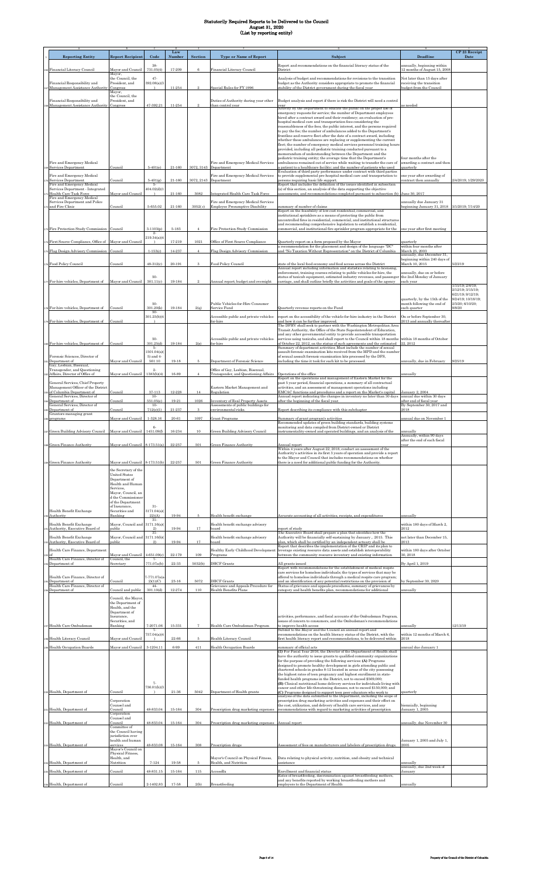# Statutorily Required Reports to be Delivered to the Council
## August 31, 2020
### (List by reporting entity)

| Reporting Entity | Report Recipient | Code | Law Number | Section | Type or Name of Report | Subject | Deadline | CP 23 Receipt Date |
|---|---|---|---|---|---|---|---|---|
| Financial Literacy Council | Mayor and Council | 38-731.05(4) | 17-209 | 6 | Financial Literacy Council | Report and recommendations on the financial literacy status of the District | annually, beginning within 12 months of August 15, 2008 | |
| Financial Responsibility and Management Assistance Authority | Mayor, the Council, the President, and Congress | 47-392.08(a)(3) | 11-254 | 2 | Special Rules for FY 1996 | Analysis of budget and recommendations for revisions to the transition budget as the Authority considers appropriate to promote the financial stability of the District government during the fiscal year | Not later than 15 days after receiving the transition budget from the Council | |
| Financial Responsibility and Management Assistance Authority | Mayor, the Council, the President, and Congress | 47-392.21 | 11-254 | 2 | Duties of Authority during year other than control year | Budget analysis and report if there is risk the District will need a control year | as needed | |
| Fire and Emergency Medical Services Department | Council | 5-401(e) | 21-160 | 3072, 3143 | Fire and Emergency Medical Services Department | Activity by the Department to educate the public on the proper use of emergency requests for service; the number of Department employees hired after a contract award and their residency; an evaluation of pre-hospital medical care and transportation fees considering the reasonableness of the fees, the public interest, and the persons required to pay the fee; the number of ambulances added to the Department's frontline and reserve fleet after the date of a contract award, including whether these ambulances are replacing or supplementing the current fleet; the number of emergency medical services personnel training hours provided, including all pediatric training conducted pursuant to a memorandum of understanding between the Department and the pediatric training entity; the average time that the Department's ambulances remained out of service while waiting to transfer the care of a patient to a healthcare facility; and the number of patients who used | four months after the awarding a contract and then quarterly | |
| Fire and Emergency Medical Services Department | Council | 5-401(g) | 21-160 | 3072, 3143 | Fire and Emergency Medical Services Department | Evaluation of third party performance under contract with third parties to provide supplemental pre-hospital medical care and transportation to persons requiring basic life support. | one year after awarding of contract then annually | 2/4/2019; 1/29/2020 |
| Fire and Emergency Medical Services Department - Integrated Health Care Task Force | Mayor and Council | 5-404.02(d)(1) | 21-160 | 3082 | Integrated Health Care Task Force | Report that includes the definition of the issues identified in subsection (a) of this section, an analysis of the data supporting the objective assessments, and recommendations completed pursuant to subsection (b) | June 30, 2017 | |
| Fire and Emergency Medical Services Department and Police and Fire Clinic | Council | 5-653.02 | 21-160 | 3052( c) | Fire and Emergency Medical Services Employee Presumptive Disability | summary of number of claims | annually due January 31 beginning January 31, 2018 | 3/1/2019; 7/14/20 |
| Fire Protection Study Commission | Council | 3-1103(i) | 5-183 | 4 | Fire Protection Study Commission | Report on the feasibility of low-cost residential, commercial, and institutional sprinklers as a means of protecting the public from uncontrolled fires in residential, commercial, and institutional structures and recommending comprehensive legislation to establish a residential, commercial, and institutional fire sprinkler program appropriate for the | one year after first meeting | |
| First Source Compliance, Office of | Mayor and Council | 2-219.34(a)(4) | 17-219 | 1021 | Office of First Source Compliance | Quarterly report on a form proposed by the Mayor | quarterly | |
| Flag Design Advisory Commission | Council | 1-153(c) | 14-237 | 4 | Flag Design Advisory Commission | a recommendation for the placement and design of the language "DC" and "No Taxation Without Representation" on the District of Columbia | within four months after March 25, 2003 | |
| Food Policy Council | Council | 48-312(c) | 20-191 | 3 | Food Policy Council | state of the local food economy and food access across the District | annually, due December 31, beginning within 240 days of March 10, 2015 | 5/23/19 |
| For-hire vehicles, Department of | Mayor and Council | 50-301.11(c) | 19-184 | 2 | Annual report; budget and oversight | Annual report including information and statistics relating to licensing, enforcement, training courses relating to public vehicles-for-hire, the status of taxicab equipment, estimated industry revenues, and passenger carriage, and shall outline briefly the activities and goals of the agency | annually, due on or before the 2nd Monday of January each year | |
| For-hire vehicles, Department of | Council | 50-301.20(k) | 19-184 | 2(g) | Public Vehicles-for-Hire Consumer Service Fund | Quarterly revenue reports on the Fund | quarterly, by the 15th of the month following the end of each quarter | 1/15/19; 2/8/19; 2/12/19; 3/15/19; 6/21/19; 9/12/19; 9/24/19; 10/18/19; 2/3/20; 6/10/20; 9/8/20 |
| For-hire vehicles, Department of | Council | 50-301.25(b)(4) | | | Accessible public and private vehicles-for-hire | report on the accessibility of the vehicle-for-hire industry in the District and how it can be further improved. | On or before September 30, 2013 and annually thereafter | |
| For-hire vehicles, Department of | Council | 50-301.25(d) | 19-184 | 2(s) | Accessible public and private vehicles-for-hire | The DFHV shall seek to partner with the Washington Metropolitan Area Transit Authority, the Office of the State Superintendent of Education, and any other governmental entity to provide accessible transportation services using taxicabs, and shall report to the Council within 18 months of October 22, 2012, on the status of such agreements and the estimated | within 18 months of October 22, 2012 | |
| Forensic Sciences, Director of Department of | Mayor and Council | 5-1501.04(a)(5) and 4-561.10 | 19-18 | 5 | Department of Forensic Science | Summary of department activities; Must include the number of sexual assault forensic examination kits received from the MPD and the number of sexual assault forensic examination kits processed by the DFS, including the time it took for each kit to be processed. | annually, due in February | 9/25/19 |
| Gay, Lesbian, Bisexual, Transgender, and Questioning Affairs, Director of Office of | Mayor and Council | 2-1383(b)(4) | 16-89 | 4 | Office of Gay, Lesbian, Bisexual, Transgender, and Questioning Affairs | Operations of the office | annually | |
| General Services, Chief Property Management Officer of the District of Columbia Department of | Council | 37-113 | 12-228 | 14 | Eastern Market Management and Regulation | Report on the operations and management of Eastern Market for the past 5 year period, financial operations, a summary of all contractual activities, and an assessment of management operations including EMCAC functions and procedures and a report on the Market's capital | January 2, 2004 | |
| General Services, Director of Department of | Council | 10-551.05(e) | 19-21 | 1026 | Inventory of Real Property Assets | Annual report indicating the changes in inventory no later than 30 days after the beginning of the fiscal year. | annual due within 30 days after end of fiscal year | |
| General Services, Director of Department of | Council | 10-712(e)(1) | 21-237 | 3 | Assessments of public buildings for environmental risks. | Report describing the compliance with this subchapter | By September 30, 2017 and 2018 | |
| Grantors managing grant programs | Mayor and Council | 1-328.16 | 20-61 | 1097 | Grant Programs | Summary of grant program's activities | annual due on November 1 | |
| Green Building Advisory Council | Mayor and Council | 6-1451.09(f) | 16-234 | 10 | Green Building Advisory Council | Recommended updates of green building standards, building systems monitoring and data compiled from District-owned or District instrumentality-owned and operated buildings, and an analysis of the | annually | |
| Green Finance Authority | Mayor and Council | 8-173.51(a) | 22-257 | 501 | Green Finance Authority | Annual report | Annually, within 90 days after the end of each fiscal year | |
| Green Finance Authority | Mayor and Council | 8-173.51(b) | 22-257 | 501 | Green Finance Authority | Within 4 years after August 22, 2018, conduct an assessment of the Authority's activities in its first 3 years of operation and provide a report to the Mayor and Council that includes recommendations on whether there is a need for additional public funding for the Authority. | | |
| Health Benefit Exchange Authority | the Secretary of the United States Department of Health and Human Services, Mayor, Council, and the Commissioner of the Department of Insurance, Securities and Banking | 31-3171.04(a)(22)(A) | 19-94 | 5 | Health benefit exchange | Accurate accounting of all activities, receipts, and expenditures | annually | |
| Health Benefit Exchange Authority, Executive Board of | Mayor, Council and public | 31-3171.16(a)(2) | 19-94 | 17 | Health benefit exchange advisory board | report of study | within 180 days of March 2, 2012 | |
| Health Benefit Exchange Authority, Executive Board of | Mayor, Council and public | 31-3171.16(b)(2) | 19-94 | 17 | Health benefit exchange advisory board | The Executive Board shall prepare a plan that identifies how the Authority will be financially self-sustaining by January , 2015. This plan, which shall be certified by an independent actuary shall be | not later than December 15, 2013 | |
| Health Care Finance, Department of | Mayor and Council | 4-651.09(c) | 22-179 | 109 | Healthy Early Childhood Development Programs | Report that describes the implementation of the CRIP and its plan to leverage existing resource data assets and establish interoperability between the community resource inventory and existing information | within 180 days after October 30, 2018 | |
| Health Care Finance, Director of Department of | Council, the Secretary | 7-771.07a(b) | 22-33 | 5032(b) | DHCF Grants | All grants issued | By April 1, 2019 | |
| Health Care Finance, Director of Department of | Council | 7-771.07a(a)(2)(1)(C) | 23-16 | 5072 | DHCF Grants | Report with recommendations for the establishment of medical respite care services for homeless individuals; the types of services that may be offered to homeless individuals through a medical respite care program; and an identification of any potential restrictions on the provision of | by September 30, 2020 | |
| Health Care Finance, Director of Department of | Council and public | 44-301.10(d) | 12-274 | 110 | Grievance and Appeals Procedure for Health Benefits Plans | Status of grievance and appeals procedures, summary of grievances by category and health benefits plan, recommendations for additional | annually | |
| Health Care Ombudsman | Council, the Mayor, the Department of Health, and the Department of Insurance, Securities, and Banking | 7-2071.06 | 15-331 | 7 | Health Care Ombudsman Program | activities, performance, and fiscal accounts of the Ombudsman Program, issues of concern to consumers, and the Ombudsman's recommendations to improve health access | annually | 12/3/19 |
| Health Literacy Council | Mayor and Council | 7-757.04(a)(4) | 22-66 | 5 | Health Literacy Council | Submit to the Mayor and the Council an annual report and recommendations on the health literacy status of the District, with the first health literacy report and recommendations, to be delivered within | within 12 months of March 6, 2018 | |
| Health Occupation Boards | Mayor and Council | 3-1204.11 | 6-99 | 411 | Health Occupation Boards | summary of official acts | annual due January 1 | |
| Health, Department of | Council | 7-736.01(b)(3) | 21-36 | 5042 | Department of Health grants | (1) For Fiscal Year 2016, the Director of the Department of Health shall have the authority to issue grants to qualified community organizations for the purpose of providing the following services: (A) Programs designed to promote healthy development in girls attending public and chartered schools in grades 8-12 located in areas of the city possessing the highest rates of teen pregnancy and highest enrollment in state-funded health programs in the District, not to exceed $569,000; (B) Clinical nutritional home delivery services for individuals living with cancer and other life-threatening diseases, not to exceed $150,000; and (C) Programs designed to support teen peer educators who work to | quarterly | |
| Health, Department of | Corporation Counsel and Council | 48-833.04 | 15-164 | 304 | Prescription drug marketing expenses | analyses of the data submitted to the Department, including the scope of prescription drug marketing activities and expenses and their effect on the cost, utilization, and delivery of health care services, and any recommendations with regard to marketing activities of prescription | biennially, beginning January 1, 2005 | |
| Health, Department of | Corporation Counsel and Council | 48-833.04 | 15-164 | 304 | Prescription drug marketing expenses | Annual report | annually, due November 30 | |
| Health, Department of | Committee of the Council having jurisdiction over health and human services | 48-833.08 | 15-164 | 308 | Prescription drugs | Assessment of fees on manufacturers and labelers of prescription drugs. | January 1, 2005 and July 1, 2005 | |
| Health, Department of | Mayor's Council on Physical Fitness, Health, and Nutrition | 7-124 | 19-58 | 5 | Mayor's Council on Physical Fitness, Health, and Nutrition | Data relating to physical activity, nutrition, and obesity and technical assistance | annually | |
| Health, Department of | Council | 48-831.15 | 15-164 | 115 | AccessRx | Enrollment and financial status | annually, due 2nd week of January | |
| Health, Department of | Council | 2-1402.83 | 17-58 | 2(b) | Breastfeeding | Rates of breastfeeding, discrimination against breastfeeding mothers, and any benefits reported by working breastfeeding mothers and employers to the Department of Health | annually | |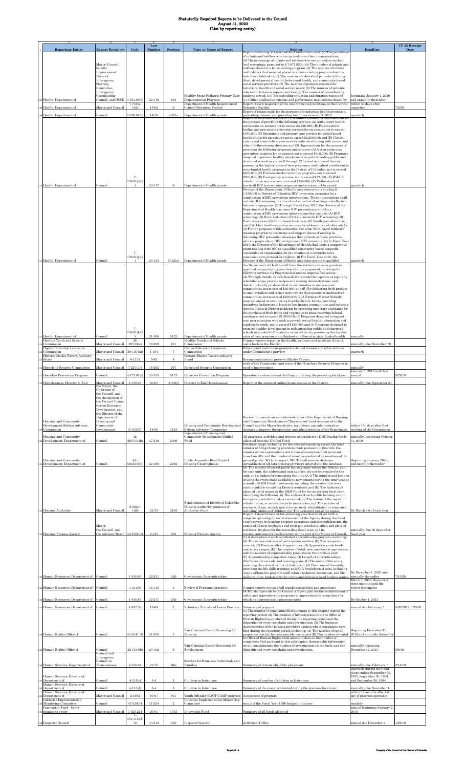# Statutorily Required Reports to be Delivered to the Council
## August 31, 2020
## (List by reporting entity)

| | A | B | C | D | E | F | G | H | I |
|---|---|---|---|---|---|---|---|---|---|
| 1 | Reporting Entity | Report Recipient | Code | Law Number | Section | Type or Name of Report | Subject | Deadline | CP 23 Receipt Date |
| 307 | Health, Department of | Mayor, Council, Quality Improvement Network Interagency Steering Committee, Interagency Coordinating Council, and OSSE | 4-651.03(b) | 22-179 | 103 | Healthy Steps Pediatric Primary Care Demonstration Program | Report evaluating: (1) A schedule of well-infant visits; (2) The percentage of infants and toddlers who are up-to-date on their immunizations; (3) The percentage of infants and toddlers who are up-to-date on their lead screenings, pursuant to § 7-871.03(b); (4) The number of infants and toddlers placed in a home visiting program; (5) The number of infants and toddlers that were not placed in a home visiting program due to a lack of available slots; (6) The number of referrals of patients to Strong Start, developmental health, behavioral health, and community-based social services providers; (7) The number of patients screened for behavioral health and social service needs; (8) The number of patients referred to lactation support services; (9) The number of breastfeeding patients served; (10) Breastfeeding initiation and duration rates; and (11) Other qualitative outcome and performance mechanisms chosen by | Beginning January 1, 2020 and annually thereafter | |
| 308 | Health, Department of | Mayor and Council | 7-731(a-1)(2) | 15-62 | 2 | Department of Health Inspections of Central Detention Facility | Report of each inspection of the environmental conditions at the Central Detention Facility | within 30 days after inspection | 7/2/20 |
| 309 | Health, Department of | Council | 7-736.01(b) | 14-28 | 4907a | Department of Health grants | Report of grants made for the purposes of conducting health promotion, preventing disease, and providing health services in FY 2010 | quarterly | |
| 310 | Health, Department of | Council | 7-736.01(d)(2) | 20-117 | 6 | Department of Health grants | Report on all grants issued to: (1) qualified community organizations for the purposes of providing the following services: (A) Ambulatory health services for an amount not to exceed $3,236,980; (B) Poison control hotline and prevention education services for an amount not to exceed $350,000; (C) Operations and primary care services for school-based health clinics for an amount not to exceed $2,250,000; and (D) Clinical nutritional home delivery services for individuals living with cancer and other life-threatening diseases; and (2) Organizations for the purposes of providing the following programs and services: (A) A teen pregnancy prevention program for an amount not to exceed $400,000; (B) Programs designed to promote healthy development in girls attending public and chartered schools in grades 9 through 12 located in areas of the city possessing the highest rates of teen pregnancy and highest enrollment in state-funded health programs in the District of Columbia, not to exceed $400,000; (C) Farmers market incentive programs, not to exceed $200,000; (D) Food-pantry services, not to exceed $52,000; (E) Wildlife rehabilitation services, not to exceed $250,000; (F) Mother-to-child (vertical) HIV transmission programs and services, not to exceed | quarterly | |
| 311 | Health, Department of | Council | 7-736.01(g)(2) | 20-155 | 5012(a) | Department of Health grants | Director of the Department of Health may issue grants totaling $ 1,550,000 to District of Columbia HIV prevention programs for a combination of HIV prevention interventions. These interventions shall include HIV screening in clinical and non-clinical settings and effective behavioral programs. (2) Through Fiscal Year 2015, the Director of the Department of Health may issue HIV prevention grants for a combination of HIV prevention interventions that include: (A) HIV screening; (B) Harm reduction; (C) Social network HIV screening; (D) Partner services; (E) Faith-based initiatives; (F) Youth peer education; and (G) Other health-education services for adolescents and older adults. (3) For the purposes of this subsection, the term "faith-based initiatives" means a program to encourage and support places of worship in delivering HIV prevention messages that promote safe-sex practices, educate people about HIV, and promote HIV screening. (4) In Fiscal Year 2015, the Director of the Department of Health shall issue a competitive grant totaling $480,000 to a qualified community-based nonprofit corporation or organization for the creation of a comprehensive concussion care protocol for children. (f) For Fiscal Year 2015, the Director of the Department of Health may issue grants to qualified | quarterly | |
| 312 | Health, Department of | Council | 7-736.01(k)(2) | 21-160 | 5122 | Department of Health grants | the Department of Health shall have the authority to issue grants to qualified community organizations for the purpose of providing the following services: (1) Programs designed to improve food access: (A) Through mobile, vehicle-based farm stands that operate at regularly scheduled stops, provide recipes and cooking demonstrations, and distribute locally produced food to communities in underserved communities, not to exceed $50,000; and (B) By delivering fresh produce to small retailers and corner store owners that operate in underserved communities, not to exceed $250,000; (2) A Farmers Market Subsidy program aimed at establishing healthy dietary habits, providing incentives for farmers to locate in low-income communities, and reducing chronic illness in District residents by providing monetary assistance for the purchase of fresh fruits and vegetables to those receiving federal assistance, not to exceed $1,200,000; (3) Programs designed to support teen peer educators who work to provide sexual health information and condoms to youth, not to exceed $150,000; and (4) Programs designed to promote healthy development in girls attending public and chartered schools in grades 8-12 located in areas of the city possessing the highest rates of teen pregnancy and highest enrollment in state-funded health | annually | |
| 313 | Healthy Youth and Schools Commission | Mayor and Council | 38-827.01(c) | 18-209 | 701 | Healthy Youth and Schools Commission | Comprehensive report on the health, wellness, and nutrition of youth and schools in the District | annually, due November 30 | |
| 314 | Higher Education Licensure Commission | Mayor and Council | 38-1307(2) | 1-104 | 7 | Higher Education Licensure Commission | Educational institutions granted or denied licenses and other matters under Commission's purview | quarterly | |
| 315 | Historic Rhodes Tavern Advisory Board | Mayor and Council | 6-1133 | 5-69 | 4 | Historic Rhodes Tavern Advisory Board | Recommendations to preserve Rhodes Tavern | | |
| 316 | Homeland Security Commission | Mayor and Council | 7-2271.07 | 16-262 | 207 | Homeland Security Commission | work of the Commission and areas of the Homeland Security Program in need of improvement | annually | |
| 317 | Homeless Prevention Program | Council | 4-771.01(e) | 20-155 | 5112 | Homeless Prevention Program | Operations and services of the Program during the preceding fiscal year | January 1, 2016 and then annual | 3/29/19 |
| 318 | Homelessness, Director to End | Mayor and Council | 4-756.03 | 20-61 | 5182(i) | Director to End Homelessness | Report on the status of ending homelessness in the District | annually, due September 30 | |
| 319 | Housing and Community Development Reform Advisory Commission | the Mayor, the Chairman of the Council, and the chairperson of the Council Committee on Economic Development, and the Director of the Department of Housing and Community Development | 6-1033(f) | 14-90 | 1143 | Housing and Community Development Reform Advisory Commission | Review the operations and administration of the Department of Housing and Community Development ("Department") and recommend to the Council and the Mayor legislative, regulatory, and administrative changes to improve the operation and administration of the Department | within 150 days after first meeting of the Commission | |
| 320 | Housing and Community Development, Department of | Council | 42-2857.01(h) | 17-219 | 2009 | Department of Housing and Community Development Unified Fund | All programs, activities, and projects undertaken by DHCD using funds allocated from the Unified Fund | annually, beginning October 31, 2009 | |
| 321 | Housing and Community Development, Department of | Council | 42-3502.03c(h) | 22-168 | 2282 | Public Accessible Rent Control Housing Clearinghouse | Database usage, including, for the relevant reporting period, the total number of filings housing providers made pursuant to this title, the number of new registrations and claims of exemption filed pursuant to section 205, and the number of searches conducted by members of the general public. With the report, DHCD shall provide electronic spreadsheets of all data housing providers entered into the database | Beginning January 2020, and monthly thereafter | |
| 322 | Housing Authority | Mayor and Council | 6-202(c-1)(6) | 22-33 | 2102 | Establishment of District of Columbia Housing Authority; purposes of Authority; Fund | (A) The number of vacant public housing units within the District, and, for each unit, the address and unit number, the needed repairs for the unit, and a budget for renovating the unit; (A-i) The number and location of units that were made available to new tenants during the prior year as a result of R&M Fund investments, including the number that were made available to existing District residents; and (B) The Authority's planned use of money in the R&M Fund for the succeeding fiscal year, identifying the following: (i) The address of each public housing unit to be repaired, rehabilitated, or renovated; (ii) The nature of the repair, rehabilitation, or renovation to be undertaken; (iii) The number of residents, if any, in each unit to be repaired, rehabilitated, or renovated, including adults and children; (iv) The estimated cost of the repair, | By March 1st of each year | |
| 323 | Housing Finance Agency | Mayor, the Council, and the Advisory Board | 42-2705.03 | 2-135 | 503 | Housing Finance Agency | Report of its activities for the preceding year that shall set forth a complete operating financial statement of the Agency during the fiscal year it covers, its housing program operations and accomplishments, the names of all new employees and their pay schedules, titles, and places of residence, its plans for the succeeding fiscal year, and its recommendations for needed action on the part of the Mayor or Council. | annually, due 90 days after fiscal year | |
| 324 | Human Resources, Department of | Council | 1-610.85 | 22-211 | 2(d) | Government Apprenticeships | (1) A description of each established apprenticeship program, including: (A) The names and roles of participating entities; (B) The occupation covered; (C) Position titles of apprentices; (D) Apprentice grade levels and salary ranges; (E) The number of total, new, and female apprentices, and the number of apprenticeship graduates in the previous year; (F) Apprenticeship completion rates; (G) Length of apprenticeships; (H) Copies of curricula and training plans; (I) The name of the entity providing the related technical instruction; (J) The name of the entity providing the life skills training; and(K) A breakdown of costs, including costs attributed to program staff, related technical instruction, and life skills training, broken down by entity and federal or local funding source; | By December 1, 2020 and annually thereafter | 7/15/20 |
| 325 | Human Resources, Department of | Council | 1-511(b) | 19-115 | 3 | Review of Personnel practices | Comprehensive review of all regulations policies and procedures | March 1, 2012, then every three months until the review is complete | |
| 326 | Human Resources, Department of | Council | 1-610.85 | 22-211 | 2(d) | Government Apprenticeships | DCHR shall provide to the Council a 3-year plan for the establishment of additional apprenticeship programs in apprenticeable occupations for which no apprenticeship program exists. | By October 1, 2021 | |
| 327 | Human Resources, Department of | Council | 1-612.38 | 15-68 | 2 | Voluntary Transfer of Leave Program | Summary of program | annual due February 1 | 5/20/2019; 3/25/20 |
| 328 | Human Rights, Office of | Council | 42-3541.06 | 21-259 | 7 | Fair Criminal Record Screening for Housing | (1) The number of complaints filed pursuant to this chapter during the reporting period; (2) The number of investigations that the Office of Human Rights has conducted during the reporting period and the disposition of every complaint and investigation; (3) The business characteristics of the housing providers against whom complaints were filed during the reporting period, including: (A) The number of rental properties that the housing provider owns; and (B) The number of rental | Beginning December 31, 2018 and annually thereafter | |
| 329 | Human Rights, Office of | Council | 32-1345(b) | 20-152 | 6 | Fair Criminal Record Screening for Employment | he Office of Human Rights shall maintain data on the number of complaints filed pursuant to this subchapter, demographic information on the complainants, the number of investigations it conducts, and the disposition of every complaint and investigation. | annually beginning December 17, 2015 | 5/8/19 |
| 330 | Human Services, Department of | Council and Interagency Council on Homelessness | 4-756.04 | 21-75 | 2(h) | Services for Homeless Individuals and Families | Summary of interim eligibility placement | annually, due February 1 | 2/14/19 |
| 331 | Human Services, Director of Department of | Council | 4-113(c) | 5-4 | 3 | Children in foster care | Summary of number of children in foster care | quarterly during the fiscal years ending September 30, 1992, September 30, 1993, and September 30, 1994 | |
| 332 | Human Services, Director of Department of | Council | 4-113(d) | 5-4 | 3 | Children in foster care | Summary of the cases terminated during the previous fiscal year | annually, due November 1 | |
| 333 | Human Services, Director of Department of | Mayor and Council | 24-932 | 10-67 | 601 | Youth Offender BOOT CAMP program | Assessment of program | within 12 months after 1st day of program operation | |
| 334 | Initiative Implementation Monitoring Committee | Council | 47-319.04 | 11-254 | 2 | Initiative Implementation Monitoring Committee | status of the Fiscal Year 1996 budget initiatives | monthly | |
| 335 | Innovation Fund - Grant-managing entity | Mayor and Council | 1-325.224 | 20-61 | 1015 | Innovation Fund | Summary of all funds allocated | annual beginning January 2, 2015 | |
| 336 | Inspector General | | 1-301.115a(f-2) | 13-313 | 4(b) | Inspector General | Activities of office | annual due December 1 | 12/2/19 |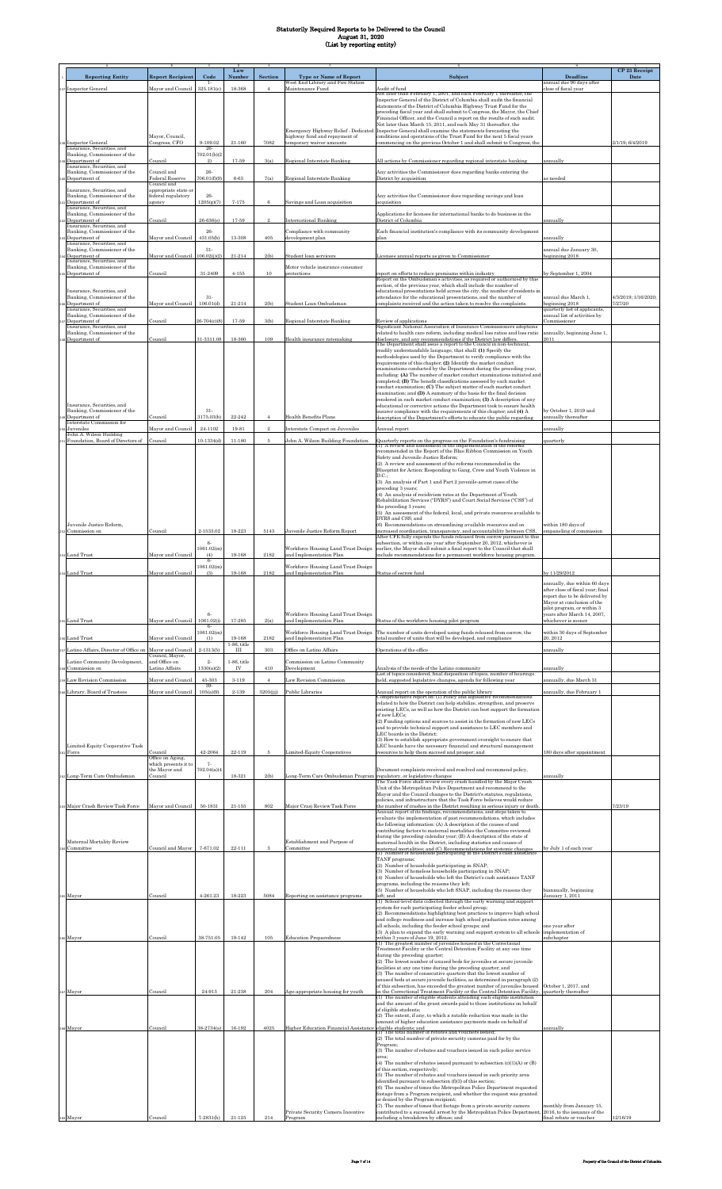# Statutorily Required Reports to be Delivered to the Council
## August 31, 2020
## (List by reporting entity)

| | A | B | C | D | E | F | G | H | I |
|---|---|---|---|---|---|---|---|---|---|
| 1 | Reporting Entity | Report Recipient | Code | Law Number | Section | Type or Name of Report | Subject | Deadline | CP 23 Receipt Date |
| 227 | Inspector General | Mayor and Council | 1-325.181(c) | 18-368 | 4 | West End Library and Fire Station Maintenance Fund | Audit of fund | annual due 90 days after close of fiscal year | |
| 228 | Inspector General | Mayor, Council, Congress, CFO | 9-109.02 | 21-160 | 7082 | Emergency Highway Relief - Dedicated highway fund and repayment of temporary waiver amounts | Not later than February 1, 2017, and each February 1 thereafter, the Inspector General of the District of Columbia shall audit the financial statements of the District of Columbia Highway Trust Fund for the preceding fiscal year and shall submit to Congress, the Mayor, the Chief Financial Officer, and the Council a report on the results of such audit. Not later than March 15, 2011, and each May 31 thereafter, the Inspector General shall examine the statements forecasting the conditions and operations of the Trust Fund for the next 5 fiscal years commencing on the previous October 1 and shall submit to Congress, the | | 2/1/19; 6/4/2019 |
| 229 | Insurance, Securities, and Banking, Commissioner of the Department of | Council | 26-702.01(b)(2) | 17-59 | 3(a) | Regional Interstate Banking | All actions by Commissioner regarding regional interstate banking | annually | |
| 230 | Insurance, Securities, and Banking, Commissioner of the Department of | Council and Federal Reserve | 26-706.01(f)(9) | 6-63 | 7(a) | Regional Interstate Banking | Any activities the Commissioner does regarding banks entering the District by acquisition | as needed | |
| 231 | Insurance, Securities, and Banking, Commissioner of the Department of | Council and appropriate state or federal regulatory agency | 26-1205(g)(7) | 7-175 | 6 | Savings and Loan acquisition | Any activities the Commissioner does regarding savings and loan acquisition | | |
| 232 | Insurance, Securities, and Banking, Commissioner of the Department of | Council | 26-636(c) | 17-59 | 2 | International Banking | Applications for licenses for international banks to do business in the District of Columbia | annually | |
| 233 | Insurance, Securities, and Banking, Commissioner of the Department of | Mayor and Council | 26-431.05(b) | 13-308 | 405 | Compliance with community development plan | Each financial institution's compliance with its community development plan | annually | |
| 234 | Insurance, Securities, and Banking, Commissioner of the Department of | Mayor and Council | 31-106.02(j)(2) | 21-214 | 2(b) | Student loan servicers | Licensee annual reports as given to Commissioner | annual due January 30, beginning 2018 | |
| 235 | Insurance, Securities, and Banking, Commissioner of the Department of | Council | 31-2409 | 4-155 | 10 | Motor vehicle insurance consumer protections | report on efforts to reduce premiums within industry | by September 1, 2004 | |
| 236 | Insurance, Securities, and Banking, Commissioner of the Department of | Mayor and Council | 31-106.01(d) | 21-214 | 2(b) | Student Loan Ombudsman | Report on the Ombudsman's activities, as required or authorized by this section, of the previous year, which shall include the number of educational presentations held across the city, the number of residents in attendance for the educational presentations, and the number of complaints received and the action taken to resolve the complaints. | annual due March 1, beginning 2018 | 4/3/2019; 1/16/2020; 7/27/20 |
| 237 | Insurance, Securities, and Banking, Commissioner of the Department of | Council | 26-704(c)(8) | 17-59 | 3(b) | Regional Interstate Banking | Review of applications | quarterly list of applicants, annual list of activities by Commissioner | |
| 238 | Insurance, Securities, and Banking, Commissioner of the Department of | Council | 31-3311.08 | 18-360 | 109 | Health insurance ratemaking | Significant National Association of Insurance Commissioners adoptions related to health care reform, including medical loss ratios and loss ratio disclosure, and any recommendations if the District law differs. | annually, beginning June 1, 2011 | |
| 239 | Insurance, Securities, and Banking, Commissioner of the Department of | Council | 31-3175.03(b) | 22-242 | 4 | Health Benefits Plans | The Department shall issue a report to the Council in non-technical, readily understandable language, that shall: (1) Specify the methodologies used by the Department to verify compliance with the requirements of this chapter; (2) Identify the market conduct examinations conducted by the Department during the preceding year, including: (A) The number of market conduct examinations initiated and completed; (B) The benefit classifications assessed by each market conduct examination; (C) The subject matter of each market conduct examination; and (D) A summary of the basis for the final decision rendered in each market conduct examination; (3) A description of any educational or corrective actions the Department took to ensure health insurer compliance with the requirements of this chapter; and (4) A description of the Department's efforts to educate the public regarding | by October 1, 2019 and annually thereafter | |
| 240 | Interstate Commission for Juveniles | Mayor and Council | 24-1102 | 19-81 | 2 | Interstate Compact on Juveniles | Annual report | annually | |
| 241 | John A. Wilson Building Foundation, Board of Directors of | Council | 10-1334(d) | 11-180 | 5 | John A. Wilson Building Foundation | Quarterly reports on the progress on the Foundation's fundraising | quarterly | |
| 242 | Juvenile Justice Reform, Commission on | Council | 2-1533.02 | 18-223 | 5143 | Juvenile Justice Reform Report | (1) A review and assessment of the implementation of the reforms recommended in the Report of the Blue Ribbon Commission on Youth Safety and Juvenile Justice Reform;<br>(2) A review and assessment of the reforms recommended in the Blueprint for Action: Responding to Gang, Crew and Youth Violence in D.C.;<br>(3) An analysis of Part 1 and Part 2 juvenile-arrest cases of the preceding 3 years;<br>(4) An analysis of recidivism rates at the Department of Youth Rehabilitation Services ("DYRS") and Court Social Services ("CSS") of the preceding 3 years;<br>(5) An assessment of the federal, local, and private resources available to DYRS and CSS; and<br>(6) Recommendations on streamlining available resources and on increased coordination, transparency, and accountability between CSS, | within 180 days of empaneling of commission | |
| 243 | Land Trust | Mayor and Council | 6-1061.02(m)(4) | 19-168 | 2182 | Workforce Housing Land Trust Design and Implementation Plan | After CFE fully expends the funds released from escrow pursuant to this subsection, or within one year after September 20, 2012, whichever is earlier, the Mayor shall submit a final report to the Council that shall include recommendations for a permanent workforce housing program. | | |
| 244 | Land Trust | Mayor and Council | 6-1061.02(m)(3) | 19-168 | 2182 | Workforce Housing Land Trust Design and Implementation Plan | Status of escrow fund | by 11/29/2012 | |
| 245 | Land Trust | Mayor and Council | 6-1061.02(b) | 17-285 | 2(a) | Workforce Housing Land Trust Design and Implementation Plan | Status of the workforce housing pilot program | annually, due within 60 days after close of fiscal year; final report due to be delivered by Mayor at conclusion of the pilot program, or within 3 years after March 14, 2007, whichever is sooner | |
| 246 | Land Trust | Mayor and Council | 6-1061.02(m)(1) | 19-168 | 2182 | Workforce Housing Land Trust Design and Implementation Plan | The number of units developed using funds released from escrow, the total number of units that will be developed, and compliance | within 30 days of September 20, 2012 | |
| 247 | Latino Affairs, Director of Office on | Mayor and Council | 2-1313(5) | 1-86, title III | 303 | Office on Latino Affairs | Operations of the office | annually | |
| 248 | Latino Community Development, Commission on | Council, Mayor, and Office on Latino Affairs | 2-1330(a)(2) | 1-86, title IV | 410 | Commission on Latino Community Development | Analysis of the needs of the Latino community | annually | |
| 249 | Law Revision Commission | Mayor and Council | 45-303 | 3-119 | 4 | Law Revision Commission | List of topics considered, final disposition of topics, number of hearings held, suggested legislative changes, agenda for following year | annually, due March 31 | |
| 250 | Library, Board of Trustees | Mayor and Council | 39-105(a)(8) | 2-139 | 3205(jjj) | Public Libraries | Annual report on the operation of the public library | annually, due February 1 | |
| 251 | Limited-Equity Cooperative Task Force | Council | 42-2064 | 22-119 | 5 | Limited-Equity Cooperatives | A comprehensive report on: (1) Policy and legislative recommendations related to how the District can help stabilize, strengthen, and preserve existing LECs, as well as how the District can best support the formation of new LECs;<br>(2) Funding options and sources to assist in the formation of new LECs and to provide technical support and assistance to LEC members and LEC boards in the District;<br>(3) How to establish appropriate government oversight to ensure that LEC boards have the necessary financial and structural management resources to help them succeed and prosper; and | 180 days after appointment | |
| 252 | Long-Term Care Ombudsman | Office on Aging, which presents it to the Mayor and Council | 7-702.04(a)(4) | 18-321 | 2(b) | Long-Term Care Ombudsman Program | Document complaints received and resolved and recommend policy, regulatory, or legislative changes | annually | |
| 253 | Major Crash Review Task Force | Mayor and Council | 50-1831 | 21-155 | 802 | Major Crash Review Task Force | The Task Force shall review every crash handled by the Major Crash Unit of the Metropolitan Police Department and recommend to the Mayor and the Council changes to the District's statutes, regulations, policies, and infrastructure that the Task Force believes would reduce the number of crashes in the District resulting in serious injury or death. | | 7/23/19 |
| 254 | Maternal Mortality Review Committee | Council and Mayor | 7-671.02 | 22-111 | 3 | Establishment and Purpose of Committee | Annual report of its findings, recommendations, and steps taken to evaluate the implementation of past recommendations, which includes the following information: (A) A description of the causes of and contributing factors to maternal mortalities the Committee reviewed during the preceding calendar year; (B) A description of the state of maternal health in the District, including statistics and causes of maternal mortalities; and (C) Recommendations for systemic changes | by July 1 of each year | |
| 255 | Mayor | Council | 4-261.23 | 18-223 | 5084 | Reporting on assistance programs | (1) Number of households participating in the District's cash assistance TANF program;<br>(2) Number of households participating in SNAP;<br>(3) Number of homeless households participating in SNAP;<br>(4) Number of households who left the District's cash assistance TANF programs, including the reasons they left;<br>(5) Number of households who left SNAP, including the reasons they left; and | biannually, beginning January 1, 2011 | |
| 256 | Mayor | Council | 38-751.05 | 19-142 | 105 | Education Preparedness | (1) School-level data collected through the early warning and support system for each participating feeder school group;<br>(2) Recommendations highlighting best practices to improve high school and college readiness and increase high school graduation rates among all schools, including the feeder school groups; and<br>(3) A plan to expand the early warning and support system to all schools within 3 years of June 19, 2012. | one year after implementation of subchapter | |
| 257 | Mayor | Council | 24-913 | 21-238 | 204 | Age-appropriate housing for youth | (1) The greatest number of juveniles housed in the Correctional Treatment Facility or the Central Detention Facility at any one time during the preceding quarter;<br>(2) The lowest number of unused beds for juveniles at secure juvenile facilities at any one time during the preceding quarter; and<br>(3) The number of consecutive quarters that the lowest number of unused beds at secure juvenile facilities, as determined in paragraph (2) of this subsection, has exceeded the greatest number of juveniles housed in the Correctional Treatment Facility or the Central Detention Facility, | October 1, 2017, and quarterly thereafter | |
| 258 | Mayor | Council | 38-2734(a) | 16-192 | 4025 | Higher Education Financial Assistance | (1) The number of eligible students attending each eligible institution and the amount of the grant awards paid to those institutions on behalf of eligible students;<br>(2) The extent, if any, to which a ratable reduction was made in the amount of higher education assistance payments made on behalf of eligible students; and | annually | |
| 259 | Mayor | Council | 7-2831(b) | 21-125 | 214 | Private Security Camera Incentive Program | (1) The total number of rebates and vouchers issued;<br>(2) The total number of private security cameras paid for by the Program;<br>(3) The number of rebates and vouchers issued in each police service area;<br>(4) The number of rebates issued pursuant to subsection (c)(1)(A) or (B) of this section, respectively;<br>(5) The number of rebates and vouchers issued in each priority area identified pursuant to subsection (f)(3) of this section;<br>(6) The number of times the Metropolitan Police Department requested footage from a Program recipient, and whether the request was granted or denied by the Program recipient;<br>(7) The number of times that footage from a private security camera contributed to a successful arrest by the Metropolitan Police Department, including a breakdown by offense; and | monthly from January 15, 2016, to the issuance of the final rebate or voucher | 12/16/19 |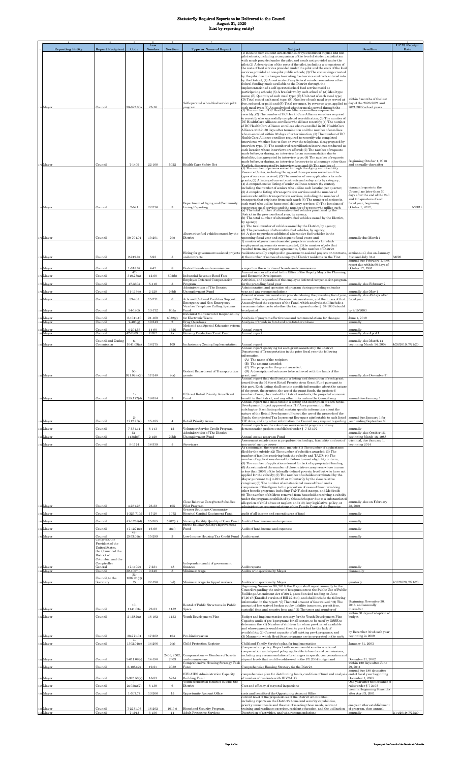# Statutorily Required Reports to be Delivered to the Council
## August 31, 2020
## (List by reporting entity)

| | A | B | C | D | E | F | G | H | I |
|---|---|---|---|---|---|---|---|---|---|
| 1 | **Reporting Entity** | **Report Recipient** | **Code** | **Law Number** | **Section** | **Type or Name of Report** | **Subject** | **Deadline** | **CP 23 Receipt Date** |
| 270 | Mayor | Council | 38-822.03a | 23-16 | | Self-operated school food service pilot program | (1) Results from student satisfaction surveys conducted at pilot and non-pilot schools, including a comparison of the level of student satisfaction with meals provided under the pilot and meals not provided under the pilot; (2) A description of the costs of the pilot, including a comparison of the costs of food services provided under the pilot and the costs of the food services provided at non-pilot public schools; (3) The cost savings created by the pilot due to changes to existing food service contracts entered into by the District; (4) An estimate of any federal reimbursements or other federal funding made available to the District through the implementation of a self-operated school food service model at participating schools; (5) A breakdown by each school of: (A) Meal type name; (B) Quantity of each meal type; (C) Unit cost of each meal type; (D) Total cost of each meal type; (E) Number of each meal type served at free, reduced, or paid; and (F) Total revenues, by revenue type, applied to each meal type; (6) An analysis of whether meals served through the | within 3 months of the last day of the 2020-2021 and 2021-2022 school years | |
| 271 | Mayor | Council | 7-1409 | 22-168 | 5022 | Health Care Safety Net | (1) The number of DC HealthCare Alliance enrollees required to recertify; (2) The number of DC HealthCare Alliance enrollees required to recertify who successfully completed recertification; (3) The number of DC HealthCare Alliance enrollees who did not recertify; (4) The number of DC HealthCare Alliance enrollees who re-enrolled in DC HealthCare Alliance within 30 days after termination and the number of enrollees who re-enrolled within 60 days after termination; (5) The number of DC HealthCare Alliance enrollees required to recertify who completed interviews, whether face-to-face or over the telephone, disaggregated by interview type; (6) The number of recertification interviews conducted at each location where interviews are offered; (7) The number of requests made before, or during, an interview for an accommodation due to disability, disaggregated by interview type; (8) The number of requests made before, or during, an interview for services in a language other than English, disaggregated by interview type and (9) The number of | Beginning October 1, 2018 and annually thereafter | |
| 272 | Mayor | Council | 7-521 | 22-276 | 3 | Department of Aging and Community Living Reporting | (1) The number of persons served through the Aging and Disability Resource Center, including the ages of those persons served and the types of services received; (2) The number of new applications for sub-grants; (3) A listing of current contracts and sub-grants by category; (4) A comprehensive listing of senior wellness centers (by center), including the number of seniors who utilize each location per quarter; (5) A complete listing of transportation services and the number of seniors who utilize transportation services, including the number of transports that originate from each ward; (6) The number of seniors in each ward who utilize home meal delivery services; (7) The locations of congregate meal services and the number of persons who utilize each | biannual reports to the Council, no later than 30 days after the end of the 2nd and 4th quarters of each fiscal year, beginning October 1, 2017. | 5/23/19 |
| 273 | Mayor | Council | 50-704.01 | 10-201 | 2(e) | Alternative fuel vehicles owned by the District | (a) The total number of alternative-fuel vehicles purchased by the District in the previous fiscal year, by agency; (b) The total number of alternative-fuel vehicles owned by the District, by agency; (c) The total number of vehicles owned by the District, by agency; (d) The percentage of alternative-fuel vehicles, by agency; (e) A plan to purchase additional alternative-fuel vehicles in the upcoming fiscal year and subsequent fiscal years; and | annually due March 1 | |
| 274 | Mayor | Council | 2-219.04 | 5-93 | 5 | Hiring for government assisted projects and contracts | 1) number of government-assisted projects or contracts for which employment agreements were executed, 2) the number of jobs that resulted from employment agreements, 3) the number of District residents actually employed in government-assisted projects or contracts, 4) the number of names of unemployed District residents on the First | semiannual, due on January 31st and July 31st | 5/6/20 |
| 275 | Mayor | Council | 1-315.07 | 4-42 | 8 | District boards and commissions | a report on the activities of boards and commissions | annual due February 1, first report due within 60 days of October 17, 1981 | |
| 276 | Mayor | Council | 47-340.23(a) | 12-60 | 502(b) | Industrial Revenue Bond Fees | Account monies allocated to the Office of the Deputy Mayor for Planning and Economic Development | | |
| 277 | Mayor | Council | 47-3604 | 5-118 | 5 | Employee Deferred Compensation Program | Activities, and operation of the employee deferred compensation program for the preceding fiscal year | annually, due February 2 | |
| 278 | Mayor | Council | 51-113(c) | 2-129 | 2(dd) | Administration of The District Unemployment Fund | Administration and operation of program during preceding calendar year and any recommendations | annually, due May 1 | |
| 279 | Mayor | Council | 39-405 | 15-271 | 6 | Arts and Cultural Facilities Support | Amount of economic assistance provided during the preceding fiscal year, names of the recipients of the economic assistance, and their uses of the | annually, due 45 days after fiscal year | |
| 280 | Mayor | Council | 34-1805 | 13-172 | 605a | Emergency and Non-Emergency Number Telephone Calling Systems Fund | An analysis of the expenses of the Fund, which analysis shall include a recommendation as to whether the tax imposed under § 34-1803 should be adjusted | by 9/15/2003 | |
| 281 | Mayor | Council | 8-1041.10 | 21-160 | 6032(g) | Extended Manufacturer Responsibility for Electronic Waste | Analysis of program effectiveness and recommendations for changes | June 1, 2019 | |
| 282 | Mayor | Council | 7-403(g) | 19-243 | 2 | Drug Overdoses | Analysis of trends in fatal and non-fatal overdoses | annually | |
| 283 | Mayor | Council | 4-204.56 | 14-90 | 1556 | Medicaid and Special Education reform Fund | Annual report | annually | |
| 284 | Mayor | Council | 42-2803.01 | 7-202 | 4a | Housing Production Trust Fund | Annual report | annually, due April 1 | |
| 285 | Mayor | Council and Zoning Commission | 6-1041.09(a) | 16-275 | 109 | Inclusionary Zoning Implementation | Annual report | annually, due March 14 beginning March 14, 2008 | 4/26/2019; 7/27/20 |
| 286 | Mayor | Council | 50-921.02(c)(2) | 17-248 | 2(a) | District Department of Transportation grants | Annual report specifying for each grant awarded by the District Department of Transportation in the prior fiscal year the following information: (A) The name of the recipient; (B) The amount awarded; (C) The purpose for the grant awarded; (D) A description of outcomes to be achieved with the funds of the grant; and | annually, due December 31 | |
| 287 | Mayor | Council | 1-325.172(d) | 18-354 | 3 | H Street Retail Priority Area Grant Fund | Annual report that shall contain a listing and description of each grant issued from the H Street Retail Priority Area Grant Fund pursuant to this part. Each listing shall contain specific information about the nature of the grant, the grantee, the use of the grant funds, the projected number of new jobs created for District residents, the projected economic benefit to the District, and any other information the Council may | annual due January 1 | |
| 288 | Mayor | Council | 2-1217.73(c) | 15-185 | 4 | Retail Priority Areas | Annual report that shall contain a listing and description of each Retail Development Project approved as a TIF Area pursuant to this subchapter. Each listing shall contain specific information about the nature of the Retail Development Project, the use of the proceeds of the Bonds, the projected Tax Increment Revenues attributable to each listed TIF Area, and any other information the Council may request regarding | annual due January 1 for year ending September 30 | |
| 289 | Mayor | Council | 7-531.11 | 6-143 | 12 | Volunteer Service Credit Program | Annual reports on the volunteer service credit program and any demonstration projects established under § 7-531.07 | annually | |
| 290 | Mayor | Council | 51-113(d)(3) | 2-129 | 2(dd) | Administration of The District Unemployment Fund | Annual status report on Fund | annually, due October 15, beginning March 16, 1988 | |
| 291 | Mayor | Council | 9-1174 | 18-339 | 5 | Streetcars | Assessment on advances in propulsion technology, feasibility and cost of non-aerial motive power | triennial, due January 1, beginning 2014 | |
| 292 | Mayor | Council | 4-251.25 | 23-32 | 105 | Close Relative Caregivers Subsidies Pilot Program | At a minimum, the report shall include: (1) The number of applications filed for the subsidy; (2) The number of subsidies awarded; (3) The number of families receiving both the subsidy and TANF; (4) The number of applications denied for failure to meet eligibility criteria; (5) The number of applications denied for lack of appropriated funding; (6) An estimate of the number of close relative caregivers whose income is less than 200% of the federally-defined poverty level but who have not applied for the subsidy; (7) The number of subsidies terminated by the Mayor pursuant to § 4-251.23 or voluntarily by the close relative caregiver; (8) The number of substantiated cases of fraud and a comparison of this figure to the proportion of cases of fraud involving other benefit programs, including TANF, food stamps, and Medicaid; (9) The number of children removed from households receiving a subsidy under the program established by this subchapter due to a substantiated allegation of child abuse or neglect; and (10) Any legislative, policy, or administrative recommendations of the Family Court of the Superior | annually, due on February 28, 2021 | |
| 293 | Mayor | Council | 1-325.71(c) | 17-20 | 1072 | Greater Southeast Community Hospital Capital Equipment Fund | audit of all income and expenditures of fund | annually | |
| 294 | Mayor | Council | 47-1262(d) | 15-205 | 5202( c ) | Nursing Facility Quality of Care Fund | Audit of fund income and expenses | annually | |
| 295 | Mayor | Council | 47-1271(c) | 16-68 | 2(e ) | Stevie Sellows Quality Improvement Fund | Audit of fund income and expenses | annually | |
| 296 | Mayor | Council | 42-2853.02(c) | 15-299 | 3 | Low-Income Housing Tax Credit Fund | Audit report | annually | |
| 297 | Mayor | Congress, the President of the United States, the Council of the District of Columbia, and the Comptroller General | 47-119(c) | 7-231 | 48 | Independent audit of government finances | Audit reports | annually | |
| 298 | Mayor | Council | 32-1007.01 | 9-248 | 8 | Minimum wage | Audits or inspections by Mayor | biannually | |
| 299 | Mayor | Council, to the Secretary | 32-1009.01(c)(2) | 22-196 | 6(d) | Minimum wage for tipped workers | Audits or inspections by Mayor | quarterly | 7/17/2020; 7/21/20 |
| 300 | Mayor | Council | 10-1141.03a | 22-33 | 1152 | Rental of Public Structures in Public Space | Beginning November 30, 2019, the Mayor shall report annually to the Council regarding the waiver of fees pursuant to the Public Use of Public Buildings Amendment Act of 2017, passed on 2nd reading on June 27,2017 (Enrolled version of Bill 22-244), and shall include the following information in the report: "(1) The total amount of fees waived; "(2) The amount of fees waived broken out by liability insurance, permit fees, custodial fees, and security fees; and "(3) The types and number of | Beginning November 30, 2016, and annually thereafter | |
| 301 | Mayor | Council | 2-1582(a) | 16-192 | 1153 | Youth Development Plan | Budget and implementation strategy for the Youth Development Plan | within 30 days of adoption of budget | |
| 302 | Mayor | Council | 38-271.04 | 17-202 | 104 | Pre-kindergarten | Capacity audit of pre-k programs for all sectors, to be used by OSSE to determine the: (1) Number of children for whom pre-k is not available and whose parents would send them to pre-k but for the lack of availability; (2) Current capacity of all existing pre-k programs; and (3) Manner in which Head Start programs are incorporated in the early | by December 30 of each year beginning in 2009 | |
| 303 | Mayor | Council | 4-1302.01(c) | 14-206 | 2(g) | Child Protection Register | Child and Family Service's plan for implementation | January 31, 2003 | |
| 304 | Mayor | Council | 1-611.08(e) | 14-190 | 2403, 2502, 2603 | Compensation — Members of boards and commissions. | Compensation policy. Report with recommendations for a rational compensation and stipend policy applicable to boards and commissions, including any recommendations for changes in specific compensation and stipend levels that could be addressed in the FY 2004 budget and | December 31, 2002 | |
| 305 | Mayor | Council | 6-1054(c) | 19-21 | 2052 | Comprehensive Housing Strategy Task Force | Comprehensive Housing Strategy for the District | within 120 days after June 29, 2011 | |
| 306 | Mayor | Council | 1-325.53(a) | 16-33 | 5234 | HIV/AIDS Administration Capacity Building Fund | comprehensive plan for distributing funds, condition of fund and analysis of number of residents with HIV/AIDS | annual due 180 days after end of fiscal year beginning December 1, 2005 | |
| 307 | Mayor | Council | 7-2103(a)(2) | 6-139 | 6 | Youth residential facilities outside the District | Cost and efficacy of mayoral inspections | One year after the issuance of rules under § 7-2103 | |
| 308 | Mayor | Council | 1-307.74 | 13-266 | 15 | Opportunity Account Office | costs and benefits of the Opportunity Account Office | biennial beginning 8 months after April 3, 2001 | |
| 309 | Mayor | Council | 7-2231.03 | 16-262 | 101(a) | Homeland Security Program | current level of the preparedness of the District of Columbia, including reports on the District's homeland security capabilities, priority unmet needs and the cost of meeting those needs, relevant training and readiness exercises, resident education, and the utilization | one year after establishment of program, then annual | |
| 310 | Mayor | Council | 7-1913 | 5-156 | 14 | Adult Protective Services | Description of activities, analysis, recommendations | annually | 2/14/2019; 7/22/20 |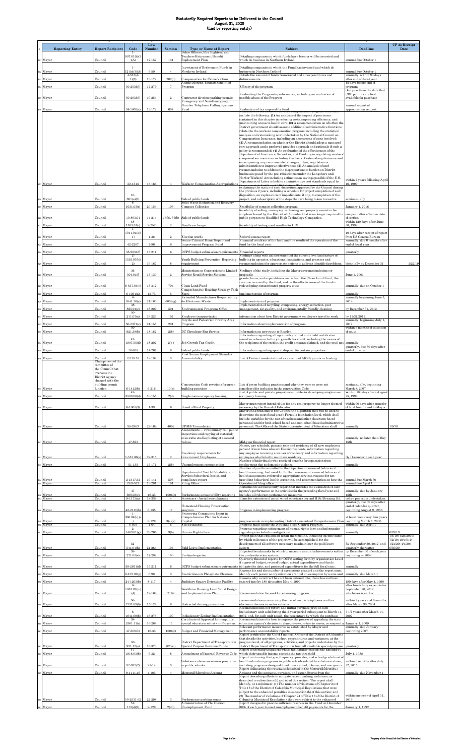# Statutorily Required Reports to be Delivered to the Council
## August 31, 2020
## (List by reporting entity)

| | a | b | c | d | e | f | g | h | i |
|---|---|---|---|---|---|---|---|---|---|
| 1 | Reporting Entity | Report Recipient | Code | Law Number | Section | Type or Name of Report | Subject | Deadline | CP 23 Receipt Date |
| 311 | Mayor | Council | 1-907.01(b)(3)(A) | 12-152 | 131 | Police Officers, Fire Fighters, and Teachers Retirement Benefit Replacement Plan | Detailing companies in which funds have been or will be invested and which do business in Northern Ireland | annual due October 1 | |
| 312 | Mayor | Council | 1-721(c)(3)(A) | 5-50 | 4 | Investment of Retirement Funds in Northern Ireland | Detailing companies in which the Fund has invested and which do business in Northern Ireland | annual due October 1 | |
| 313 | Mayor | Council | 4-515(d-1)(3) | 13-172 | 202(d) | Compensation for Crime Victims | Details the amount of funds transferred and all expenditures and disbursements | annually, within 90 days after end of fiscal year | |
| 314 | Mayor | Council | 50-2536(j) | 17-279 | 7 | Adams Morgan Taxicab Zone Pilot Program | Efficacy of the program | 45 days before end of program | |
| 315 | Mayor | Council | 50-2635(j) | 19-254 | 2 | Contractor daytime parking permits | Evaluating the Program's performance, including an evaluation of possible abuse of the Program | One year from the date that CDP permits are first available for purchase | |
| 316 | Mayor | Council | 34-1803(c) | 13-172 | 604 | Emergency and Non-Emergency Number Telephone Calling Systems Fund | Evaluation of tax imposed for fund | annual as part of appropriation request | |
| 317 | Mayor | Council | 32-1543 | 15-166 | 4 | Workers' Compensation Appropriations | Evaluation of the District's workers' compensation program that shall include the following: (1) An analysis of the impact of provisions contained in this chapter in reducing costs, improving efficiency, and maintaining access to health care; (2) A recommendation on whether the District government should assume additional administrative functions related to the workers' compensation program including the statistical analyses and ratemaking now undertaken by the National Council on Compensation Insurance, including an assessment of costs involved; (3) A recommendation on whether the District should adopt a managed care approach and a preferred provider approach and rationale if such a policy is recommended; (4) An evaluation of the effectiveness of the Department of Insurance, Securities, and Banking in regulating workers' compensation insurance including the basis of ratemaking decisions and encompassing any recommended changes in law, regulation or administration to improve effectiveness; (5) An analysis of and recommendation to address the disproportionate burden on District businesses posed by the pre-1982 claims under the Longshore and Harbor Workers' Act including estimates on savings possible if the U.S. Department of Labor is held to administrative cost standards equal to ... | within 2 years following April 16, 1999 | |
| 318 | Mayor | Council | 10-801(a)(3) | | | Sale of public lands | explaining the status of each disposition approved by the Council during the previous 2 years, including a schedule for project completion of each disposition, an explanation of impediments, if any, to completion of the project, and a description of the steps that are being taken to resolve | semiannually | |
| 319 | Mayor | Council | 8-1031.03(r) | 20-154 | 103 | Solid Waste Reduction and Recovery - Compost Collection | Feasibility of compost collection program | January 1, 2016 | |
| 320 | Mayor | Council | 10-803.01 | 14-214 | 15(b), 37(b) | Sale of public lands | feasibility of selling, conveying, or leasing real property owned in fee simple or leased by the District of Columbia that is no longer required for public purposes to Qualified High Technology Companies. | one year after effective date of section | |
| 321 | Mayor | Council | 48-1103.01(c) | 9-252 | 2 | Needle exchange | feasibility of testing used needles for HIV | within 120 days after June 30, 1992 | |
| 322 | Mayor | Council | 1-1011.01(a)(1) | 1-38 | 2 | Election wards | Federal census report | 10 days after receipt of report from US Census Bureau | |
| 323 | Mayor | Council | 42-2207 | 7-96 | 8 | Senior Citizens' Home Repair and Improvement Program Fund | Financial condition of the fund and the results of the operation of the fund for the fiscal year | annually, due 6 months after end of fiscal year | |
| 324 | Mayor | Council | 38-2831(f) | 15-211 | 6 | DCPS budget submission requirements | Financial reports | quarterly | |
| 325 | Mayor | Council | 2-1535.07(b)(2) | 19-167 | 8 | Youth Bullying Prevention; Reporting requirement | Findings along with an assessment of the current level and nature of bullying in agencies, educational institutions, and grantees and recommendations for appropriate actions to address identified problems. | biennially by December 31 | 2/22/19 |
| 326 | Mayor | Council | 36-304.01(f) | 13-130 | 2 | Moratorium on Conversions to Limited Service Retail Service Stations | Findings of the study, including the Mayor's recommendations or proposals. | June 1, 2001 | |
| 327 | Mayor | Council | 8-637.04(e) | 13-312 | 704 | Clean Land Fund | grants, loans, and expenditures made from the Clean Land Fund, the revenue received by the fund, and on the effectiveness of the fund in redeveloping contaminated property sites. | annually, due on October 1 | |
| 328 | Mayor | Council | 6-1054(a) | 13-73 | 5 | Comprehensive Housing Strategy Task Force | Implementation of program | annually | |
| 329 | Mayor | Council | 8-1041.10(a) | 21-160 | 6032(g) | Extended Manufacturer Responsibility for Electronic Waste | Implementation of program | annually beginning June 1, 2018 | |
| 330 | Mayor | Council | 38-825.01(c) | 18-209 | 501 | Environmental Programs Office | Implementation of recycling, composting, energy-reduction, pest management, air quality, and environmentally friendly cleaning | by December 31, 2012 | |
| 331 | Mayor | Council | 50-211.07(a) | 19-223 | 107 | Employee transportation | information about how District government employees travel to work | by 12/31/2012 | |
| 332 | Mayor | Council | 50-2371(c) | 21-155 | 201 | Bicycle and Pedestrian Priority Area Program | Information about implementation of program | annually, beginning July 1, 2017 | |
| 333 | Mayor | Council | 50-921.18(b) | 18-182 | 2(b) | DC Circulator Bus Service | Information on new route to Rosslyn | within 6 months of initiation of route | |
| 334 | Mayor | Council | 47-1807.55(d) | 18-202 | 2(c) | Job Growth Tax Credit | Information regarding all approvals granted and credit certificates issued in reference to the job growth tax credit, including the names of the recipients of the credits, the credit amounts claimed, and the total net | annually | |
| 335 | Mayor | Council | 10-838 | 14-267 | 9 | Sale of public lands | Information regarding special disposal for certain properties | quarterly, due 30 days after end of quarter | |
| 336 | Mayor | Council | 2-219.52 | 18-194 | 3 | First Source Employment Stimulus Accountability | List of District residents hired as a result of ARRA grants or funding | | |
| 337 | Mayor | Chairperson of the committee of the Council that oversees the District agency charged with the building permit function | 6-1412(b) | 6-216 | 10(c) | Construction Code revisions for green building practices | List of green building practices and why they were or were not considered for inclusion in the construction Code | semiannually, beginning March 8, 2007 | |
| 338 | Mayor | Council | 42-3508.06(d) | 10-155 | 2(d) | Single-room occupancy housing | List of public and private properties suitable for developing single-room occupancy housing | Within 180 days from August 25, 1994 | |
| 339 | Mayor | Council | 6-1005(3) | 1-39 | 6 | Board of Real Property | Mayor must report intended use for any real property no longer deemed necessary by the Board of Education | within 90 days after transfer of land from Board to Mayor | |
| 340 | Mayor | Council | 38-2903 | 22-168 | 4002 | UPSFF Formulation | Mayor shall transmit to the Council the algorithm that will be used to determine the next fiscal year's Formula foundation level, which shall include variables for the cost of teachers and other classroom-based personnel and for both school-based and non-school-based administrative personnel. The Office of the State Superintendent of Education shall | annually | 1/8/19 |
| 341 | Mayor | Council | 47-823 | | | Assessments — Preliminary roll; public inspections and copying of material; sales ratio studies; listing of assessed values. | Mid-year financial report | annually, no later than May 15th | |
| 342 | Mayor | Council | 1-515.06(a) | 22-315 | 2 | Residency requirements for Government Employees | Names, pay schedule, position title and residency of all new employees; percent of new hires who are District residents, information regarding any employee receiving a waiver of residency and information regarding employees who failed to maintain residency. | By December 1 each year | |
| 343 | Mayor | Council | 51-135 | 15-171 | 2(b) | Unemployment compensation | Number of individuals who received benefits for separation from employment due to domestic violence. | annually | |
| 344 | Mayor | Council | 2-1517.52 | 19-141 | 503 | Department of Youth Rehabilitation Services behavioral health and compliance report | Number of youth committed to the Department, received behavioral health screening, had need for further assessment, received behavioral health assessment, referred to appropriate services, reasons for not providing behavioral health screening, and recommendation on how the | annual due March 30 | |
| 345 | Mayor | Council | 29-9.527 | 13-201 | 101 | Filing Office | Operation of filing office | annual due April 1 | |
| 346 | Mayor | Council | 47-308.03(c) | 16-33 | 1006(c) | Performance accountability reporting | Performance accountability report that includes the evaluation of each agency's performance on its activities for the preceding fiscal year and includes all relevant performance measures | annually, due by January 15th | |
| 347 | Mayor | Council | 9-1173(a) | 18-339 | 4 | Streetcars - Aerial wire planning | Plans for extension of aerial wired streetcars beyond H St/Benning Rd. | before project is undertaken | |
| 348 | Mayor | Council | 42-2110(b) | 6-135 | 11 | Homestead Housing Preservation program | Progress in implementing program | quarterly, due 30 days after end of calendar quarter, beginning August 9, 1986 | |
| 349 | Mayor | Council | 1-306.04(b)(c)(1) | 8-129 | 3(a)(2) | Preserving Community Input in Comprehensive Plan for Nation's Capital | progress made in implementing District elements of Comprehensive Plan | at least once every four years beginning March 1, 2000 | |
| 350 | Mayor | Council | 6-505 | 1-64 | 6 | Flood Hazards | Progress made under the National Flood Control Program | annually, due April 1 | |
| 351 | Mayor | Council | 2-1403.01(g) | 20-266 | 3(b) | Human Rights Law | Progress regarding enforcement of human rights laws and information regarding concluded investigations | annually | 6/28/19 |
| 352 | Mayor | Council | 32-541.04(h) | 21-264 | 104 | Paid Leave Implementation | Project plan that explains in detail the timeline, including specific dates by which milestones of the project will be accomplished, for the development of all software necessary to administer the paid-leave system | By September 30, 2017, and quarterly thereafter | 1/4/19; 4/25/2019; 7/2/19; 10/16/19; 1/21/20; 4/1/20; 6/30/20 |
| 353 | Mayor | Council | 38-271.03(e) | 17-202 | 103 | Pre-kindergarten | Projected benchmarks by which to measure annual achievements within the pre-k education system. | by December 30 of each year beginning in 2009 | |
| 354 | Mayor | Council | 38-2831(d) | 15-211 | 6 | DCPS budget submission requirements | Quarterly financial reports for DCPS setting forth by organization Level 4 approved budget, revised budget, actual expenditures and funds obligated to date, and projected expenditures for the full fiscal year. | annually | |
| 355 | Mayor | Council | 8-107.02(g) | 6-98 | 3 | Restrictions on Phosphate Cleaners | Reasons for and the number of exemptions granted and the report must identify each person or organization granted an exemption by name and | annually, due March 1 | |
| 356 | Mayor | Council | 24-1203(h) | 8-117 | 4 | Judiciary Square Detention Facility | Reasons why a contract has not been entered into, if one has not been entered into by 180 days after May 4, 1990 | 180 days after May 4, 1990 | |
| 357 | Mayor | Council | 6-1061.02(m)(4) | 19-168 | 2182 | Workforce Housing Land Trust Design and Implementation Plan | Recommendation for workforce housing program | after funds fully expended or September 20, 2012, whichever is earlier | |
| 358 | Mayor | Council | 50-1731.09(b) | 15-124 | 9 | Distracted driving prevention | recommendations concerning the use of mobile telephones or other electronic devices in motor vehicles | within 2 years and 6 months after March 30, 2004 | |
| 359 | Mayor | Council | 6-1041.09(b) | 16-275 | 109 | Inclusionary Zoning Implementation | Recommendations on future and initial purchase price of each inclusionary unit sold during the 5-year period subsequent to March 14, 2007, and, for each unit resold, the percentage by which the purchase | 5 1/2 years after March 14, 2007 | |
| 360 | Mayor | Council | 38-2561.11(c) | 16-269 | 11 | Certificate of Approval for nonpublic special education schools or Programs | Recommendations for how to improve the process of appealing the state education agency's decision to deny, revoke, refuse to renew, or suspend a | January 1, 2009 | |
| 361 | Mayor | Council | 47-308.02 | 16-33 | 1006(c) | Budget and Financial Management | Relevant performance measures, as established by Mayor and performance accountability reports | annually, due January beginning 2007 | |
| 362 | Mayor | Council | 50-921.12(a) | 18-370 | 626(c) | District Department of Transportation Special Purpose Revenue Funds | Report certified by the Chief Financial Officer of the District of Columbia that details the activities, budget, expenditures, and variances, at the program level, of all programs, activities, and projects undertaken by the District Department of Transportation from all available special purpose | quarterly | |
| 363 | Mayor | Council | 47-1816.03(b) | 5-32 | 8 | Amendment of Internal Revenue Code | Report concerning taxpayers whose tax liability exceeds the amount by which their taxable income exceeds the tax threshold | July 1, 1988 | |
| 364 | Mayor | Council | 32-932(2) | 21-14 | 3 | Substance abuse awareness programs in public schools | Report containing the type, frequency, provider, and school grade level of health-education programs in public schools related to substance abuse, including programs designed to address alcohol, tobacco, and marijuana | within 6 months after July 22, 2015 | |
| 365 | Mayor | Council | 9-1111.16 | 4-103 | 4 | Metrorail/Metrobus Account | Report delineating the revenues deposited in the Metrorail/Metrobus Account and the amounts, purposes, and expenditures from the | annually, due November 1 | |
| 366 | Mayor | Council | 50-2531.02 | 22-298 | 3 | Performance parking zones | Report describing efforts to mitigate repeat parking violations, as described in subsections (b) and (c) of this section. The report shall identify, at a minimum: (1) The number of violations of Chapter 24 of Title 18 of the District of Columbia Municipal Regulations that were subject to the enhanced penalties in subsection (b) of this section; and (2) The number of violations of Chapter 24 of Title 18 of the District of Columbia Municipal Regulations that were subject to the enhanced | within one year of April 11, 2019 | |
| 367 | Mayor | Council | 51-113(d)(2) | 2-129 | 2(dd) | Administration of The District Unemployment Fund | Report designed to provide sufficient reserves in the Fund on December 30th of each year to meet unemployment benefit payments for the | January 1, 1992 | |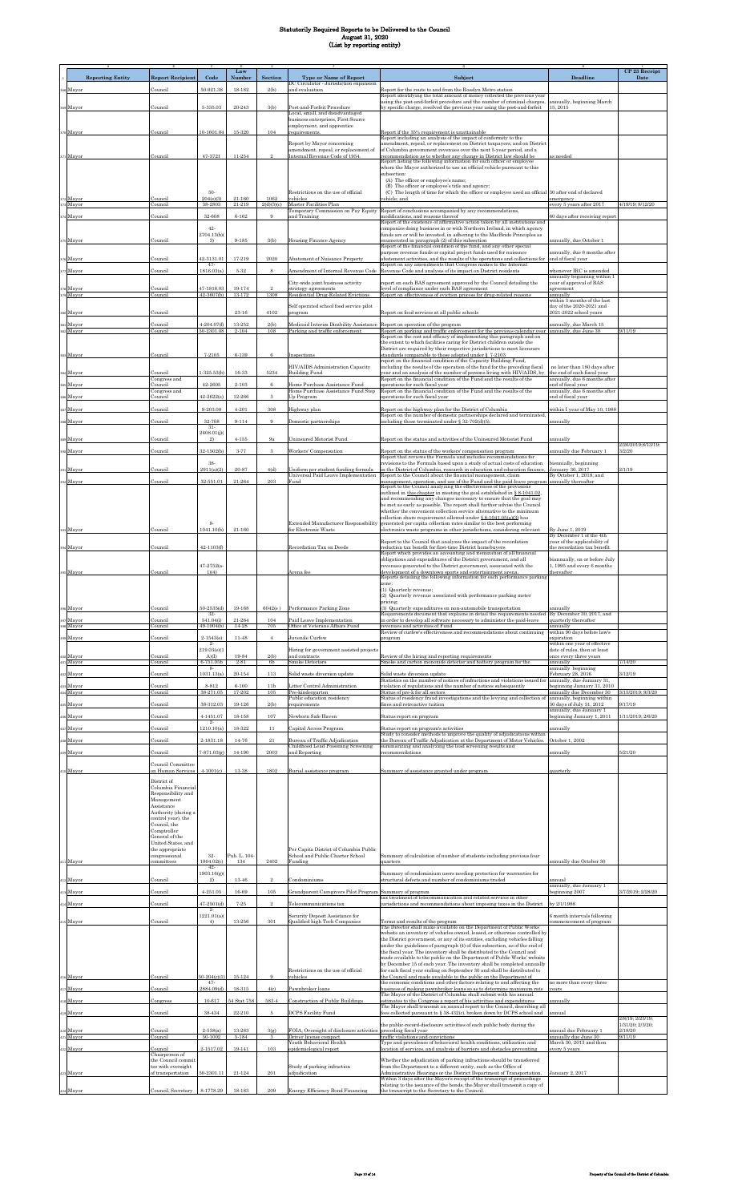# Statutorily Required Reports to be Delivered to the Council
## August 31, 2020
## (List by reporting entity)

| | A | B | C | D | E | F | G | H | I |
|---|---|---|---|---|---|---|---|---|---|
| 1 | Reporting Entity | Report Recipient | Code | Law Number | Section | Type or Name of Report | Subject | Deadline | CP 23 Receipt Date |
| 368 | Mayor | Council | 50-921.38 | 18-182 | 2(b) | DC Circulator - Jurisdiction expansion and evaluation | Report for the route to and from the Rosslyn Metro station | | |
| 369 | Mayor | Council | 5-335.03 | 20-243 | 3(b) | Post-and-Forfeit Procedure | Report identifying the total amount of money collected the previous year using the post-and-forfeit procedure and the number of criminal charges, by specific charge, resolved the previous year using the post-and-forfeit | annually, beginning March 15, 2015 | |
| 370 | Mayor | Council | 10-1601.04 | 15-320 | 104 | Local, small, and disadvantaged business enterprises, First Source employment, and apprentice requirements. | Report if the 35% requirement is unattainable | | |
| 371 | Mayor | Council | 47-3721 | 11-254 | 2 | Report by Mayor concerning amendment, repeal, or replacement of Internal Revenue Code of 1954. | Report including an analysis of the impact of conformity to the amendment, repeal, or replacement on District taxpayers, and on District of Columbia government revenues over the next 5-year period, and a recommendation as to whether any change in District law should be | as needed | |
| 372 | Mayor | Council | 50-204(c)(3) | 21-160 | 1062 | Restrictions on the use of official vehicles | Report listing the following information for each officer or employee whom the Mayor authorized to use an official vehicle pursuant to this subsection:<br>(A) The officer or employee's name;<br>(B) The officer or employee's title and agency;<br>(C) The length of time for which the officer or employee used an official vehicle; and | 30 after end of declared emergency | |
| 373 | Mayor | Council | 38-2803 | 21-219 | 2(d)(3)(c) | Master Facilities Plan | | every 5 years after 2017 | 4/19/19; 8/12/20 |
| 374 | Mayor | Council | 32-608 | 6-162 | 9 | Temporary Commission on Pay Equity and Training | Report of conclusions accompanied by any recommendations, modifications, and reasons thereof | 60 days after receiving report | |
| 375 | Mayor | Council | 42-2704.13(b)(5) | 9-185 | 3(b) | Housing Finance Agency | Report of the existence of affirmative action taken by all institutions and companies doing business in or with Northern Ireland, in which agency funds are or will be invested, in adhering to the MacBride Principles as enumerated in paragraph (2) of this subsection | annually, due October 1 | |
| 376 | Mayor | Council | 42-3131.01 | 17-219 | 2020 | Abatement of Nuisance Property | Report of the financial condition of the fund, and any other special purpose revenue funds or capital project funds used for nuisance abatement activities, and the results of the operations and collections for | annually, due 6 months after end of fiscal year | |
| 377 | Mayor | Council | 47-1816.03(a) | 5-32 | 8 | Amendment of Internal Revenue Code | Report on any amendments that Congress makes to the Internal Revenue Code and analysis of its impact on District residents | whenever IRC is amended | |
| 378 | Mayor | Council | 47-1818.03 | 19-174 | 2 | City-wide joint business activity strategy agreements | report on each BAS agreement approved by the Council detailing the level of compliance under each BAS agreement | annually beginning within 1 year of approval of BAS agreement | |
| 379 | Mayor | Council | 42-3607(b) | 13-172 | 1308 | Residential Drug-Related Evictions | Report on effectiveness of eviction process for drug-related reasons | annually | |
| 380 | Mayor | Council | | 23-16 | 4102 | Self operated school food service pilot program | Report on food services at all public schools | within 3 months of the last day of the 2020-2021 and 2021-2022 school years | |
| 381 | Mayor | Council | 4-204.07(f) | 13-252 | 2(b) | Medicaid Interim Disability Assistance | Report on operation of the program | annually, due March 15 | |
| 382 | Mayor | Council | 50-2301.08 | 2-104 | 108 | Parking and traffic enforcement | Report on parking and traffic enforcement for the previous calendar year | annually, due June 30 | 8/11/19 |
| 383 | Mayor | Council | 7-2103 | 6-139 | 6 | Inspections | Report on the cost and efficacy of implementing this paragraph and on the extent to which facilities caring for District children outside the District are required by their respective jurisdictions to meet licensure standards comparable to those adopted under § 7-2103 | | |
| 384 | Mayor | Council | 1-325.53(b) | 16-33 | 5234 | HIV/AIDS Administration Capacity Building Fund | report on the financial condition of the Capacity Building Fund, including the results of the operation of the fund for the preceding fiscal year and an analysis of the number of persons living with HIV/AIDS, by | no later than 180 days after the end of such fiscal year | |
| 385 | Mayor | Congress and Council | 42-2605 | 2-103 | 6 | Home Purchase Assistance Fund | Report on the financial condition of the Fund and the results of the operations for each fiscal year | annually, due 6 months after end of fiscal year | |
| 386 | Mayor | Congress and Council | 42-2622(c) | 12-266 | 3 | Home Purchase Assistance Fund Step Up Program | Report on the financial condition of the Fund and the results of the operations for each fiscal year | annually, due 6 months after end of fiscal year | |
| 387 | Mayor | Council | 9-203.08 | 4-201 | 308 | Highway plan | Report on the highway plan for the District of Columbia | within 1 year of May 10, 1988 | |
| 388 | Mayor | Council | 32-708 | 9-114 | 9 | Domestic partnerships | Report on the number of domestic partnerships declared and terminated, including those terminated under § 32-702(d)(5). | annually | |
| 389 | Mayor | Council | 31-2408.01(j)(2) | 4-155 | 9a | Uninsured Motorist Fund | Report on the status and activities of the Uninsured Motorist Fund | annually | |
| 390 | Mayor | Council | 32-1502(b) | 3-77 | 3 | Workers' Compensation | Report on the status of the workers' compensation program | annually due February 1 | 2/26/2019;8/13/19; 3/2/20 |
| 391 | Mayor | Council | 38-2911(a)(2) | 20-87 | 4(d) | Uniform per student funding formula | Report that reviews the Formula and includes recommendations for revisions to the Formula based upon a study of actual costs of education in the District of Columbia, research in education and education finance, | biennially, beginning January 30, 2017 | 2/1/19 |
| 392 | Mayor | Council | 32-551.01 | 21-264 | 203 | Universal Paid Leave Implementation Fund | Report to the Council about the financial management, claim management, operation, and use of the Fund and the paid-leave program | By October 1, 2018, and annually thereafter | |
| 393 | Mayor | Council | 8-1041.10(b) | 21-160 | | Extended Manufacturer Responsibility for Electronic Waste | Report to the Council analyzing the effectiveness of the provisions outlined in this chapter in meeting the goal established in § 8-1041.02 and recommending any changes necessary to ensure that the goal may be met as early as possible. The report shall further advise the Council whether the convenient collection service alternative to the minimum collection share requirement allowed under § 8-1041.03(a)(2) has generated per capita collection rates similar to the best performing electronics waste programs in other jurisdictions, considering relevant | By June 1, 2019 | |
| 394 | Mayor | Council | 42-1103(f) | | | Recordation Tax on Deeds | Report to the Council that analyzes the impact of the recordation reduction tax benefit for first-time District homebuyers | By December 1 of the 4th year of the applicability of the recordation tax benefit | |
| 395 | Mayor | Council | 47-2752(h-1)(4) | | | Arena fee | Report which provides an accounting and itemization of all financial obligations and expenditures of the District government, and all revenues generated to the District government, associated with the development of a downtown sports and entertainment arena | biannually, on or before July 1, 1995 and every 6 months thereafter | |
| 396 | Mayor | Council | 50-2535(d) | 19-168 | 6042(e) | Performance Parking Zone | Reports detailing the following information for each performance parking zone:<br>(1) Quarterly revenue;<br>(2) Quarterly revenue associated with performance parking meter pricing;<br>(3) Quarterly expenditures on non-automobile transportation | annually | |
| 397 | Mayor | Council | 32-541.04(i) | 21-264 | 104 | Paid Leave Implementation | Requirements document that explains in detail the requirements needed in order to develop all software necessary to administer the paid-leave | By December 30, 2017, and quarterly thereafter | |
| 398 | Mayor | Council | 49-1004(b) | 14-28 | 105 | Office of Veterans Affairs Fund | revenues and activities of Fund | annually | |
| 399 | Mayor | Council | 2-1543(e) | 11-48 | 4 | Juvenile Curfew | Review of curfew's effectiveness and recommendations about continuing program | within 90 days before law's expiration | |
| 400 | Mayor | Council | 2-219.03(e)(1A)(I) | 19-84 | 2(b) | Hiring for government assisted projects and contracts | Review of the hiring and reporting requirements | within one year of effective date of rules, then at least once every three years | |
| 401 | Mayor | Council | 6-751.05b | 2-81 | 6b | Smoke Detectors | Smoke and carbon monoxide detector and battery program for the | annually | 7/14/20 |
| 402 | Mayor | Council | 8-1031.13(a) | 20-154 | 113 | Solid waste diversion update | Solid waste diversion update | annually beginning February 28, 2016 | 5/12/19 |
| 403 | Mayor | Council | 8-812 | 6-100 | 11b | Litter Control Administration | Statistics on the number of notices of infractions and violations issued for violation of regulations and the number of notices subsequently | annually, due January 31, beginning January 31, 2010 | |
| 404 | Mayor | Council | 38-271.05 | 17-202 | 105 | Pre-kindergarten | Status of pre-k for all sectors | annually due December 30 | 3/15/2019; 9/3/20 |
| 405 | Mayor | Council | 38-312.03 | 19-126 | 2(b) | Public education residency requirements | Status of residency fraud investigations and the levying and collection of fines and retroactive tuition | annually, beginning within 30 days of July 31, 2012 | 9/17/19 |
| 406 | Mayor | Council | 4-1451.07 | 18-158 | 107 | Newborn Safe Haven | Status report on program | annually, due January 1 beginning January 1, 2011 | 1/11/2019; 2/6/20 |
| 407 | Mayor | Council | 2-1210.10(a) | 18-322 | 11 | Capital Access Program | Status report on program's activities | annually | |
| 408 | Mayor | Council | 2-1831.18 | 14-76 | 21 | Bureau of Traffic Adjudication | Study to consider methods to improve the quality of adjudications within the Bureau of Traffic Adjudication at the Department of Motor Vehicles. | October 1, 2002 | |
| 409 | Mayor | Council | 7-871.03(g) | 14-190 | 2003 | Childhood Lead Poisoning Screening and Reporting | Summarizing and analyzing the lead screening results and recommendations | annually | 5/21/20 |
| 410 | Mayor | Council Committee on Human Services | 4-1001(c) | 13-38 | 1802 | Burial assistance program | Summary of assistance granted under program | quarterly | |
| 411 | Mayor | District of Columbia Financial Responsibility and Management Assistance Authority (during a control year), the Council, the Comptroller General of the United States, and the appropriate congressional committees | 32-1804.02(c) | Pub. L. 104-134 | 2402 | Per Capita District of Columbia Public School and Public Charter School Funding | Summary of calculation of number of students including previous four quarters | annually due October 30 | |
| 412 | Mayor | Council | 42-1903.16(g)(2) | 13-46 | 2 | Condominiums | Summary of condominium users needing protection for warranties for structural defects and number of condominiums traded | annual | |
| 413 | Mayor | Council | 4-251.05 | 16-69 | 105 | Grandparent Caregivers Pilot Program | Summary of program | annually, due January 1 beginning 2007 | 3/7/2019; 2/28/20 |
| 414 | Mayor | Council | 47-2503(d) | 7-25 | 2 | Telecommunications tax | tax treatment of telecommunication and related services in other jurisdictions and recommendations about imposing taxes in the District | by 2/1/1988 | |
| 415 | Mayor | Council | 2-1221.01(a)(4) | 13-256 | 301 | Security Deposit Assistance for Qualified high Tech Companies | Terms and results of the program | 6 month intervals following commencement of program | |
| 416 | Mayor | Council | 50-204(c)(1) | 15-124 | 9 | Restrictions on the use of official vehicles | The director shall make available on the Department of Public Works website an inventory of vehicles owned, leased, or otherwise controlled by the District government, or any of its entities, excluding vehicles falling under the guidelines of paragraph (4) of this subsection, as of the end of the fiscal year. The inventory shall be distributed to the Council and made available to the public on the Department of Public Works' website by December 15 of each year. The inventory shall be completed annually for each fiscal year ending on September 30 and shall be distributed to the Council and made available to the public on the Department of | | |
| 417 | Mayor | Council | 47-2884.09(d) | 18-315 | 4(c) | Pawnbroker loans | the economic conditions and other factors relating to and affecting the business of making pawnbroker loans so as to determine maximum rate | no more than every three years | |
| 418 | Mayor | Congress | 10-617 | 54 Stat 738 | 583-4 | Construction of Public Buildings | The Mayor of the District of Columbia shall submit with his annual estimates to the Congress a report of his activities and expenditures | annually | |
| 419 | Mayor | Council | 38-434 | 22-210 | 5 | DCPS Facility Fund | The Mayor shall transmit an annual report to the Council, describing all fees collected pursuant to § 38-432(c), broken down by DCPS school and | annual | |
| 420 | Mayor | Council | 2-538(a) | 13-283 | 3(g) | FOIA, Oversight of disclosure activities | the public-record-disclosure activities of each public body during the preceding fiscal year | annual due February 1 | 2/8/19; 2/25/19; 1/31/20; 2/3/20; 2/18/20 |
| 421 | Mayor | Council | 50-1002 | 5-184 | 3 | Driver license compact | traffic violations and convictions | annually due June 30 | 8/11/19 |
| 422 | Mayor | Council | 2-1517.02 | 19-141 | 103 | Youth Behavioral Health epidemiological report | Type and prevalence of behavioral health conditions, utilization and location of services, and analysis of barriers and obstacles preventing | March 30, 2013 and then every 5 years | |
| 423 | Mayor | Chairperson of the Council committee with oversight of transportation | 50-2301.11 | 21-124 | 201 | Study of parking infraction adjudication | Whether the adjudication of parking infractions should be transferred from the Department to a different entity, such as the Office of Administrative Hearings or the District Department of Transportation. | January 2, 2017 | |
| 424 | Mayor | Council, Secretary | 8-1778.29 | 18-183 | 209 | Energy Efficiency Bond Financing | Within 3 days after the Mayor's receipt of the transcript of proceedings relating to the issuance of the bonds, the Mayor shall transmit a copy of the transcript to the Secretary to the Council. | | |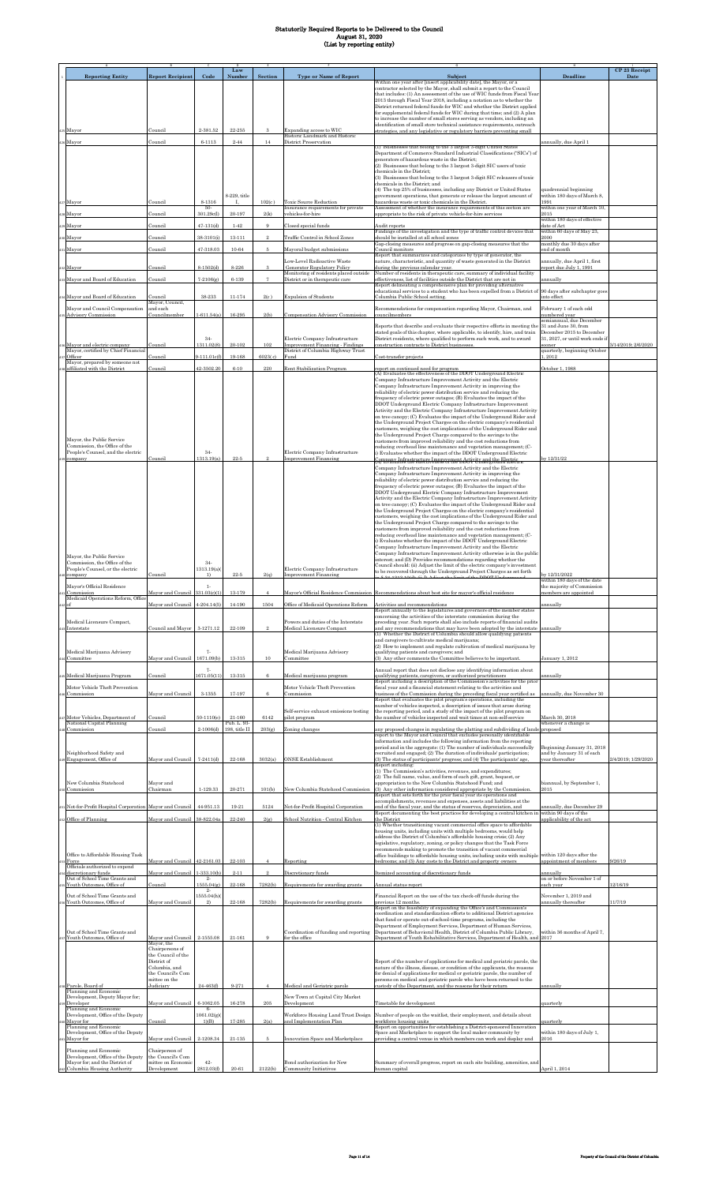# Statutorily Required Reports to be Delivered to the Council
# August 31, 2020
# (List by reporting entity)

| | A | B | C | D | E | F | G | H | I |
|---|---|---|---|---|---|---|---|---|---|
| 1 | Reporting Entity | Report Recipient | Code | Law Number | Section | Type or Name of Report | Subject | Deadline | CP 23 Receipt Date |
| 425 | Mayor | Council | 2-381.52 | 22-255 | 3 | Expanding access to WIC | Within one year after [insert applicability date], the Mayor, or a contractor selected by the Mayor, shall submit a report to the Council that includes: (1) An assessment of the use of WIC funds from Fiscal Year 2013 through Fiscal Year 2018, including a notation as to whether the District returned federal funds for WIC and whether the District applied for supplemental federal funds for WIC during that time; and (2) A plan to increase the number of small stores serving as vendors, including an identification of small store technical assistance requirements, outreach strategies, and any legislative or regulatory barriers preventing small | | |
| 426 | Mayor | Council | 6-1113 | 2-44 | 14 | Historic Landmark and Historic District Preservation | | annually, due April 1 | |
| 427 | Mayor | Council | 8-1316 | 8-229, title I, | 102(c) | Toxic Source Reduction | (1) Businesses that belong to the 3 largest 3-digit United States Department of Commerce Standard Industrial Classifications ("SICs") of generators of hazardous waste in the District; (2) Businesses that belong to the 3 largest 3-digit SIC users of toxic chemicals in the District; (3) Businesses that belong to the 3 largest 3-digit SIC releasers of toxic chemicals in the District; and (4) The top 25% of businesses, including any District or United States government operations, that generate or release the largest amount of hazardous waste or toxic chemicals in the District. | quadrennial beginning within 180 days of March 8, 1991 | |
| 428 | Mayor | Council | 50-301.29e(l) | 20-197 | 2(k) | Insurance requirements for private vehicles-for-hire | Assessment of whether the insurance requirements of this section are appropriate to the risk of private vehicle-for-hire services | within one year of March 10, 2015 | |
| 429 | Mayor | Council | 47-131(d) | 1-42 | 9 | Closed special funds | Audit reports | within 180 days of effective date of Act | |
| 430 | Mayor | Council | 38-3101(i) | 13-111 | 2 | Traffic Control in School Zones | Findings of the investigation and the type of traffic control devices that should be installed at all school zones | within 60 days of May 23, 2000 | |
| 431 | Mayor | Council | 47-318.03 | 10-64 | 5 | Mayoral budget submissions | Gap-closing measures and progress on gap-closing measures that the Council monitors | monthly due 30 days after end of month | |
| 432 | Mayor | Council | 8-1502(d) | 8-226 | 3 | Low-Level Radioactive Waste Generator Regulatory Policy | Report that summarizes and categorizes by type of generator, the nature, characteristic, and quantity of waste generated in the District during the previous calendar year. | annually, due April 1, first report due July 1, 1991 | |
| 433 | Mayor and Board of Education | Council | 7-2106(g) | 6-139 | 7 | Monitoring of residents placed outside District or in therapeutic care | Number of residents in therapeutic care; summary of individual facility effectiveness, list of facilities outside the District that are not in | annually | |
| 434 | Mayor and Board of Education | Council | 38-233 | 11-174 | 2(c) | Expulsion of Students | Report delineating a comprehensive plan for providing alternative educational services to a student who has been expelled from a District of Columbia Public School setting. | 90 days after subchapter goes into effect | |
| 435 | Mayor and Council Compensation Advisory Commission | Mayor, Council, and each Councilmember | 1-611.54(a) | 16-295 | 2(b) | Compensation Advisory Commission | Recommendations for compensation regarding Mayor, Chairman, and councilmembers | February 1 of each odd numbered year | |
| 436 | Mayor and electric company | Council | 34-1311.02(6) | 20-102 | 102 | Electric Company Infrastructure Improvement Financing - Findings | Reports that describe and evaluate their respective efforts in meeting the stated goals of this chapter, where applicable, to identify, hire, and train District residents, where qualified to perform such work, and to award construction contracts to District businesses. | semiannual, due December 31 and June 30, from December 2015 to December 31, 2027, or until work ends if sooner | 3/14/2019; 2/6/2020 |
| 437 | Mayor, certified by Chief Financial Officer | Council | 9-111.01a(f) | 19-168 | 6023(c) | District of Columbia Highway Trust Fund | Cost-transfer projects | quarterly, beginning October 1, 2012 | |
| 438 | Mayor, prepared by someone not affiliated with the District | Council | 42-3502.20 | 6-10 | 220 | Rent Stabilization Program | report on continued need for program | October 1, 1988 | |
| 439 | Mayor, the Public Service Commission, the Office of the People's Counsel, and the electric company | Council | 34-1313.19(a) | 22-5 | 2 | Electric Company Infrastructure Improvement Financing | (A) Evaluates the effectiveness of the DDOT Underground Electric Company Infrastructure Improvement Activity and the Electric Company Infrastructure Improvement Activity in improving the reliability of electric power distribution service and reducing the frequency of electric power outages; (B) Evaluates the impact of the DDOT Underground Electric Company Infrastructure Improvement Activity and the Electric Company Infrastructure Improvement Activity on tree canopy; (C) Evaluates the impact of the Underground Rider and the Underground Project Charges on the electric company's residential customers, weighing the cost implications of the Underground Rider and the Underground Project Charge compared to the savings to the customers from improved reliability and the cost reductions from reducing overhead line maintenance and vegetation management; (C-i) Evaluates whether the impact of the DDOT Underground Electric Company Infrastructure Improvement Activity and the Electric | by 12/31/22 | |
| 440 | Mayor, the Public Service Commission, the Office of the People's Counsel, or the electric company | Council | 34-1313.19(a)(1) | 22-5 | 2(q) | Electric Company Infrastructure Improvement Financing | (A) Evaluates the effectiveness of the DDOT Underground Electric Company Infrastructure Improvement Activity and the Electric Company Infrastructure Improvement Activity in improving the reliability of electric power distribution service and reducing the frequency of electric power outages; (B) Evaluates the impact of the DDOT Underground Electric Company Infrastructure Improvement Activity and the Electric Company Infrastructure Improvement Activity on tree canopy; (C) Evaluates the impact of the Underground Rider and the Underground Project Charges on the electric company's residential customers, weighing the cost implications of the Underground Rider and the Underground Project Charge compared to the savings to the customers from improved reliability and the cost reductions from reducing overhead line maintenance and vegetation management; (C-i) Evaluates whether the impact of the DDOT Underground Electric Company Infrastructure Improvement Activity and the Electric Company Infrastructure Improvement Activity otherwise is in the public interest; and (D) Provides recommendations regarding whether the Council should: (ii) Adjust the limit of the electric company's investment to be recovered through the Underground Project Charges as set forth | by 12/31/2022 | |
| 441 | Mayor's Official Residence Commission | Mayor and Council | 1-331.03(c)(1) | 13-179 | 4 | Mayor's Official Residence Commission | Recommendations about best site for mayor's official residence | within 180 days of the date the majority of Commission members are appointed | |
| 442 | Medicaid Operations Reform, Office of | Mayor and Council | 4-204.14(5) | 14-190 | 1504 | Office of Medicaid Operations Reform | Activities and recommendations | annually | |
| 443 | Medical Licensure Compact, Interstate | Council and Mayor | 3-1271.12 | 22-109 | 2 | Powers and duties of the Interstate Medical Licensure Compact | Report annually to the legislatures and governors of the member states concerning the activities of the interstate commission during the preceding year. Such reports shall also include reports of financial audits and any recommendations that may have been adopted by the interstate | annually | |
| 444 | Medical Marijuana Advisory Committee | Mayor and Council | 7-1671.09(b) | 13-315 | 10 | Medical Marijuana Advisory Committee | (1) Whether the District of Columbia should allow qualifying patients and caregivers to cultivate medical marijuana; (2) How to implement and regulate cultivation of medical marijuana by qualifying patients and caregivers; and (3) Any other comments the Committee believes to be important. | January 1, 2012 | |
| 445 | Medical Marijuana Program | Council | 7-1671.05(11) | 13-315 | 6 | Medical marijuana program | Annual report that does not disclose any identifying information about qualifying patients, caregivers, or authorized practitioners | annually | |
| 446 | Motor Vehicle Theft Prevention Commission | Mayor and Council | 3-1355 | 17-197 | 6 | Motor Vehicle Theft Prevention Commission | Report including a description of the Commission's activities for the prior fiscal year and a financial statement relating to the activities and business of the Commission during the preceding fiscal year certified as | annually, due November 30 | |
| 447 | Motor Vehicles, Department of | Council | 50-1110(e) | 21-160 | 6142 | Self-service exhaust emissions testing pilot program | Report that evaluates the pilot program's operations, including the number of vehicles inspected; a description of issues that arose during the reporting period, and a study of the impact of the pilot program on the number of vehicles inspected and wait times at non-self-service | March 30, 2018 | |
| 448 | National Capital Planning Commission | Council | 2-1006(d) | Pub. L. 93-198, title II | 203(g) | Zoning changes | any proposed changes in regulating the platting and subdividing of lands | whenever a change is proposed | |
| 449 | Neighborhood Safety and Engagement, Office of | Mayor and Council | 7-2411(d) | 22-168 | 3032(a) | ONSE Establishment | report to the Mayor and Council that excludes personally identifiable information and includes the following information from the reporting period and in the aggregate: (1) The number of individuals successfully recruited and engaged; (2) The duration of individuals' participation; (3) The status of participants' progress; and (4) The participants' age, | Beginning January 31, 2018 and by January 31 of each year thereafter | 2/4/2019; 1/29/2020 |
| 450 | New Columbia Statehood Commission | Mayor and Chairman | 1-129.33 | 20-271 | 101(b) | New Columbia Statehood Commission | Report including: (1) The Commission's activities, revenues, and expenditures; (2) The full name, value, and form of each gift, grant, bequest, or appropriation to the New Columbia Statehood Fund; and (3) Any other information considered appropriate by the Commission. | biannual, by September 1, 2015 | |
| 451 | Not-for-Profit Hospital Corporation | Mayor and Council | 44-951.13 | 19-21 | 5124 | Not-for-Profit Hospital Corporation | Report that sets forth for the prior fiscal year its operations and accomplishments, revenues and expenses, assets and liabilities at the end of the fiscal year, and the status of reserves, depreciation, and | annually, due December 29 | |
| 452 | Office of Planning | Mayor and Council | 38-822.04a | 22-240 | 2(g) | School Nutrition - Central Kitchen | Report documenting the best practices for developing a central kitchen in the District | within 90 days of the applicability of the act | |
| 453 | Office to Affordable Housing Task Force | Mayor and Council | 42-2161.03 | 22-103 | 4 | Reporting | (1) Whether transitioning vacant commercial office space to affordable housing units, including units with multiple bedrooms, would help address the District of Columbia's affordable housing crisis; (2) Any legislative, regulatory, zoning, or policy changes that the Task Force recommends making to promote the transition of vacant commercial office buildings to affordable housing units, including units with multiple bedrooms; and (3) Any costs to the District and property owners | within 120 days after the appointment of members | 9/26/19 |
| 454 | Officials authorized to expend discretionary funds | Mayor and Council | 1-333.10(b) | 2-11 | 2 | Discretionary funds | Itemized accounting of discretionary funds | annually | |
| 455 | Out of School Time Grants and Youth Outcomes, Office of | Council | 2-1555.04(g) | 22-168 | 7282(b) | Requirements for awarding grants | Annual status report | on or before November 1 of each year | 12/16/19 |
| 456 | Out of School Time Grants and Youth Outcomes, Office of | Mayor and Council | 2-1555.04(k)(2) | 22-168 | 7282(b) | Requirements for awarding grants | Financial Report on the use of the tax check-off funds during the previous 12 months. | November 1, 2019 and annually thereafter | 11/7/19 |
| 457 | Out of School Time Grants and Youth Outcomes, Office of | Mayor and Council | 2-1555.08 | 21-161 | 9 | Coordination of funding and reporting for the office | Report on the feasibility of expanding the Office's and Commission's coordination and standardization efforts to additional District agencies that fund or operate out-of-school-time programs, including the Department of Employment Services, Department of Human Services, Department of Behavioral Health, District of Columbia Public Library, Department of Youth Rehabilitative Services, Department of Health, and | within 36 months of April 7, 2017 | |
| 458 | Parole, Board of | Mayor, the Chairpersons of the Council of the District of Columbia, and the Council's Committee on the Judiciary | 24-463(f) | 9-271 | 4 | Medical and Geriatric parole | Report of the number of applications for medical and geriatric parole, the nature of the illness, disease, or condition of the applicants, the reasons for denial of applications for medical or geriatric parole, the number of persons on medical and geriatric parole who have been returned to the custody of the Department, and the reasons for their return | annually | |
| 459 | Planning and Economic Development, Deputy Mayor for; Developer | Mayor and Council | 6-1062.05 | 16-278 | 205 | New Town at Capital City Market Development | Timetable for development | quarterly | |
| 460 | Planning and Economic Development, Office of the Deputy Mayor for | Council | 6-1061.02(g)(1)(B) | 17-285 | 2(a) | Workforce Housing Land Trust Design and Implementation Plan | Number of people on the waitlist, their employment, and details about workforce housing units | quarterly | |
| 461 | Planning and Economic Development, Office of the Deputy Mayor for | Mayor and Council | 2-1208.34 | 21-135 | 5 | Innovation Space and Marketplace | Report on opportunities for establishing a District-sponsored Innovation Space and Marketplace to support the local maker community by providing a central venue in which members can work and display and | within 180 days of July 1, 2016 | |
| 462 | Planning and Economic Development, Office of the Deputy Mayor for; and the District of Columbia Housing Authority | Chairperson of the Council's Committee on Economic Development | 42-2812.03(f) | 20-61 | 2122(b) | Bond authorization for New Community Initiatives | Summary of overall progress, report on each site building, amenities, and human capital | April 1, 2014 | |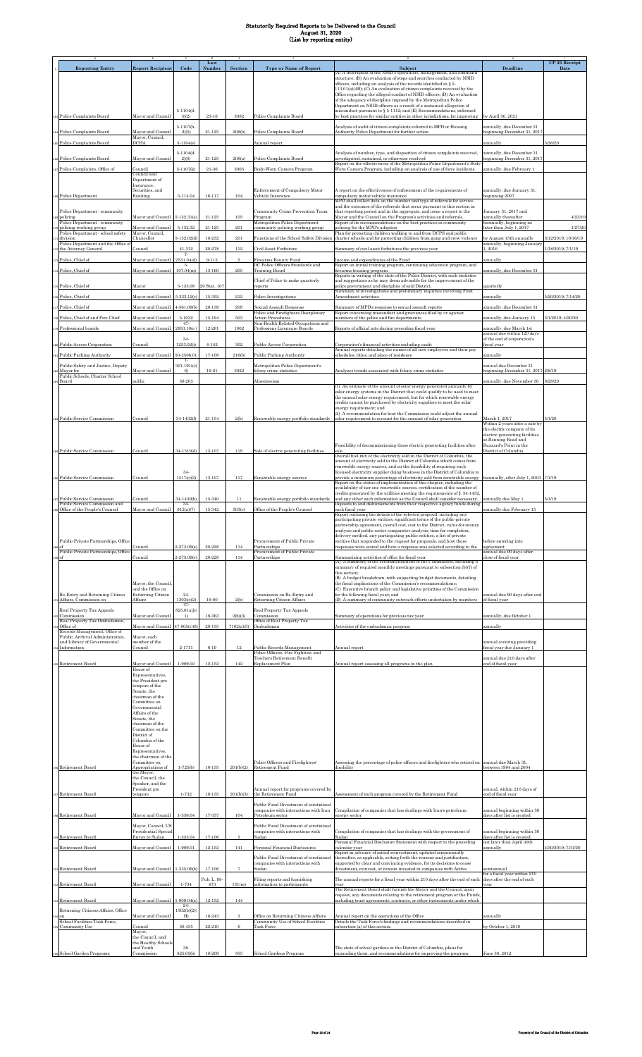# Statutorily Required Reports to be Delivered to the Council
## August 31, 2020
## (List by reporting entity)

| | A | B | C | D | E | F | G | H | I |
|---|---|---|---|---|---|---|---|---|---|
| 1 | Reporting Entity | Report Recipient | Code | Law Number | Section | Type or Name of Report | Subject | Deadline | CP 23 Receipt Date |
| 465 | Police Complaints Board | Mayor and Council | 5-1104(d-3)(2) | 23-16 | 3082 | Police Complaints Board | (A) A description of the NSID's operations, management, and command structure; (B) An evaluation of stops and searches conducted by NSID officers, including an analysis of the records identified in § 5-113.01(a)(4B); (C) An evaluation of citizen complaints received by the Office regarding the alleged conduct of NSID officers; (D) An evaluation of the adequacy of discipline imposed by the Metropolitan Police Department on NSID officers as a result of a sustained allegation of misconduct pursuant to § 5-1112; and (E) Recommendations, informed by best practices for similar entities in other jurisdictions, for improving | by April 30, 2021 | |
| 466 | Police Complaints Board | Mayor and Council | 5-1107(h-2)(5) | 21-125 | 208(b) | Police Complaints Board | Analysis of audit of citizen complaints referred to MPD or Housing Authority Police Department for further action | annually, due December 31 beginning December 31, 2017 | |
| 467 | Police Complaints Board | Mayor, Council, DCHA | 5-1104(e) | | | Annual report | | annually | 5/26/20 |
| 468 | Police Complaints Board | Mayor and Council | 5-1104(d-2)(6) | 21-125 | 208(a) | Police Complaints Board | Analysis of number, type, and disposition of citizen complaints received, investigated, sustained, or otherwise resolved | annually, due December 31 beginning December 31, 2017 | |
| 469 | Police Complaints, Office of | Council | 5-1107(k) | 21-36 | 3005 | Body-Worn Camera Program | Report on the effectiveness of the Metropolitan Police Department's Body-Worn Camera Program, including an analysis of use of force incidents | annually, due February 1 | |
| 470 | Police Department | Council and Department of Insurance, Securities, and Banking | 5-114.04 | 16-17 | 104 | Enforcement of Compulsory Motor Vehicle Insurance | A report on the effectiveness of enforcement of the requirements of compulsory motor vehicle insurance | annually, due January 31, beginning 2007 | |
| 471 | Police Department - community policing | Mayor and Council | 5-132.31(e) | 21-125 | 105 | Community Crime Prevention Team Program | MPD shall collect data on the number and type of referrals for service and the outcomes of the referrals that occur pursuant to this section in that reporting period and in the aggregate, and issue a report to the Mayor and the Council on the Program's activities and referrals | January 31, 2017 and annually thereafter | 4/23/19 |
| 472 | Police Department - community policing working group | Mayor and Council | 5-132.32 | 21-125 | 201 | Metropolitan Police Department community policing working group | Report of its recommendations on the best practices in community policing for the MPD's adoption | biennially, beginning no later than July 1, 2017 | 1/27/20 |
| 473 | Police Department - school safety division | Mayor, Council, Chancellor | 5-132.02(d) | 18-232 | 201 | Functions of the School Safety Division | Plan for protecting children walking to and from DCPS and public charter schools and for protecting children from gang and crew violence | by August 15th annually | 8/12/2019; 10/16/19 |
| 474 | Police Department and the Office of the Attorney General | Council | 41-312 | 20-278 | 112 | Civil Asset Forfeiture | Summary of civil asset forfeitures the previous year | annually, beginning January 1, 2016 | 1/18/2019; 7/1/19 |
| 475 | Police, Chief of | Mayor and Council | 7-2531.04(d) | 9-115 | 5 | Firearms Bounty Fund | Income and expenditures of the Fund | annually | |
| 476 | Police, Chief of | Mayor and Council | 5-107.04(m) | 13-160 | 205 | DC Police Officers Standards and Training Board | Report on initial training program, continuing education program, and firearms training program | annually, due December 31 | |
| 477 | Police, Chief of | Mayor | 5-133.08 | 20 Stat. 107 | | Chief of Police to make quarterly reports | Reports in writing of the state of the Police District, with such statistics and suggestions as he may deem advisable for the improvement of the police government and discipline of said District. | quarterly | |
| 478 | Police, Chief of | Mayor and Council | 5-333.12(c) | 15-352 | 212 | Police Investigations | Summary of investigations and preliminary inquiries involving First Amendment activities | annually | 5/20/2019; 7/14/20 |
| 479 | Police, Chief of | Mayor and Council | 4-561.09(b) | 20-139 | 209 | Sexual Assault Response | Summary of MPD's response to sexual assault reports | annually, due December 31 | |
| 480 | Police, Chief of and Fire Chief | Mayor and Council | 5-1032 | 15-194 | 503 | Police and Firefighters Disciplinary Action Procedures | Report concerning misconduct and grievances filed by or against members of the police and fire departments | annually, due January 15 | 3/1/2019; 4/20/20 |
| 481 | Professional boards | Mayor and Council | 47-2853.10(c) | 12-261 | 1002 | Non-Health Related Occupations and Professions Licensure Boards | Reports of official acts during preceding fiscal year | annually, due March 1st | |
| 482 | Public Access Corporation | Council | 34-1253.02(i) | 4-142 | 302 | Public Access Corporation | Corporation's financial activities including audit | annual due within 120 days of the end of corporation's fiscal year | |
| 483 | Public Parking Authority | Mayor and Council | 50-2506.01 | 17-108 | 216(b) | Public Parking Authority | Annual reports detailing the names of all new employees and their pay schedules, titles, and place of residence | annually | |
| 484 | Public Safety and Justice, Deputy Mayor for | Mayor and Council | 7-301.191(c)(6) | 19-21 | 3022 | Metropolitan Police Department's felony crime statistics | Analyzes trends associated with felony crime statistics | annual due December 31 beginning December 31, 2017 | 2/8/19 |
| 485 | Public Schools, Charter School Board | public | 38-203 | | | Absenteeism | | annually, due November 30 | 8/28/20 |
| 486 | Public Service Commission | Council | 34-1432(d) | 21-154 | 2(b) | Renewable energy portfolio standards | (1) An estimate of the amount of solar energy generated annually by solar energy systems in the District that could qualify to be used to meet the annual solar energy requirement, but for which renewable energy credits cannot be purchased by electricity suppliers to meet the solar energy requirement; and (2) A recommendation for how the Commission could adjust the annual solar requirement to account for the amount of solar generation | March 1, 2017 | 5/1/20 |
| 487 | Public Service Commission | Council | 34-1519(d) | 13-107 | 119 | Sale of electric generating facilities | Feasibility of decommissioning those electric generating facilities after sale | Within 2 years after a sale by the electric company of its electric generating facilities at Benning Road and Buzzard's Point in the District of Columbia | |
| 488 | Public Service Commission | Council | 34-1517(a)(2) | 13-107 | 117 | Renewable energy sources | Overall fuel mix of the electricity sold in the District of Columbia, the amount of electricity sold in the District of Columbia which comes from renewable energy sources, and on the feasibility of requiring each licensed electricity supplier doing business in the District of Columbia to provide a minimum percentage of electricity sold from renewable energy | biennially, after July 1, 2003 | 7/1/19 |
| 489 | Public Service Commission | Council | 34-1439(b) | 15-340 | 11 | Renewable energy portfolio standards | Report on the status of implementation of this chapter, including the availability of tier one renewable sources, certification of the number of credits generated by the utilities meeting the requirements of § 34-1432, and any other such information as the Council shall consider necessary. | annually due May 1 | 5/1/19 |
| 490 | Public Service Commission and Office of the People's Counsel | Mayor and Council | 34-912(a)(7) | 15-342 | 303(e) | Office of the People's Counsel | Deposits to and disbursements from their respective agency funds during such fiscal year | annually due February 15 | |
| 491 | Public-Private Partnerships, Office of | Council | 2-273.09(a) | 20-228 | 114 | Procurement of Public Private Partnerships | Report outlining the details of the selected proposal, including any participating private entities, significant terms of the public-private partnership agreement, overall cost, cost to the District, value-for-money analyses and public sector comparator analysis, time for completion, delivery method, any participating public entities, a list of private entities that responded to the request for proposals, and how those responses were scored and how a response was selected according to the | before entering into agreement | |
| 492 | Public-Private Partnerships, Office of | Council | 2-273.09(e) | 20-228 | 114 | Procurement of Public Private Partnerships | Summarizing activities of office for fiscal year | annual due 90 days after close of fiscal year | |
| 493 | Re-Entry and Returning Citizen Affairs, Commission on | Mayor, the Council, and the Office on Returning Citizen Affairs | 24-1303(c)(2) | 19-80 | 2(b) | Commission on Re-Entry and Returning Citizen Affairs | (A) A summary of the recommendations of the Commission, including a summary of required monthly meetings pursuant to subsection (b)(7) of this section; (B) A budget breakdown, with supporting budget documents, detailing the fiscal implications of the Commission's recommendations; (C) Executive branch policy and legislative priorities of the Commission for the following fiscal year; and (D) A summary of community outreach efforts undertaken by members | annual due 90 days after end of fiscal year | |
| 494 | Real Property Tax Appeals Commission | Mayor and Council | 47-825.01a(j)(1) | 18-363 | 2(b)(3) | Real Property Tax Appeals Commission | Summary of operations for previous tax year | annually, due October 1 | |
| 495 | Real Property Tax Ombudsman, Office of | Mayor and Council | 47-805(c)(6) | 20-155 | 7102(a)(3) | Office of Real Property Tax Ombudsman | Activities of the ombudsman program | annually | |
| 496 | Records Management, Office of Public; Archival Administration, and Library of Governmental Information | Mayor, each member of the Council | 2-1711 | 6-19 | 12 | Public Records Management | Annual report | annual covering preceding fiscal year due January 1 | |
| 497 | Retirement Board | Mayor and Council | 1-909.02 | 12-152 | 142 | Police Officers, Fire Fighters, and Teachers Retirement Benefit Replacement Plan | Annual report assessing all programs in the plan | annual due 210 days after end of fiscal year | |
| 498 | Retirement Board | House of Representatives, the President pro tempore of the Senate, the chairman of the Committee on Governmental Affairs of the Senate, the chairman of the Committee on the District of Columbia of the House of Representatives, the chairman of the Committee on Appropriations of | 1-725(b) | 10-135 | 201(b)(2) | Police Officers and Firefighters' Retirement Fund | Assessing the percentage of police officers and firefighters who retired on disability | annual due March 31, between 1984 and 2004 | |
| 499 | Retirement Board | the Mayor, the Council, the Speaker, and the President pro tempore | 1-732 | 10-135 | 201(b)(3) | Annual report for programs covered by the Retirement Fund | Assessment of each program covered by the Retirement Fund | annual, within 210 days of end of fiscal year | |
| 500 | Retirement Board | Mayor and Council | 1-336.04 | 17-337 | 104 | Public Fund Divestment of scrutinized companies with interactions with Iran Petroleum sector | Compilation of companies that has dealings with Iran's petroleum energy sector | annual beginning within 30 days after list is created | |
| 501 | Retirement Board | Mayor, Council, US Presidential Special Envoy to Sudan | 1-335.04 | 17-106 | 5 | Public Fund Divestment of scrutinized companies with interactions with Sudan | Compilation of companies that has dealings with the government of Sudan | annual beginning within 30 days after list is created | |
| 502 | Retirement Board | Mayor and Council | 1-909.01 | 12-152 | 141 | Personal Financial Disclosures | Personal Financial Disclosure Statement with respect to the preceding calendar year | not later than April 30th annually | 4/30/2019; 7/31/20 |
| 503 | Retirement Board | Mayor and Council | 1-335.06(b) | 17-106 | 7 | Public Fund Divestment of scrutinized companies with interactions with Sudan | Report in advance of initial reinvestment, updated semiannually thereafter, as applicable, setting forth the reasons and justification, supported by clear and convincing evidence, for its decisions to cease divestment, reinvest, or remain invested in companies with Active | semiannual | |
| 504 | Retirement Board | Mayor and Council | 1-734 | Pub. L. 98-473 | 131(m) | Filing reports and furnishing information to participants | The annual reports for a fiscal year within 210 days after the end of such year | for a fiscal year within 210 days after the end of such year | |
| 505 | Retirement Board | Mayor and Council | 1-909.04(a) | 12-152 | 144 | | The Retirement Board shall furnish the Mayor and the Council, upon request, any documents relating to the retirement program or the Funds, including trust agreements, contracts, or other instruments under which | | |
| 506 | Returning Citizens Affairs, Office on | Mayor and Council | 24-1302(b)(2)(H) | 16-243 | 3 | Office on Returning Citizens Affairs | Annual report on the operations of the Office | annually | |
| 507 | School Facilities Task Force, Community Use | Council | 38-435 | 22-210 | 6 | Community Use of School Facilities Task Force | Details the Task Force's findings and recommendations described in subsection (a) of this section. | by October 1, 2019 | |
| 508 | School Garden Programs | Mayor, the Council, and the Healthy Schools and Youth Commission | 38-825.03(b) | 18-209 | 503 | School Gardens Program | The state of school gardens in the District of Columbia, plans for expanding them, and recommendations for improving the program. | June 30, 2012 | |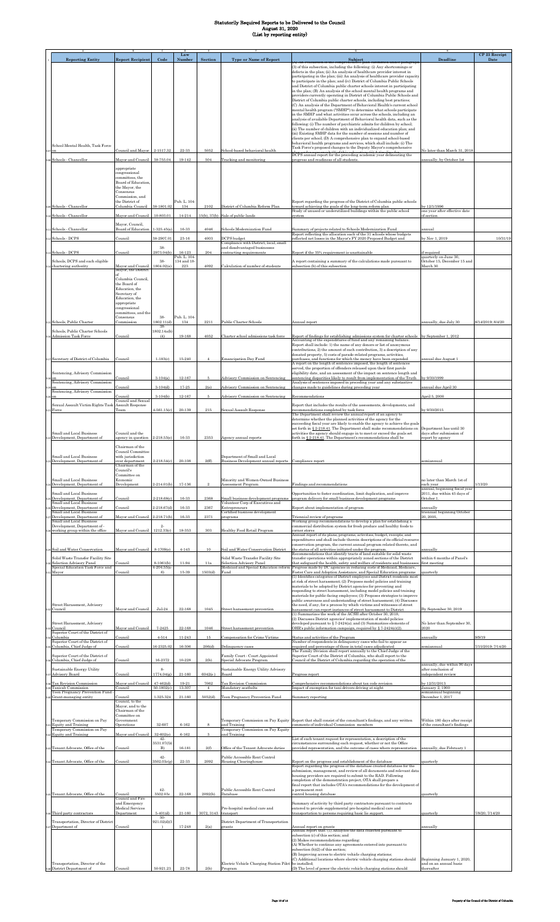# Statutorily Required Reports to be Delivered to the Council
## August 31, 2020
## (List by reporting entity)

| | A | B | C | D | E | F | G | H | I |
|---|---|---|---|---|---|---|---|---|---|
| 1 | Reporting Entity | Report Recipient | Code | Law Number | Section | Type or Name of Report | Subject | Deadline | CP 23 Receipt Date |
| 507 | School Mental Health, Task Force on | Council and Mayor | 2-1517.32 | 22-33 | 5052 | School-based behavioral health | (3) of this subsection, including the following: (i) Any shortcomings or defects in the plan; (ii) An analysis of healthcare provider interest in participating in the plan; (iii) An analysis of healthcare provider capacity to participate in the plan; and (iv) District of Columbia Public Schools and District of Columbia public charter schools interest in participating in the plan; (B) An analysis of the school mental health programs and providers currently operating in District of Columbia Public Schools and District of Columbia public charter schools, including best practices; (C) An analysis of the Department of Behavioral Health's current school mental health program ("SMHP") to determine what schools participate in the SMHP and what activities occur across the schools, including an analysis of available Department of Behavioral health data, such as the following: (i) The number of psychiatric admits for children by school; (ii) The number of children with an individualized education plan; and (iii) Existing SMHP data for the number of sessions and number of clients per school; (D) A comprehensive plan to expand school-based behavioral health programs and services, which shall include: (i) The Task Force's proposed changes to the Deputy Mayor's comprehensive | No later than March 31, 2018 | |
| 508 | Schools - Chancellor | Mayor and Council | 38-755.04 | 19-142 | 504 | Tracking and monitoring | DCPS annual report for the preceding academic year delineating the progress and readiness of all students. | annually, by October 1st | |
| 509 | Schools - Chancellor | appropriate congressional committees, the Board of Education, the Mayor, the Consensus Commission, and the District of Columbia Council | 38-1801.02 | Pub. L. 104-134 | 2102 | District of Columbia Reform Plan | Report regarding the progress of the District of Columbia public schools toward achieving the goals of the long-term reform plan | by 12/1/1996 | |
| 510 | Schools - Chancellor | Mayor and Council | 10-801.01 | 14-214 | 15(b), 37(b) | Sale of public lands | Study of unused or underutilized buildings within the public school system | one year after effective date of section | |
| 511 | Schools - Chancellor | Mayor, Council, Board of Education | 1-325.45(a) | 16-33 | 4046 | Schools Modernization Fund | Summary of projects related to Schools Modernization Fund | annual | |
| 512 | Schools - DCPS | Council | 38-2907.01 | 23-16 | 4003 | DCPS budget | Report reflecting the allocation each of the 31 schools whose budgets reflected net losses in the Mayor's FY 2020 Proposed Budget and | by Nov 1, 2019 | 10/31/19 |
| 513 | Schools - DCPS | Council | 38-2973.04(b) | 16-123 | 204 | Compliance with District, local, small and disadvantaged businesses contracting requirements | Report if the 35% requirement is unattainable | if required | |
| 514 | Schools, DCPS and each eligible chartering authority | Mayor and Council | 38-1804.02(a) | Pub. L. 104-134 and 18-225 | 4092 | Calculation of number of students | A report containing a summary of the calculations made pursuant to subsection (b) of this subsection | quarterly on June 30, October 15, December 15 and March 30 | |
| 515 | Schools, Public Charter | Mayor, the District of Columbia Council, the Board of Education, the Secretary of Education, the appropriate congressional committees, and the Consensus Commission | 38-1802.11(d) | Pub. L. 104-134 | 2211 | Public Charter Schools | Annual report | annually, due July 30 | 8/14/2019; 8/4/20 |
| 516 | Schools, Public Charter Schools Admission Task Force | Council | 38-1802.14a(b)(4) | 19-168 | 4052 | Charter school admissions task force | Report of findings for establishing admissions system for charter schools | by September 1, 2012 | |
| 517 | Secretary of District of Columbia | Council | 1-183(c) | 15-240 | 4 | Emancipation Day Fund | Accounting of the expenditures of fund and any remaining balance. Report shall include: 1) the name of any donors or list of anonymous contributions, 2) the amount of each contribution, 3) a description of any donated property, 5) costs of parade-related programs, activities, purchases, and functions for which the money have been expended | annual due August 1 | |
| 518 | Sentencing, Advisory Commission on | Council | 3-104(a) | 12-167 | 5 | Advisory Commission on Sentencing | A report on the length of sentences imposed, the length of sentences served, the proportion of offenders released upon their first parole eligibility date, and an assessment of the impact on sentence length and sentencing disparities likely to result from implementation of the Truth | by 9/30/1999 | |
| 519 | Sentencing, Advisory Commission on | Council | 3-104(d) | 17-23 | 2(e) | Advisory Commission on Sentencing | Analyses of sentences imposed in preceding year and any substantive changes made to guidelines during preceding year | annual due April 30 | |
| 520 | Sentencing, Advisory Commission on | Council | 3-104(b) | 12-167 | 5 | Advisory Commission on Sentencing | Recommendations | April 5, 2000 | |
| 521 | Sexual Assault Victim Rights Task Force | Council and Sexual Assault Response Team | 4-561.15(c) | 20-139 | 215 | Sexual Assault Response | Report that includes the results of the assessments, developments, and recommendations completed by task force | by 9/30/2015 | |
| 522 | Small and Local Business Development, Department of | Council and the agency in question | 2-218.53(e) | 16-33 | 2353 | Agency annual reports | The Department shall review the annual report of an agency to determine whether the planned activities of the agency for the succeeding fiscal year are likely to enable the agency to achieve the goals set forth in § 2-218.41. The Department shall make recommendations on activities the agency should engage in to meet or exceed the goals set forth in § 2-218.41. The Department's recommendations shall be | Department has until 30 days after submission of report by agency | |
| 523 | Small and Local Business Development, Department of | Chairman of the Council Committee with jurisdiction over department | 2-218.54(c) | 20-108 | 2(f) | Department of Small and Local Business Development annual reports | Compliance report | semiannual | |
| 524 | Small and Local Business Development, Department of | Chairman of the Council's Committee on Economic Development | 2-214.01(b) | 17-136 | 2 | Minority and Women-Owned Business Assessment Program | Findings and recommendations | no later than March 1st of each year | 1/13/20 |
| 525 | Small and Local Business Development, Department of | Council | 2-218.68(c) | 16-33 | 2368 | Small business development programs | Opportunities to foster coordination, limit duplication, and improve program delivery for small business development programs | annual, beginning fiscal year 2011, due within 45 days of October 1 | |
| 526 | Small and Local Business Development, Department of | Council | 2-218.67(d) | 16-33 | 2367 | Volunteer Corp of Executives and Entrepreneurs | Report about implementation of program | annually | |
| 527 | Small and Local Business Development, Department of | Mayor and Council | 2-218.71(b) | 16-33 | 2371 | Certified business development programs | Triennial review of programs | triennial beginning October 20, 2005, | |
| 528 | Small and Local Business Development, Department of - working group within the office | Mayor and Council | 2-1212.33(e) | 18-353 | 303 | Healthy Food Retail Program | Working group recommendations to develop a plan for establishing a commercial distribution system for fresh produce and healthy foods to corner stores | | |
| 529 | Soil and Water Conservation | Mayor and Council | 8-1709(e) | 4-143 | 10 | Soil and Water Conservation District | Annual report of its plans, programs, activities, budget, receipts, and expenditures and shall include therein descriptions of its official resource conservation program, the current annual program related thereto, and the status of all activities initiated under the program. | annually | |
| 530 | Solid Waste Transfer Facility Site Selection Advisory Panel | Council | 8-1061(b) | 11-94 | 11a | Solid Waste Transfer Facility Site Selection Advisory Panel | Recommendations that identify tracts of land suitable for solid waste transfer operations within appropriately zoned sections of the District that safeguard the health, safety and welfare of residents and businesses. | within 6 months of Panel's first meeting | |
| 531 | Special Education Task Force and Mayor | Council | 4-204.55(a-6) | 15-39 | 1503(d) | Medicaid and Special Education reform Fund | Progress made by DC agencies in reducing costs of Medicaid, Medicare, Foster Care and Adoption Assistance, and Special Education programs | quarterly | |
| 532 | Street Harassment, Advisory Council | Mayor and Council | Jul-24 | 22-168 | 1045 | Street harassment prevention | (1) Identifies categories of District employees and District residents most at risk of street harassment; (2) Proposes model policies and training materials to be adopted by District agencies for preventing and responding to street harassment, including model policies and training materials for public-facing employees; (3) Proposes strategies to improve public awareness and understanding of street harassment; (4) Discusses the need, if any, for a process by which victims and witnesses of street harassment can report instances of street harassment to District | By September 30, 2019 | |
| 533 | Street Harassment, Advisory Council | Mayor and Council | 7-2425 | 22-168 | 1046 | Street harassment prevention | (1) Summarizes the work of the ACSH after October 30, 2018; (2) Discusses District agencies' implementation of model policies developed pursuant to § 7-2424(a); and (3) Summarizes elements of OHR's public information campaign, required by § 7-2424(c)(2). | No later than September 30, 2020 | |
| 534 | Superior Court of the District of Columbia | Council | 4-514 | 11-243 | 15 | Compensation for Crime Victims | Status and activities of the Program | annually | 9/9/19 |
| 535 | Superior Court of the District of Columbia, Chief Judge of | Council | 16-2325.02 | 16-306 | 206(d) | Delinquency cases | Number of respondents in delinquency cases who fail to appear as required and percentage of those in total cases adjudicated | semiannual | 7/10/2019; 7/14/20 |
| 536 | Superior Court of the District of Columbia, Chief Judge of | Council | 16-2372 | 10-228 | 2(b) | Family Court - Court Appointed Special Advocate Program | The Family Division shall report annually to the Chief Judge of the Superior Court of the District of Columbia, who shall report to the Council of the District of Columbia regarding the operation of the | | |
| 537 | Sustainable Energy Utility Advisory Board | Council | 8-1774.04(g) | 21-160 | 6042(e) | Sustainable Energy Utility Advisory Board | Progress report | annually, due within 90 days after conclusion of independent review | |
| 538 | Tax Revision Commission | Mayor and Council | 47-462(d) | 19-21 | 7062 | Tax Revision Commission | Comprehensive recommendations about tax code revision | by 12/31/2013 | |
| 539 | Taxicab Commission | Council | 50-1802(c) | 13-307 | 4 | Mandatory seatbelts | Impact of exemption for taxi drivers driving at night | January 2, 1900 | |
| 540 | Teen Pregnancy Prevention Fund-Grant-managing entity | Council | 7-325.324 | 21-160 | 5052(d) | Teen Pregnancy Prevention Fund | Summary reporting | semiannual beginning December 1, 2017 | |
| 541 | Temporary Commission on Pay Equity and Training | Council, to the Mayor, and to the Chairman of the Committee on Government Operations | 32-607 | 6-162 | 8 | Temporary Commission on Pay Equity and Training | Report that shall consist of the consultant's findings, and any written comments of individual Commission members | Within 180 days after receipt of the consultant's findings | |
| 542 | Temporary Commission on Pay Equity and Training | Mayor and Council | 32-602(e) | 6-162 | 3 | Temporary Commission on Pay Equity and Training | | | |
| 543 | Tenant Advocate, Office of the | Council | 42-3531.07(5)(B) | 16-181 | 2(f) | Office of the Tenant Advocate duties | List of each tenant request for representation, a description of the circumstances surrounding each request, whether or not the Office provided representation, and the outcome of cases where representation | annually, due February 1 | |
| 544 | Tenant Advocate, Office of the | Council | 42-3502.03c(g) | 22-33 | 2092 | Public Accessible Rent Control Housing Clearinghouse | Report on the progress and establishment of the database | quarterly | |
| 545 | Tenant Advocate, Office of the | Council | 42-3502.03c | 22-168 | 2092(b) | Public Accessible Rent Control Database | Report regarding the progress of the database created database for the submission, management, and review of all documents and relevant data housing providers are required to submit to the RAD. Following completion of the demonstration project, OTA shall prepare a final report that includes OTA's recommendations for the development of a permanent rent control housing database | quarterly | |
| 546 | Third party contractors | Council and Fire and Emergency Medical Services Department | 5-401(d) | 21-160 | 3072, 3143 | Pre-hospital medical care and transport | Summary of activity by third party contractors pursuant to contracts entered to provide supplemental pre-hospital medical care and transportation to persons requiring basic life support. | quarterly | 7/8/20; 7/14/20 |
| 547 | Transportation, Director of District Department of | Council | 50-921.02(d)(3) | 17-248 | 2(a) | District Department of Transportation grants | Annual report on grants | annually | |
| 548 | Transportation, Director of the District Department of | Council | 50-921.23 | 22-78 | 2(b) | Electric Vehicle Charging Station Pilot Program | Annual report that: (1) Analyzes the data collected pursuant to subsection (c) of this section; and (2) Makes recommendations regarding: (A) Whether to continue any agreements entered into pursuant to subsection (b)(2) of this section; (B) Improving access to electric vehicle charging stations; (C) Additional locations where electric vehicle charging stations should be installed; (D) The level of power the electric vehicle charging stations should | Beginning January 1, 2020, and on an annual basis thereafter | |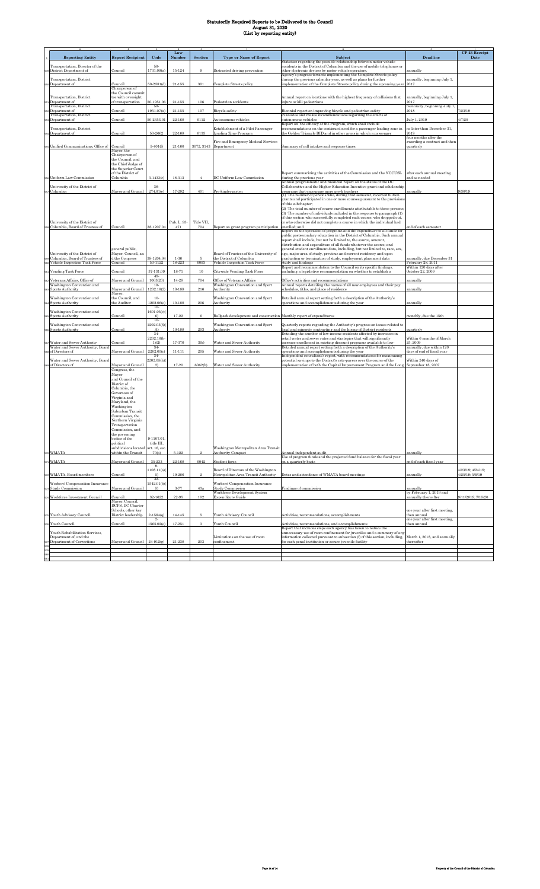# Statutorily Required Reports to be Delivered to the Council
## August 31, 2020
## (List by reporting entity)

| | A | B | C | D | E | F | G | H | I |
|---|---|---|---|---|---|---|---|---|---|
| 1 | Reporting Entity | Report Recipient | Code | Law Number | Section | Type or Name of Report | Subject | Deadline | CP 23 Receipt Date |
| 548 | Transportation, Director of the District Department of | Council | 50-1731.09(a) | 15-124 | 9 | Distracted driving prevention | Statistics regarding the possible relationship between motor vehicle accidents in the District of Columbia and the use of mobile telephones or other electronic devices by motor vehicle operators. | annually | |
| 549 | Transportation, District Department of | Council | 50-2381(d) | 21-155 | 301 | Complete Streets policy | Agency's progress towards implementing the Complete Streets policy during the previous calendar year, as well as plans for further implementation of the Complete Streets policy during the upcoming year | annually, beginning July 1, 2017 | |
| 550 | Transportation, District Department of | Chairperson of the Council committee with oversight of transportation | 50-1951.06 | 21-155 | 106 | Pedestrian accidents | Annual report on locations with the highest frequency of collisions that injure or kill pedestrians | annually, beginning July 1, 2017 | |
| 552 | Transportation, District Department of | Council | 50-1951.07(a) | 21-155 | 107 | Bicycle safety | Biennial report on improving bicycle and pedestrian safety | biennially, beginning July 1, 2018 | 7/23/19 |
| 553 | Transportation, District Department of | Council | 50-2353.01 | 22-168 | 6112 | Autonomous vehicles | evaluates and makes recommendations regarding the effects of autonomous vehicles | July 1, 2019 | 4/7/20 |
| 554 | Transportation, District Department of | Council | 50-2662 | 22-168 | 6133 | Establishment of a Pilot Passenger Loading Zone Program | Report on the efficacy of the Program, which shall include recommendations on the continued need for a passenger loading zone in the Golden Triangle BID and in other areas in which a passenger | no later than December 31, 2019 | |
| 555 | Unified Communications, Office of | Council | 5-401(f) | 21-160 | 3072, 3143 | Fire and Emergency Medical Services Department | Summary of call intakes and response times | four months after the awarding a contract and then quarterly | |
| 556 | Uniform Law Commission | Mayor, the Chairperson of the Council, and the Chief Judge of the Superior Court of the District of Columbia | 3-1433(c) | 18-313 | 4 | DC Uniform Law Commission | Report summarizing the activities of the Commission and the NCCUSL during the previous year | after each annual meeting and as needed | |
| 557 | University of the District of Columbia | Mayor and Council | 38-274.01(c) | 17-202 | 401 | Pre-kindergarten | Annual programmatic and financial report on the status of the DC Collaborative and the Higher Education Incentive grant and scholarship programs that encourage more pre-k teachers | annually | 9/30/19 |
| 558 | University of the District of Columbia, Board of Trustees of | Council | 38-1207.04 | Pub. L. 93-471 | Title VII, 704 | Report on grant program participation | (1) The number of persons who, during that semester, received tuition grants and participated in one or more courses pursuant to the provisions of this subchapter; (2) The total number of course enrollments attributable to these persons; (3) The number of individuals included in the response to paragraph (1) of this section who successfully completed each course, who dropped out, or who otherwise did not complete a course in which the individual had enrolled; and | end of each semester | |
| 559 | University of the District of Columbia, Board of Trustees of | general public, Mayor, Council, and the Congress | 38-1204.04 | 1-36 | 5 | Board of Trustees of the University of the District of Columbia | Report on the operation of programs and the expenditure of all funds for public postsecondary education in the District of Columbia. Such annual report shall include, but not be limited to, the source, amount, distribution and expenditure of all funds whatever the source; and general student enrollment data, including, but not limited to, race, sex, age, major area of study, previous and current residency and upon graduation or termination of study, employment placement data | annually, due December 31 | |
| 560 | Vehicle Inspection Task Force | Council | 50-1122 | 18-223 | 6093 | Vehicle Inspection Task Force | study and findings | February 28, 2011 | |
| 561 | Vending Task Force | Council | 37-131.09 | 18-71 | 10 | Citywide Vending Task Force | Report and recommendation to the Council on its specific findings, including a legislative recommendation on whether to establish a | Within 120 days after October 22, 2009 | |
| 562 | Veterans Affairs, Office of | Mayor and Council | 49-1003(20) | 14-28 | 704 | Office of Veterans Affairs | Office's activities and recommendations | annually | |
| 563 | Washington Convention and Sports Authority | Mayor and Council | 10-1202.16(2) | 10-188 | 216 | Washington Convention and Sport Authority | Annual reports detailing the names of all new employees and their pay schedules, titles, and place of residence | annually | |
| 564 | Washington Convention and Sports Authority | Mayor, the Council, and the Auditor | 10-1202.06(c) | 10-188 | 206 | Washington Convention and Sport Authority | Detailed annual report setting forth a description of the Authority's operations and accomplishments during the year | annually | |
| 565 | Washington Convention and Sports Authority | Council | 10-1601.05(c)(6) | 17-22 | 6 | Ballpark development and construction | Monthly report of expenditures | monthly, due the 15th | |
| 566 | Washington Convention and Sports Authority | Council | 10-1202.03(6)(A) | 10-188 | 203 | Washington Convention and Sport Authority | Quarterly reports regarding the Authority's progress on issues related to local and minority contracting and the hiring of District residents | quarterly | |
| 567 | Water and Sewer Authority | Council | 34-2202.16(b-1)(2) | 17-370 | 3(b) | Water and Sewer Authority | Detailing the number of low-income residents affected by increases in retail water and sewer rates and strategies that will significantly increase enrollment in existing discount programs available to low- | Within 6 months of March 25, 2009 | |
| 568 | Water and Sewer Authority, Board of Directors of | Mayor and Council | 34-2202.05(c) | 11-111 | 205 | Water and Sewer Authority | Detailed annual report setting forth a description of the Authority's operations and accomplishments during the year | annually, due within 120 days of end of fiscal year | |
| 569 | Water and Sewer Authority, Board of Directors of | Mayor and Council | 34-2202.05(h)(2) | 17-20 | 6062(b) | Water and Sewer Authority | Independent consultant's report, with recommendations for maximizing potential savings to the District's rate-payers over the course of the implementation of both the Capital Improvement Program and the Long | Within 240 days of September 18, 2007 | |
| 570 | WMATA | Congress, the Mayor and Council of the District of Columbia, the Governors of Virginia and Maryland, the Washington Suburban Transit Commission, the Northern Virginia Transportation Commission, and the governing bodies of the political subdivisions located within the Transit | 9-1107.01, title III, art. 16, sec. 70(a) | 5-122 | 2 | Washington Metropolitan Area Transit Authority Compact | Annual independent audit | annually | |
| 571 | WMATA | Mayor and Council | 35-233 | 22-168 | 6042 | Student fares | Use of program funds and the projected fund balance for the fiscal year on a quarterly basis | end of each fiscal year | |
| 572 | WMATA, Board members | Council | 9-1108.11(a)(5) | 19-286 | 2 | Board of Directors of the Washington Metropolitan Area Transit Authority | Dates and attendance of WMATA board meetings | annually | 4/23/19; 4/24/19; 4/25/19; 5/9/19 |
| 573 | Workers' Compensation Insurance Study Commission | Mayor and Council | 32-1542.01(b)(5) | 3-77 | 43a | Workers' Compensation Insurance Study Commission | Findings of commission | annually | |
| 574 | Workforce Investment Council | Council | 32-1622 | 22-95 | 102 | Workforce Development System Expenditure Guide | | by February 1, 2019 and annually thereafter | 9/11/2019; 7/15/20 |
| 575 | Youth Advisory Council | Mayor, Council, DCPS, DC Charter Schools, other key District leadership | 2-1564(g) | 14-145 | 5 | Youth Advisory Council | Activities, recommendations, accomplishments | one year after first meeting, then annual | |
| 576 | Youth Council | Council | 2-1565.02(e) | 17-251 | 3 | Youth Council | Activities, recommendations, and accomplishments | one year after first meeting, then annual | |
| 577 | Youth Rehabilitation Services, Department of, and the Department of Corrections | Mayor and Council | 24-912(g) | 21-238 | 203 | Limitations on the use of room confinement | Report that includes steps each agency has taken to reduce the unnecessary use of room confinement for juveniles and a summary of any information collected pursuant to subsection (f) of this section, including, for each penal institution or secure juvenile facility | March 1, 2018, and annually thereafter | |
| 578 | | | | | | | | | |
| 579 | | | | | | | | | |
| 580 | | | | | | | | | |
| 581 | | | | | | | | | |